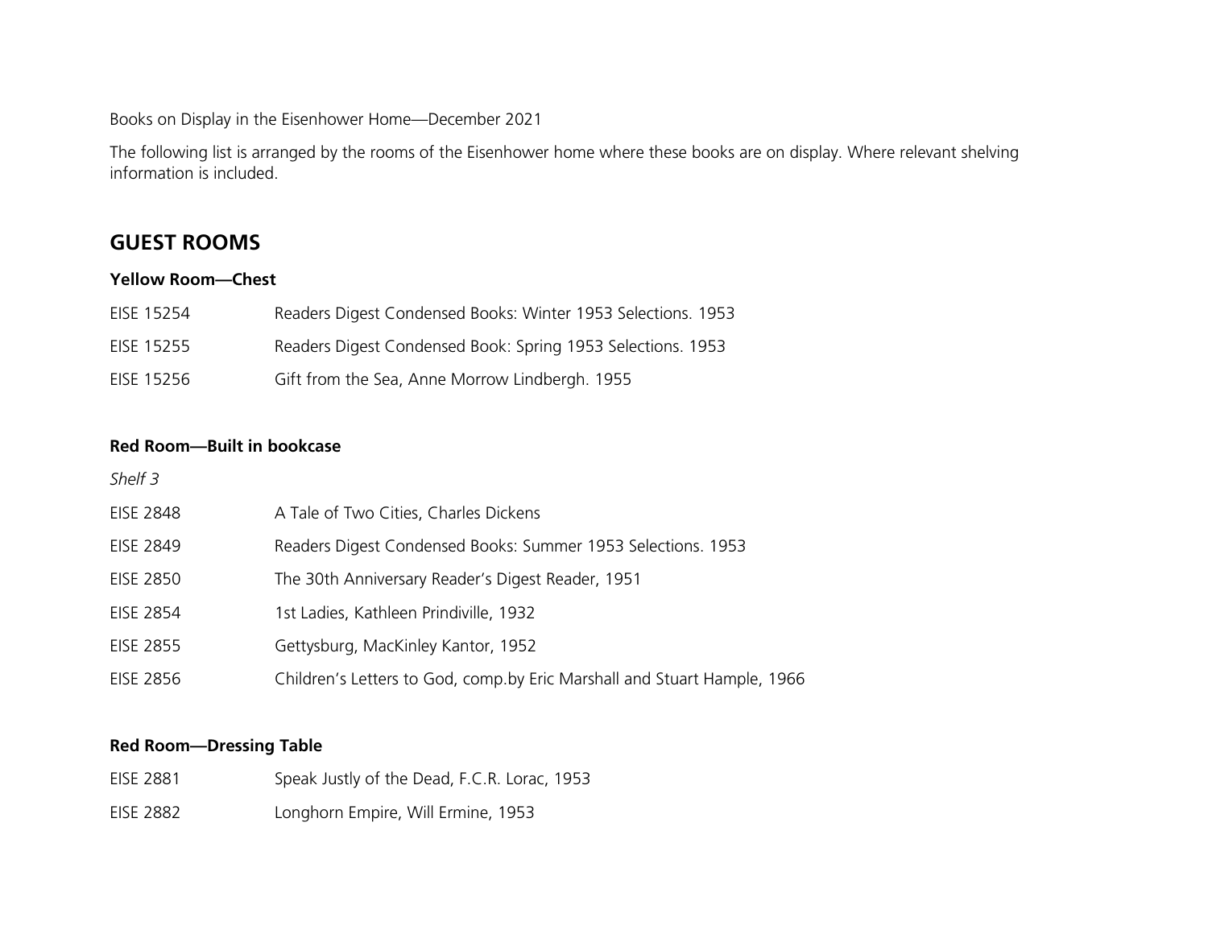Books on Display in the Eisenhower Home—December 2021

The following list is arranged by the rooms of the Eisenhower home where these books are on display. Where relevant shelving information is included.

## GUEST ROOMS

### Yellow Room—Chest

| | |
|---|---|
| EISE 15254 | Readers Digest Condensed Books: Winter 1953 Selections. 1953 |
| EISE 15255 | Readers Digest Condensed Book: Spring 1953 Selections. 1953 |
| EISE 15256 | Gift from the Sea, Anne Morrow Lindbergh. 1955 |

### Red Room—Built in bookcase

*Shelf 3*

| | |
|---|---|
| EISE 2848 | A Tale of Two Cities, Charles Dickens |
| EISE 2849 | Readers Digest Condensed Books: Summer 1953 Selections. 1953 |
| EISE 2850 | The 30th Anniversary Reader's Digest Reader, 1951 |
| EISE 2854 | 1st Ladies, Kathleen Prindiville, 1932 |
| EISE 2855 | Gettysburg, MacKinley Kantor, 1952 |
| EISE 2856 | Children's Letters to God, comp.by Eric Marshall and Stuart Hample, 1966 |

### Red Room—Dressing Table

| | |
|---|---|
| EISE 2881 | Speak Justly of the Dead, F.C.R. Lorac, 1953 |
| EISE 2882 | Longhorn Empire, Will Ermine, 1953 |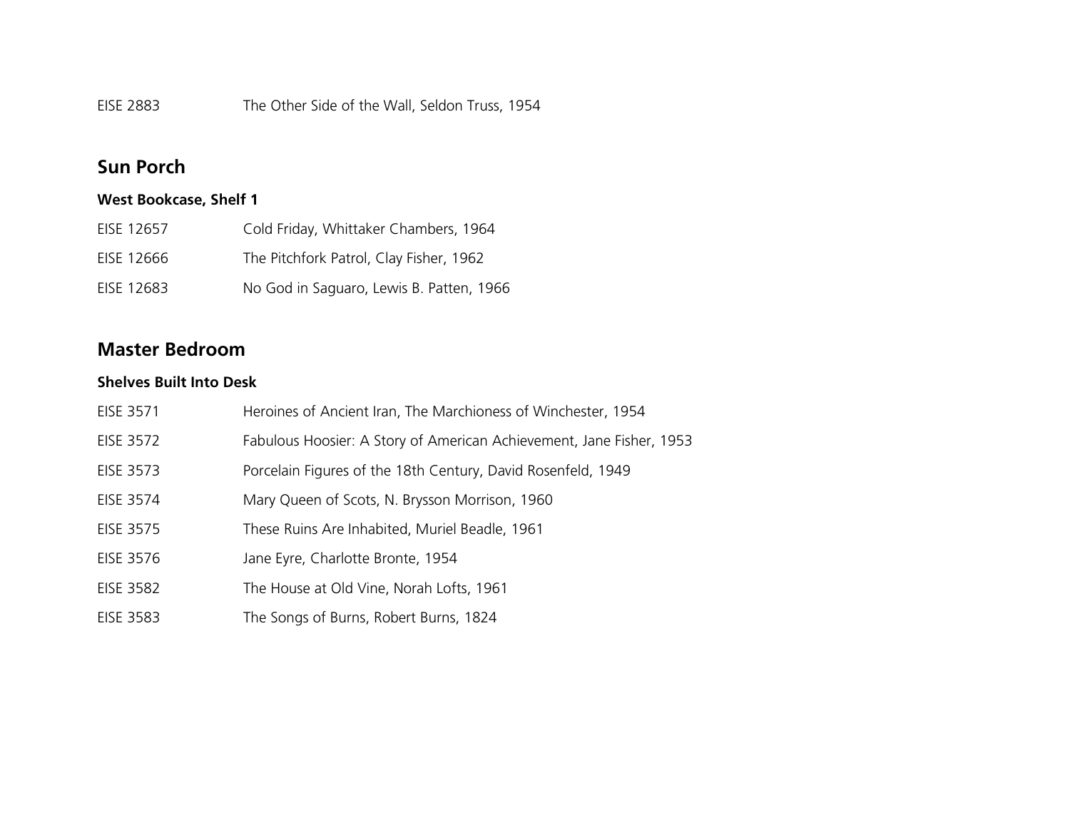EISE 2883	The Other Side of the Wall, Seldon Truss, 1954

## Sun Porch

### West Bookcase, Shelf 1

EISE 12657	Cold Friday, Whittaker Chambers, 1964

EISE 12666	The Pitchfork Patrol, Clay Fisher, 1962

EISE 12683	No God in Saguaro, Lewis B. Patten, 1966

## Master Bedroom

### Shelves Built Into Desk

EISE 3571	Heroines of Ancient Iran, The Marchioness of Winchester, 1954

EISE 3572	Fabulous Hoosier: A Story of American Achievement, Jane Fisher, 1953

EISE 3573	Porcelain Figures of the 18th Century, David Rosenfeld, 1949

EISE 3574	Mary Queen of Scots, N. Brysson Morrison, 1960

EISE 3575	These Ruins Are Inhabited, Muriel Beadle, 1961

EISE 3576	Jane Eyre, Charlotte Bronte, 1954

EISE 3582	The House at Old Vine, Norah Lofts, 1961

EISE 3583	The Songs of Burns, Robert Burns, 1824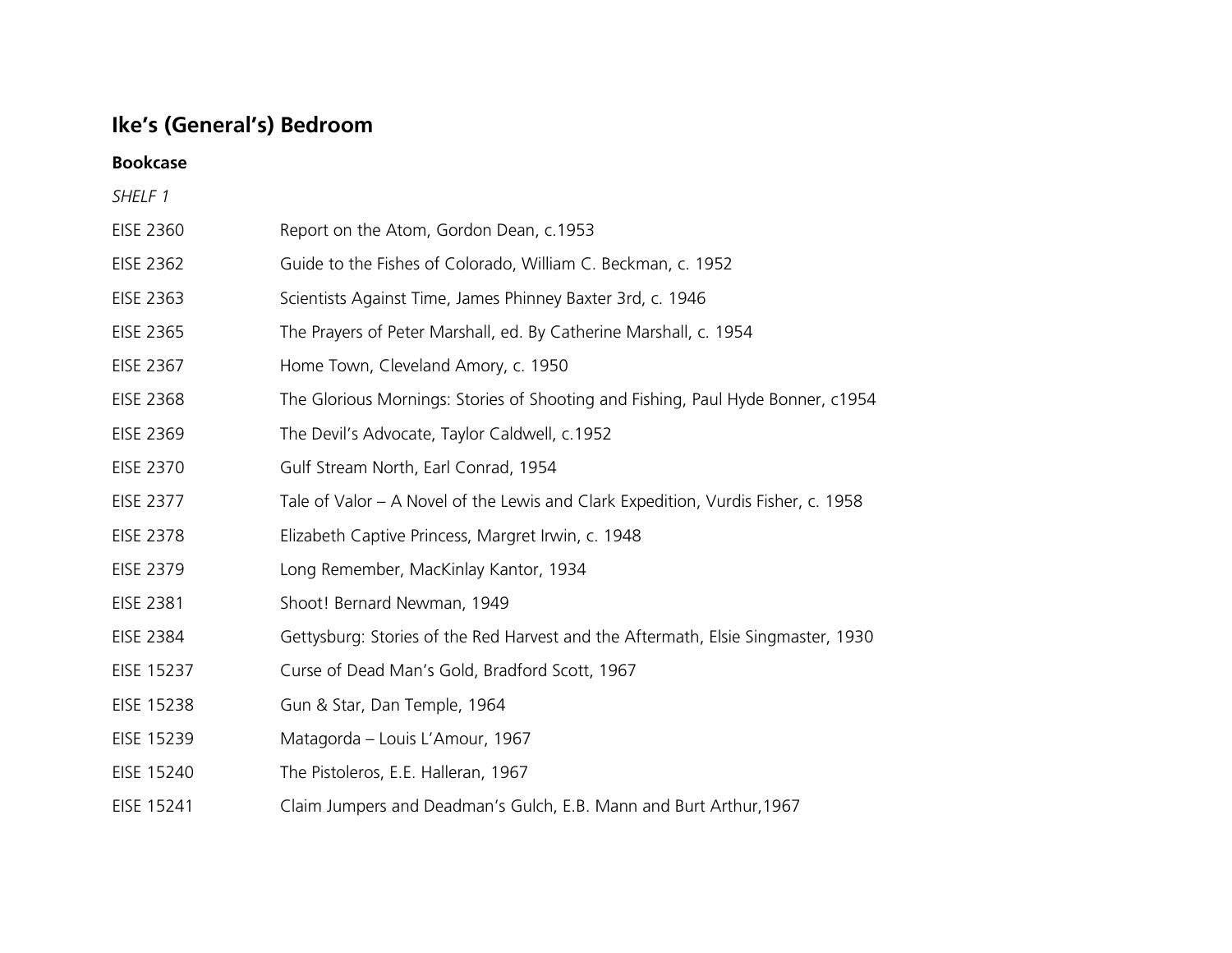## Ike's (General's) Bedroom

### Bookcase

*SHELF 1*

| | |
|---|---|
| EISE 2360 | Report on the Atom, Gordon Dean, c.1953 |
| EISE 2362 | Guide to the Fishes of Colorado, William C. Beckman, c. 1952 |
| EISE 2363 | Scientists Against Time, James Phinney Baxter 3rd, c. 1946 |
| EISE 2365 | The Prayers of Peter Marshall, ed. By Catherine Marshall, c. 1954 |
| EISE 2367 | Home Town, Cleveland Amory, c. 1950 |
| EISE 2368 | The Glorious Mornings: Stories of Shooting and Fishing, Paul Hyde Bonner, c1954 |
| EISE 2369 | The Devil's Advocate, Taylor Caldwell, c.1952 |
| EISE 2370 | Gulf Stream North, Earl Conrad, 1954 |
| EISE 2377 | Tale of Valor – A Novel of the Lewis and Clark Expedition, Vurdis Fisher, c. 1958 |
| EISE 2378 | Elizabeth Captive Princess, Margret Irwin, c. 1948 |
| EISE 2379 | Long Remember, MacKinlay Kantor, 1934 |
| EISE 2381 | Shoot! Bernard Newman, 1949 |
| EISE 2384 | Gettysburg: Stories of the Red Harvest and the Aftermath, Elsie Singmaster, 1930 |
| EISE 15237 | Curse of Dead Man's Gold, Bradford Scott, 1967 |
| EISE 15238 | Gun & Star, Dan Temple, 1964 |
| EISE 15239 | Matagorda – Louis L'Amour, 1967 |
| EISE 15240 | The Pistoleros, E.E. Halleran, 1967 |
| EISE 15241 | Claim Jumpers and Deadman's Gulch, E.B. Mann and Burt Arthur,1967 |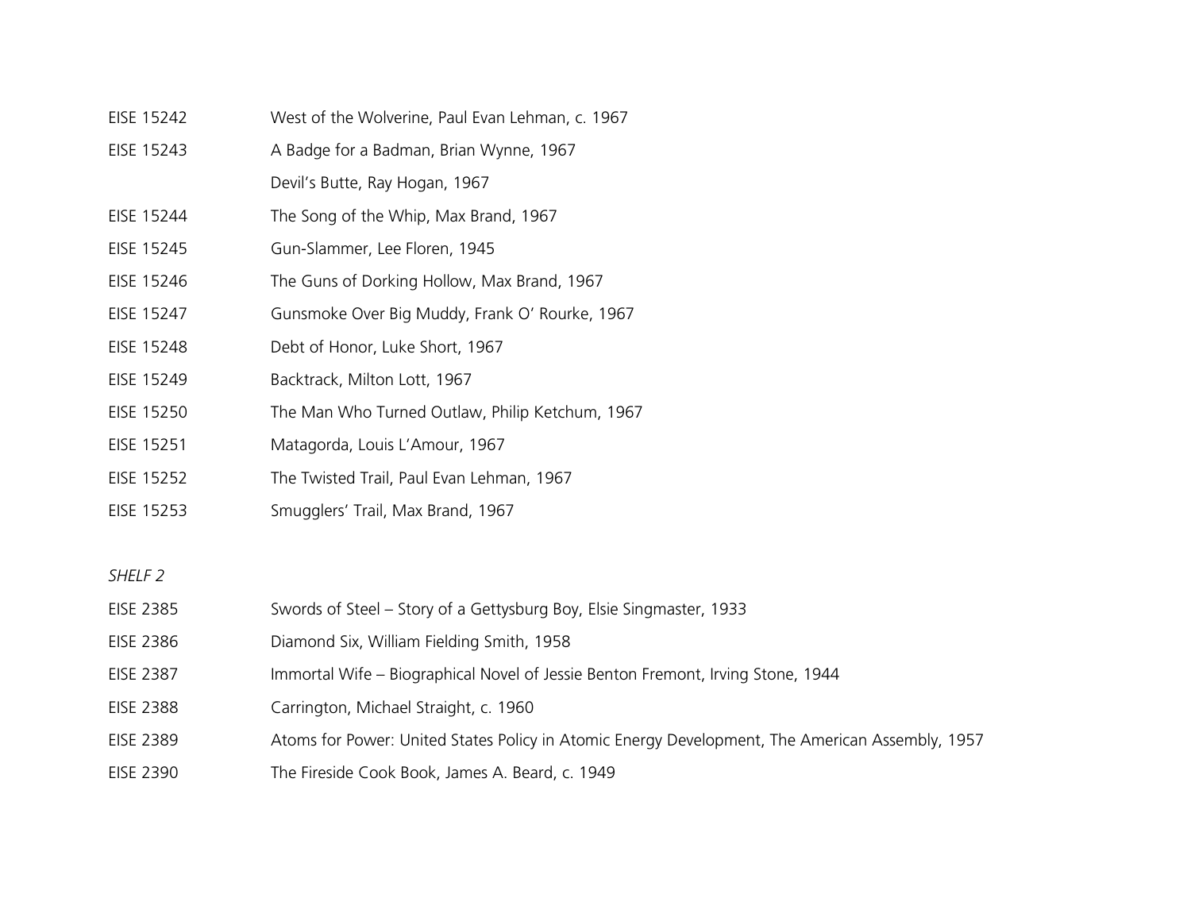| | |
|---|---|
| EISE 15242 | West of the Wolverine, Paul Evan Lehman, c. 1967 |
| EISE 15243 | A Badge for a Badman, Brian Wynne, 1967 |
| | Devil's Butte, Ray Hogan, 1967 |
| EISE 15244 | The Song of the Whip, Max Brand, 1967 |
| EISE 15245 | Gun-Slammer, Lee Floren, 1945 |
| EISE 15246 | The Guns of Dorking Hollow, Max Brand, 1967 |
| EISE 15247 | Gunsmoke Over Big Muddy, Frank O' Rourke, 1967 |
| EISE 15248 | Debt of Honor, Luke Short, 1967 |
| EISE 15249 | Backtrack, Milton Lott, 1967 |
| EISE 15250 | The Man Who Turned Outlaw, Philip Ketchum, 1967 |
| EISE 15251 | Matagorda, Louis L'Amour, 1967 |
| EISE 15252 | The Twisted Trail, Paul Evan Lehman, 1967 |
| EISE 15253 | Smugglers' Trail, Max Brand, 1967 |

*SHELF 2*

| | |
|---|---|
| EISE 2385 | Swords of Steel – Story of a Gettysburg Boy, Elsie Singmaster, 1933 |
| EISE 2386 | Diamond Six, William Fielding Smith, 1958 |
| EISE 2387 | Immortal Wife – Biographical Novel of Jessie Benton Fremont, Irving Stone, 1944 |
| EISE 2388 | Carrington, Michael Straight, c. 1960 |
| EISE 2389 | Atoms for Power: United States Policy in Atomic Energy Development, The American Assembly, 1957 |
| EISE 2390 | The Fireside Cook Book, James A. Beard, c. 1949 |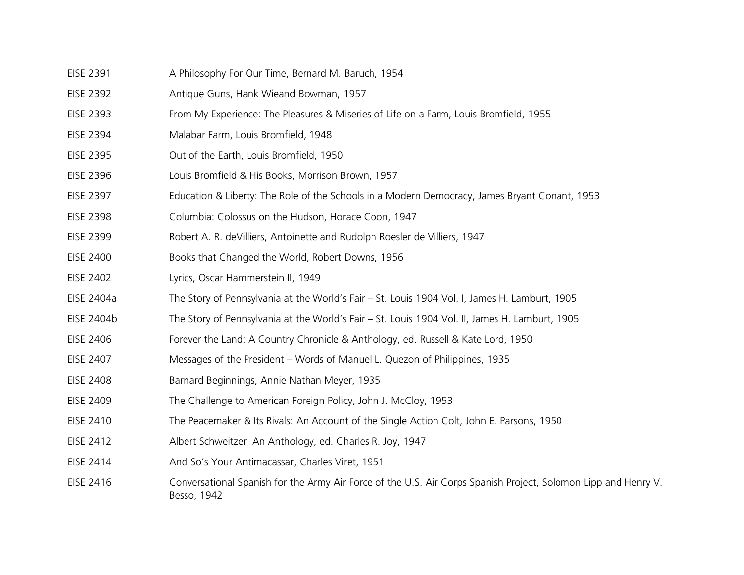| | |
|---|---|
| EISE 2391 | A Philosophy For Our Time, Bernard M. Baruch, 1954 |
| EISE 2392 | Antique Guns, Hank Wieand Bowman, 1957 |
| EISE 2393 | From My Experience: The Pleasures & Miseries of Life on a Farm, Louis Bromfield, 1955 |
| EISE 2394 | Malabar Farm, Louis Bromfield, 1948 |
| EISE 2395 | Out of the Earth, Louis Bromfield, 1950 |
| EISE 2396 | Louis Bromfield & His Books, Morrison Brown, 1957 |
| EISE 2397 | Education & Liberty: The Role of the Schools in a Modern Democracy, James Bryant Conant, 1953 |
| EISE 2398 | Columbia: Colossus on the Hudson, Horace Coon, 1947 |
| EISE 2399 | Robert A. R. deVilliers, Antoinette and Rudolph Roesler de Villiers, 1947 |
| EISE 2400 | Books that Changed the World, Robert Downs, 1956 |
| EISE 2402 | Lyrics, Oscar Hammerstein II, 1949 |
| EISE 2404a | The Story of Pennsylvania at the World's Fair – St. Louis 1904 Vol. I, James H. Lamburt, 1905 |
| EISE 2404b | The Story of Pennsylvania at the World's Fair – St. Louis 1904 Vol. II, James H. Lamburt, 1905 |
| EISE 2406 | Forever the Land: A Country Chronicle & Anthology, ed. Russell & Kate Lord, 1950 |
| EISE 2407 | Messages of the President – Words of Manuel L. Quezon of Philippines, 1935 |
| EISE 2408 | Barnard Beginnings, Annie Nathan Meyer, 1935 |
| EISE 2409 | The Challenge to American Foreign Policy, John J. McCloy, 1953 |
| EISE 2410 | The Peacemaker & Its Rivals: An Account of the Single Action Colt, John E. Parsons, 1950 |
| EISE 2412 | Albert Schweitzer: An Anthology, ed. Charles R. Joy, 1947 |
| EISE 2414 | And So's Your Antimacassar, Charles Viret, 1951 |
| EISE 2416 | Conversational Spanish for the Army Air Force of the U.S. Air Corps Spanish Project, Solomon Lipp and Henry V. Besso, 1942 |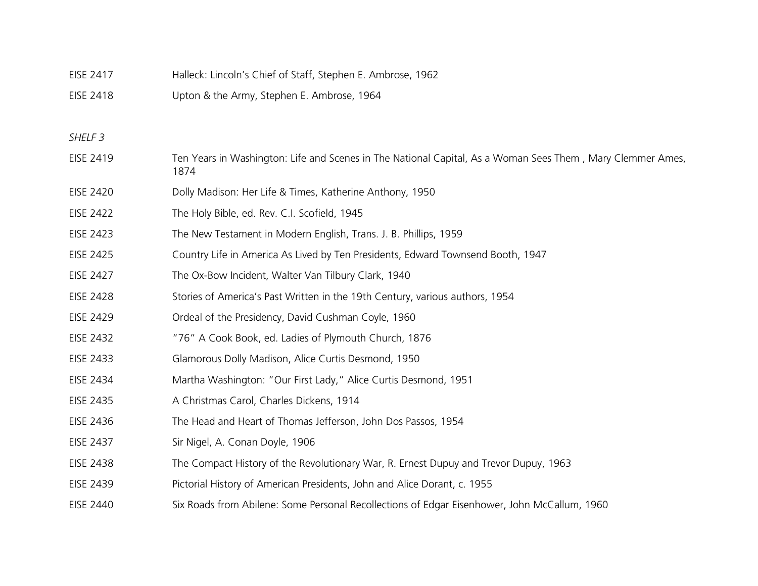EISE 2417 Halleck: Lincoln's Chief of Staff, Stephen E. Ambrose, 1962

EISE 2418 Upton & the Army, Stephen E. Ambrose, 1964

*SHELF 3*

EISE 2419 Ten Years in Washington: Life and Scenes in The National Capital, As a Woman Sees Them , Mary Clemmer Ames, 1874

EISE 2420 Dolly Madison: Her Life & Times, Katherine Anthony, 1950

EISE 2422 The Holy Bible, ed. Rev. C.I. Scofield, 1945

EISE 2423 The New Testament in Modern English, Trans. J. B. Phillips, 1959

EISE 2425 Country Life in America As Lived by Ten Presidents, Edward Townsend Booth, 1947

EISE 2427 The Ox-Bow Incident, Walter Van Tilbury Clark, 1940

EISE 2428 Stories of America's Past Written in the 19th Century, various authors, 1954

EISE 2429 Ordeal of the Presidency, David Cushman Coyle, 1960

EISE 2432 "76" A Cook Book, ed. Ladies of Plymouth Church, 1876

EISE 2433 Glamorous Dolly Madison, Alice Curtis Desmond, 1950

EISE 2434 Martha Washington: "Our First Lady," Alice Curtis Desmond, 1951

EISE 2435 A Christmas Carol, Charles Dickens, 1914

EISE 2436 The Head and Heart of Thomas Jefferson, John Dos Passos, 1954

EISE 2437 Sir Nigel, A. Conan Doyle, 1906

EISE 2438 The Compact History of the Revolutionary War, R. Ernest Dupuy and Trevor Dupuy, 1963

EISE 2439 Pictorial History of American Presidents, John and Alice Dorant, c. 1955

EISE 2440 Six Roads from Abilene: Some Personal Recollections of Edgar Eisenhower, John McCallum, 1960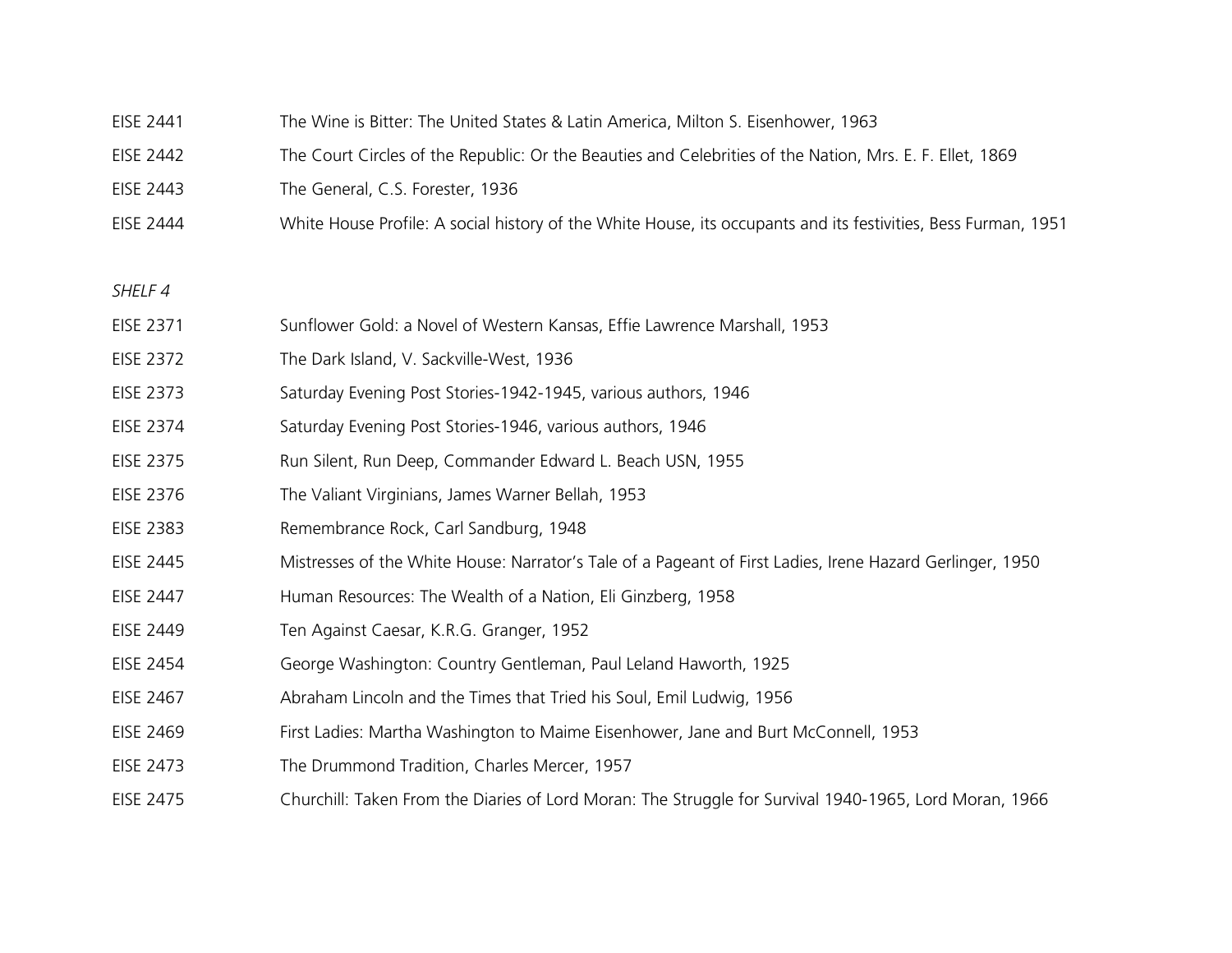| | |
|---|---|
| EISE 2441 | The Wine is Bitter: The United States & Latin America, Milton S. Eisenhower, 1963 |
| EISE 2442 | The Court Circles of the Republic: Or the Beauties and Celebrities of the Nation, Mrs. E. F. Ellet, 1869 |
| EISE 2443 | The General, C.S. Forester, 1936 |
| EISE 2444 | White House Profile: A social history of the White House, its occupants and its festivities, Bess Furman, 1951 |

*SHELF 4*

| | |
|---|---|
| EISE 2371 | Sunflower Gold: a Novel of Western Kansas, Effie Lawrence Marshall, 1953 |
| EISE 2372 | The Dark Island, V. Sackville-West, 1936 |
| EISE 2373 | Saturday Evening Post Stories-1942-1945, various authors, 1946 |
| EISE 2374 | Saturday Evening Post Stories-1946, various authors, 1946 |
| EISE 2375 | Run Silent, Run Deep, Commander Edward L. Beach USN, 1955 |
| EISE 2376 | The Valiant Virginians, James Warner Bellah, 1953 |
| EISE 2383 | Remembrance Rock, Carl Sandburg, 1948 |
| EISE 2445 | Mistresses of the White House: Narrator's Tale of a Pageant of First Ladies, Irene Hazard Gerlinger, 1950 |
| EISE 2447 | Human Resources: The Wealth of a Nation, Eli Ginzberg, 1958 |
| EISE 2449 | Ten Against Caesar, K.R.G. Granger, 1952 |
| EISE 2454 | George Washington: Country Gentleman, Paul Leland Haworth, 1925 |
| EISE 2467 | Abraham Lincoln and the Times that Tried his Soul, Emil Ludwig, 1956 |
| EISE 2469 | First Ladies: Martha Washington to Maime Eisenhower, Jane and Burt McConnell, 1953 |
| EISE 2473 | The Drummond Tradition, Charles Mercer, 1957 |
| EISE 2475 | Churchill: Taken From the Diaries of Lord Moran: The Struggle for Survival 1940-1965, Lord Moran, 1966 |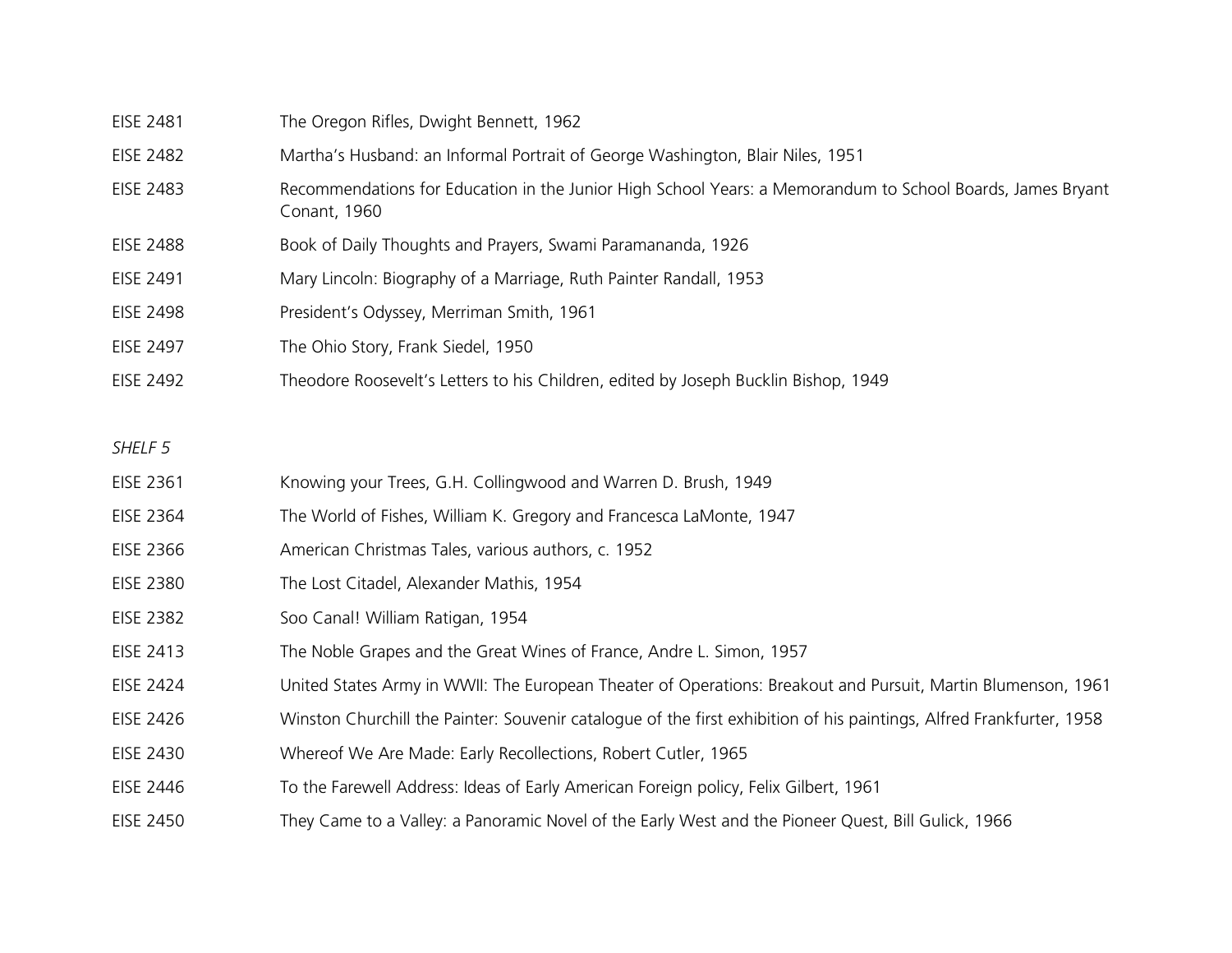| | |
|---|---|
| EISE 2481 | The Oregon Rifles, Dwight Bennett, 1962 |
| EISE 2482 | Martha's Husband: an Informal Portrait of George Washington, Blair Niles, 1951 |
| EISE 2483 | Recommendations for Education in the Junior High School Years: a Memorandum to School Boards, James Bryant Conant, 1960 |
| EISE 2488 | Book of Daily Thoughts and Prayers, Swami Paramananda, 1926 |
| EISE 2491 | Mary Lincoln: Biography of a Marriage, Ruth Painter Randall, 1953 |
| EISE 2498 | President's Odyssey, Merriman Smith, 1961 |
| EISE 2497 | The Ohio Story, Frank Siedel, 1950 |
| EISE 2492 | Theodore Roosevelt's Letters to his Children, edited by Joseph Bucklin Bishop, 1949 |

*SHELF 5*

| | |
|---|---|
| EISE 2361 | Knowing your Trees, G.H. Collingwood and Warren D. Brush, 1949 |
| EISE 2364 | The World of Fishes, William K. Gregory and Francesca LaMonte, 1947 |
| EISE 2366 | American Christmas Tales, various authors, c. 1952 |
| EISE 2380 | The Lost Citadel, Alexander Mathis, 1954 |
| EISE 2382 | Soo Canal! William Ratigan, 1954 |
| EISE 2413 | The Noble Grapes and the Great Wines of France, Andre L. Simon, 1957 |
| EISE 2424 | United States Army in WWII: The European Theater of Operations: Breakout and Pursuit, Martin Blumenson, 1961 |
| EISE 2426 | Winston Churchill the Painter: Souvenir catalogue of the first exhibition of his paintings, Alfred Frankfurter, 1958 |
| EISE 2430 | Whereof We Are Made: Early Recollections, Robert Cutler, 1965 |
| EISE 2446 | To the Farewell Address: Ideas of Early American Foreign policy, Felix Gilbert, 1961 |
| EISE 2450 | They Came to a Valley: a Panoramic Novel of the Early West and the Pioneer Quest, Bill Gulick, 1966 |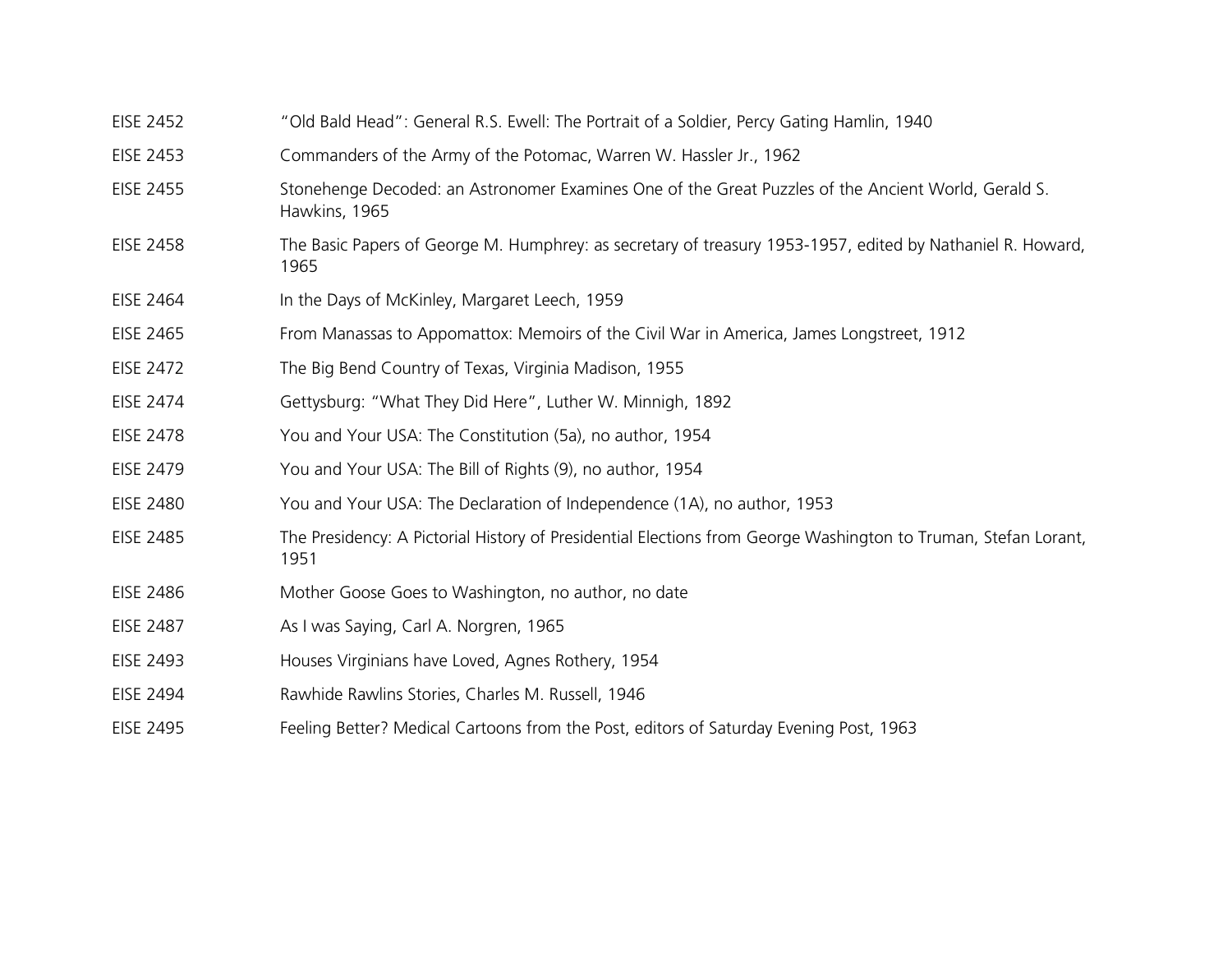| | |
|---|---|
| EISE 2452 | "Old Bald Head": General R.S. Ewell: The Portrait of a Soldier, Percy Gating Hamlin, 1940 |
| EISE 2453 | Commanders of the Army of the Potomac, Warren W. Hassler Jr., 1962 |
| EISE 2455 | Stonehenge Decoded: an Astronomer Examines One of the Great Puzzles of the Ancient World, Gerald S. Hawkins, 1965 |
| EISE 2458 | The Basic Papers of George M. Humphrey: as secretary of treasury 1953-1957, edited by Nathaniel R. Howard, 1965 |
| EISE 2464 | In the Days of McKinley, Margaret Leech, 1959 |
| EISE 2465 | From Manassas to Appomattox: Memoirs of the Civil War in America, James Longstreet, 1912 |
| EISE 2472 | The Big Bend Country of Texas, Virginia Madison, 1955 |
| EISE 2474 | Gettysburg: "What They Did Here", Luther W. Minnigh, 1892 |
| EISE 2478 | You and Your USA: The Constitution (5a), no author, 1954 |
| EISE 2479 | You and Your USA: The Bill of Rights (9), no author, 1954 |
| EISE 2480 | You and Your USA: The Declaration of Independence (1A), no author, 1953 |
| EISE 2485 | The Presidency: A Pictorial History of Presidential Elections from George Washington to Truman, Stefan Lorant, 1951 |
| EISE 2486 | Mother Goose Goes to Washington, no author, no date |
| EISE 2487 | As I was Saying, Carl A. Norgren, 1965 |
| EISE 2493 | Houses Virginians have Loved, Agnes Rothery, 1954 |
| EISE 2494 | Rawhide Rawlins Stories, Charles M. Russell, 1946 |
| EISE 2495 | Feeling Better? Medical Cartoons from the Post, editors of Saturday Evening Post, 1963 |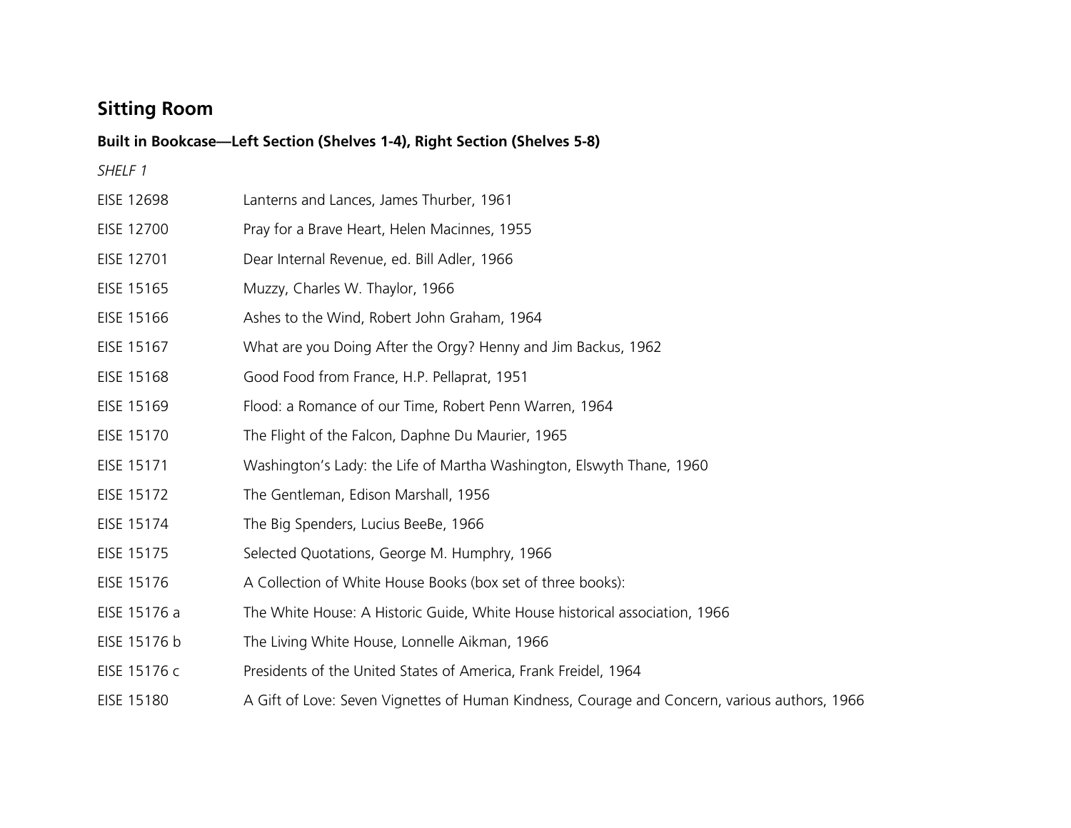## Sitting Room

**Built in Bookcase—Left Section (Shelves 1-4), Right Section (Shelves 5-8)**

*SHELF 1*

| | |
|---|---|
| EISE 12698 | Lanterns and Lances, James Thurber, 1961 |
| EISE 12700 | Pray for a Brave Heart, Helen Macinnes, 1955 |
| EISE 12701 | Dear Internal Revenue, ed. Bill Adler, 1966 |
| EISE 15165 | Muzzy, Charles W. Thaylor, 1966 |
| EISE 15166 | Ashes to the Wind, Robert John Graham, 1964 |
| EISE 15167 | What are you Doing After the Orgy? Henny and Jim Backus, 1962 |
| EISE 15168 | Good Food from France, H.P. Pellaprat, 1951 |
| EISE 15169 | Flood: a Romance of our Time, Robert Penn Warren, 1964 |
| EISE 15170 | The Flight of the Falcon, Daphne Du Maurier, 1965 |
| EISE 15171 | Washington's Lady: the Life of Martha Washington, Elswyth Thane, 1960 |
| EISE 15172 | The Gentleman, Edison Marshall, 1956 |
| EISE 15174 | The Big Spenders, Lucius BeeBe, 1966 |
| EISE 15175 | Selected Quotations, George M. Humphry, 1966 |
| EISE 15176 | A Collection of White House Books (box set of three books): |
| EISE 15176 a | The White House: A Historic Guide, White House historical association, 1966 |
| EISE 15176 b | The Living White House, Lonnelle Aikman, 1966 |
| EISE 15176 c | Presidents of the United States of America, Frank Freidel, 1964 |
| EISE 15180 | A Gift of Love: Seven Vignettes of Human Kindness, Courage and Concern, various authors, 1966 |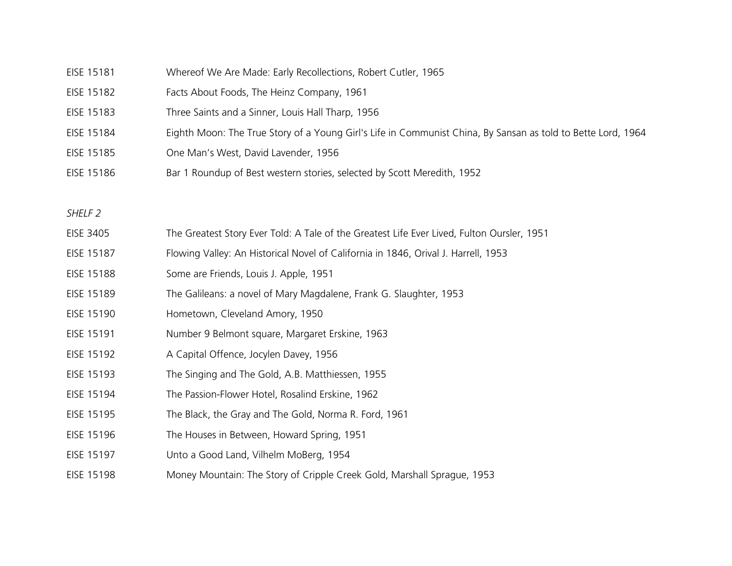EISE 15181 Whereof We Are Made: Early Recollections, Robert Cutler, 1965

EISE 15182 Facts About Foods, The Heinz Company, 1961

EISE 15183 Three Saints and a Sinner, Louis Hall Tharp, 1956

EISE 15184 Eighth Moon: The True Story of a Young Girl's Life in Communist China, By Sansan as told to Bette Lord, 1964

EISE 15185 One Man's West, David Lavender, 1956

EISE 15186 Bar 1 Roundup of Best western stories, selected by Scott Meredith, 1952

*SHELF 2*

EISE 3405 The Greatest Story Ever Told: A Tale of the Greatest Life Ever Lived, Fulton Oursler, 1951

EISE 15187 Flowing Valley: An Historical Novel of California in 1846, Orival J. Harrell, 1953

EISE 15188 Some are Friends, Louis J. Apple, 1951

EISE 15189 The Galileans: a novel of Mary Magdalene, Frank G. Slaughter, 1953

EISE 15190 Hometown, Cleveland Amory, 1950

EISE 15191 Number 9 Belmont square, Margaret Erskine, 1963

EISE 15192 A Capital Offence, Jocylen Davey, 1956

EISE 15193 The Singing and The Gold, A.B. Matthiessen, 1955

EISE 15194 The Passion-Flower Hotel, Rosalind Erskine, 1962

EISE 15195 The Black, the Gray and The Gold, Norma R. Ford, 1961

EISE 15196 The Houses in Between, Howard Spring, 1951

EISE 15197 Unto a Good Land, Vilhelm MoBerg, 1954

EISE 15198 Money Mountain: The Story of Cripple Creek Gold, Marshall Sprague, 1953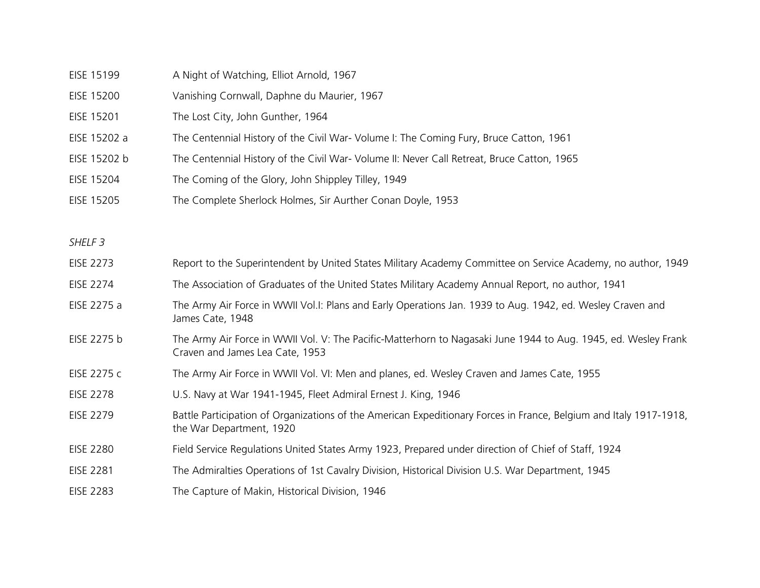| | |
|---|---|
| EISE 15199 | A Night of Watching, Elliot Arnold, 1967 |
| EISE 15200 | Vanishing Cornwall, Daphne du Maurier, 1967 |
| EISE 15201 | The Lost City, John Gunther, 1964 |
| EISE 15202 a | The Centennial History of the Civil War- Volume I: The Coming Fury, Bruce Catton, 1961 |
| EISE 15202 b | The Centennial History of the Civil War- Volume II: Never Call Retreat, Bruce Catton, 1965 |
| EISE 15204 | The Coming of the Glory, John Shippley Tilley, 1949 |
| EISE 15205 | The Complete Sherlock Holmes, Sir Aurther Conan Doyle, 1953 |

*SHELF 3*

| | |
|---|---|
| EISE 2273 | Report to the Superintendent by United States Military Academy Committee on Service Academy, no author, 1949 |
| EISE 2274 | The Association of Graduates of the United States Military Academy Annual Report, no author, 1941 |
| EISE 2275 a | The Army Air Force in WWII Vol.I: Plans and Early Operations Jan. 1939 to Aug. 1942, ed. Wesley Craven and James Cate, 1948 |
| EISE 2275 b | The Army Air Force in WWII Vol. V: The Pacific-Matterhorn to Nagasaki June 1944 to Aug. 1945, ed. Wesley Frank Craven and James Lea Cate, 1953 |
| EISE 2275 c | The Army Air Force in WWII Vol. VI: Men and planes, ed. Wesley Craven and James Cate, 1955 |
| EISE 2278 | U.S. Navy at War 1941-1945, Fleet Admiral Ernest J. King, 1946 |
| EISE 2279 | Battle Participation of Organizations of the American Expeditionary Forces in France, Belgium and Italy 1917-1918, the War Department, 1920 |
| EISE 2280 | Field Service Regulations United States Army 1923, Prepared under direction of Chief of Staff, 1924 |
| EISE 2281 | The Admiralties Operations of 1st Cavalry Division, Historical Division U.S. War Department, 1945 |
| EISE 2283 | The Capture of Makin, Historical Division, 1946 |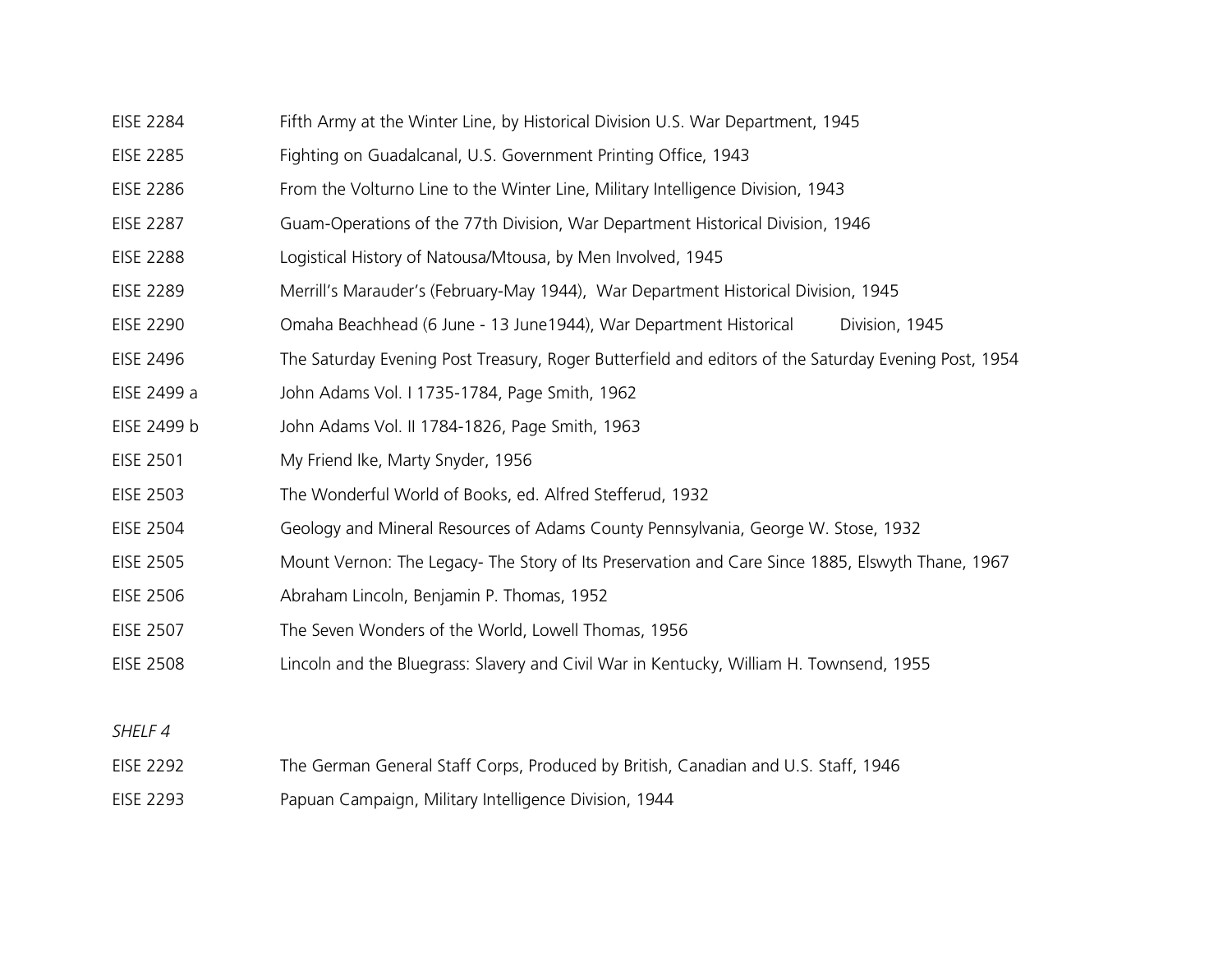| | |
|---|---|
| EISE 2284 | Fifth Army at the Winter Line, by Historical Division U.S. War Department, 1945 |
| EISE 2285 | Fighting on Guadalcanal, U.S. Government Printing Office, 1943 |
| EISE 2286 | From the Volturno Line to the Winter Line, Military Intelligence Division, 1943 |
| EISE 2287 | Guam-Operations of the 77th Division, War Department Historical Division, 1946 |
| EISE 2288 | Logistical History of Natousa/Mtousa, by Men Involved, 1945 |
| EISE 2289 | Merrill's Marauder's (February-May 1944), War Department Historical Division, 1945 |
| EISE 2290 | Omaha Beachhead (6 June - 13 June1944), War Department Historical Division, 1945 |
| EISE 2496 | The Saturday Evening Post Treasury, Roger Butterfield and editors of the Saturday Evening Post, 1954 |
| EISE 2499 a | John Adams Vol. I 1735-1784, Page Smith, 1962 |
| EISE 2499 b | John Adams Vol. II 1784-1826, Page Smith, 1963 |
| EISE 2501 | My Friend Ike, Marty Snyder, 1956 |
| EISE 2503 | The Wonderful World of Books, ed. Alfred Stefferud, 1932 |
| EISE 2504 | Geology and Mineral Resources of Adams County Pennsylvania, George W. Stose, 1932 |
| EISE 2505 | Mount Vernon: The Legacy- The Story of Its Preservation and Care Since 1885, Elswyth Thane, 1967 |
| EISE 2506 | Abraham Lincoln, Benjamin P. Thomas, 1952 |
| EISE 2507 | The Seven Wonders of the World, Lowell Thomas, 1956 |
| EISE 2508 | Lincoln and the Bluegrass: Slavery and Civil War in Kentucky, William H. Townsend, 1955 |

*SHELF 4*

| | |
|---|---|
| EISE 2292 | The German General Staff Corps, Produced by British, Canadian and U.S. Staff, 1946 |
| EISE 2293 | Papuan Campaign, Military Intelligence Division, 1944 |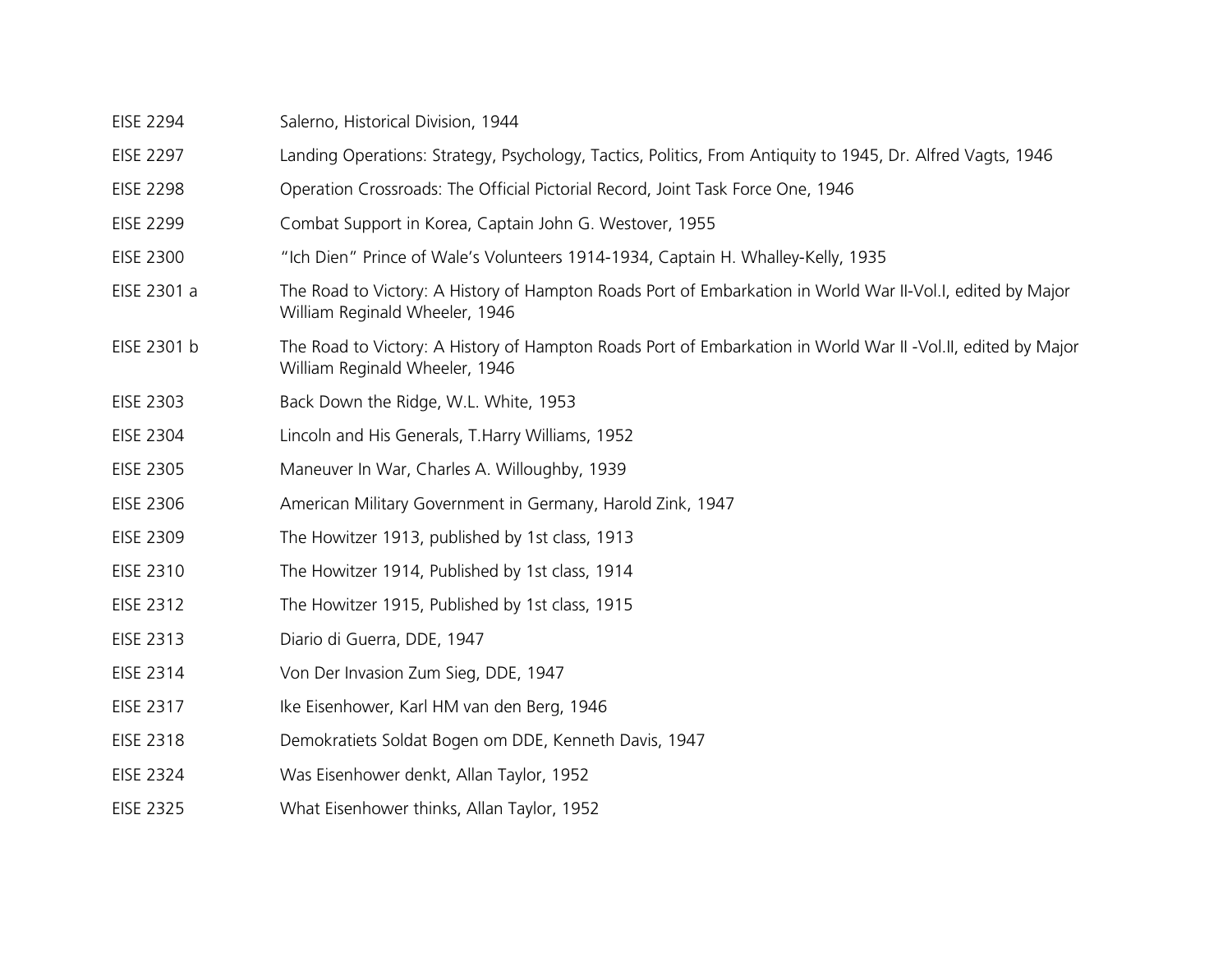| | |
|---|---|
| EISE 2294 | Salerno, Historical Division, 1944 |
| EISE 2297 | Landing Operations: Strategy, Psychology, Tactics, Politics, From Antiquity to 1945, Dr. Alfred Vagts, 1946 |
| EISE 2298 | Operation Crossroads: The Official Pictorial Record, Joint Task Force One, 1946 |
| EISE 2299 | Combat Support in Korea, Captain John G. Westover, 1955 |
| EISE 2300 | “Ich Dien” Prince of Wale’s Volunteers 1914-1934, Captain H. Whalley-Kelly, 1935 |
| EISE 2301 a | The Road to Victory: A History of Hampton Roads Port of Embarkation in World War II-Vol.I, edited by Major William Reginald Wheeler, 1946 |
| EISE 2301 b | The Road to Victory: A History of Hampton Roads Port of Embarkation in World War II -Vol.II, edited by Major William Reginald Wheeler, 1946 |
| EISE 2303 | Back Down the Ridge, W.L. White, 1953 |
| EISE 2304 | Lincoln and His Generals, T.Harry Williams, 1952 |
| EISE 2305 | Maneuver In War, Charles A. Willoughby, 1939 |
| EISE 2306 | American Military Government in Germany, Harold Zink, 1947 |
| EISE 2309 | The Howitzer 1913, published by 1st class, 1913 |
| EISE 2310 | The Howitzer 1914, Published by 1st class, 1914 |
| EISE 2312 | The Howitzer 1915, Published by 1st class, 1915 |
| EISE 2313 | Diario di Guerra, DDE, 1947 |
| EISE 2314 | Von Der Invasion Zum Sieg, DDE, 1947 |
| EISE 2317 | Ike Eisenhower, Karl HM van den Berg, 1946 |
| EISE 2318 | Demokratiets Soldat Bogen om DDE, Kenneth Davis, 1947 |
| EISE 2324 | Was Eisenhower denkt, Allan Taylor, 1952 |
| EISE 2325 | What Eisenhower thinks, Allan Taylor, 1952 |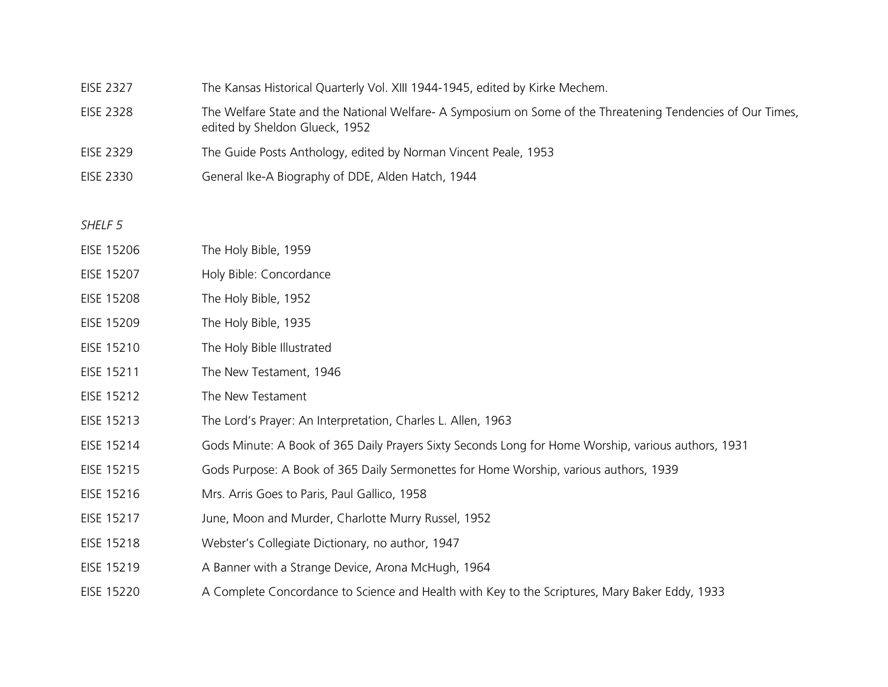EISE 2327 The Kansas Historical Quarterly Vol. XIII 1944-1945, edited by Kirke Mechem.

EISE 2328 The Welfare State and the National Welfare- A Symposium on Some of the Threatening Tendencies of Our Times, edited by Sheldon Glueck, 1952

EISE 2329 The Guide Posts Anthology, edited by Norman Vincent Peale, 1953

EISE 2330 General Ike-A Biography of DDE, Alden Hatch, 1944

*SHELF 5*

EISE 15206 The Holy Bible, 1959

EISE 15207 Holy Bible: Concordance

EISE 15208 The Holy Bible, 1952

EISE 15209 The Holy Bible, 1935

EISE 15210 The Holy Bible Illustrated

EISE 15211 The New Testament, 1946

EISE 15212 The New Testament

EISE 15213 The Lord's Prayer: An Interpretation, Charles L. Allen, 1963

EISE 15214 Gods Minute: A Book of 365 Daily Prayers Sixty Seconds Long for Home Worship, various authors, 1931

EISE 15215 Gods Purpose: A Book of 365 Daily Sermonettes for Home Worship, various authors, 1939

EISE 15216 Mrs. Arris Goes to Paris, Paul Gallico, 1958

EISE 15217 June, Moon and Murder, Charlotte Murry Russel, 1952

EISE 15218 Webster's Collegiate Dictionary, no author, 1947

EISE 15219 A Banner with a Strange Device, Arona McHugh, 1964

EISE 15220 A Complete Concordance to Science and Health with Key to the Scriptures, Mary Baker Eddy, 1933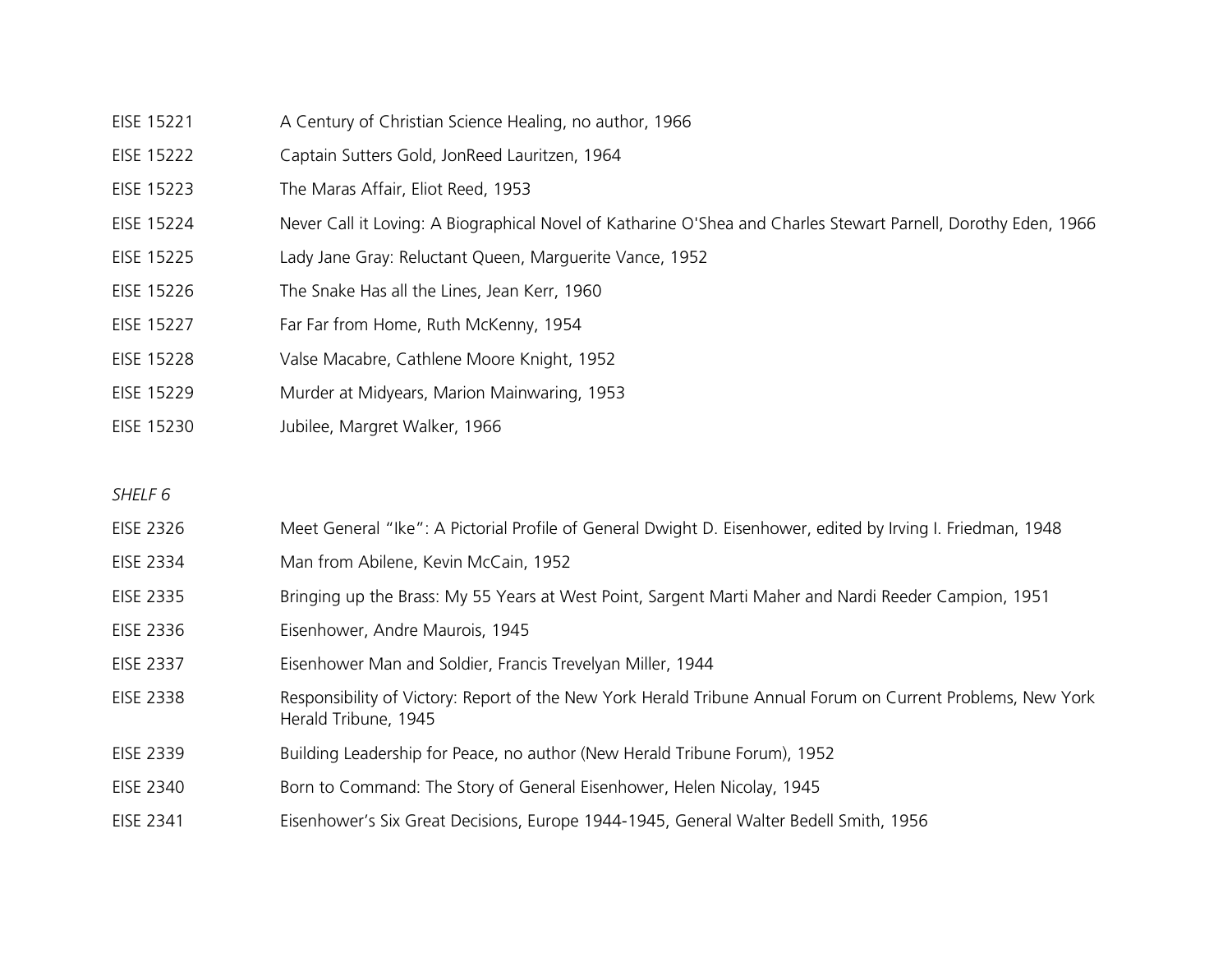EISE 15221 A Century of Christian Science Healing, no author, 1966

EISE 15222 Captain Sutters Gold, JonReed Lauritzen, 1964

EISE 15223 The Maras Affair, Eliot Reed, 1953

EISE 15224 Never Call it Loving: A Biographical Novel of Katharine O'Shea and Charles Stewart Parnell, Dorothy Eden, 1966

EISE 15225 Lady Jane Gray: Reluctant Queen, Marguerite Vance, 1952

EISE 15226 The Snake Has all the Lines, Jean Kerr, 1960

EISE 15227 Far Far from Home, Ruth McKenny, 1954

EISE 15228 Valse Macabre, Cathlene Moore Knight, 1952

EISE 15229 Murder at Midyears, Marion Mainwaring, 1953

EISE 15230 Jubilee, Margret Walker, 1966

*SHELF 6*

EISE 2326 Meet General "Ike": A Pictorial Profile of General Dwight D. Eisenhower, edited by Irving I. Friedman, 1948

EISE 2334 Man from Abilene, Kevin McCain, 1952

EISE 2335 Bringing up the Brass: My 55 Years at West Point, Sargent Marti Maher and Nardi Reeder Campion, 1951

EISE 2336 Eisenhower, Andre Maurois, 1945

EISE 2337 Eisenhower Man and Soldier, Francis Trevelyan Miller, 1944

EISE 2338 Responsibility of Victory: Report of the New York Herald Tribune Annual Forum on Current Problems, New York Herald Tribune, 1945

EISE 2339 Building Leadership for Peace, no author (New Herald Tribune Forum), 1952

EISE 2340 Born to Command: The Story of General Eisenhower, Helen Nicolay, 1945

EISE 2341 Eisenhower's Six Great Decisions, Europe 1944-1945, General Walter Bedell Smith, 1956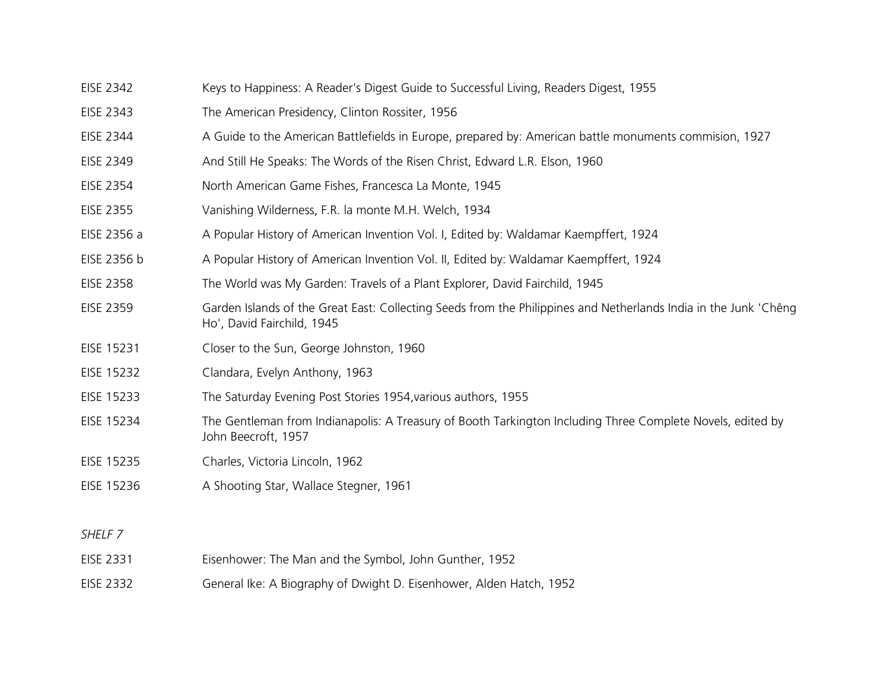| | |
|---|---|
| EISE 2342 | Keys to Happiness: A Reader's Digest Guide to Successful Living, Readers Digest, 1955 |
| EISE 2343 | The American Presidency, Clinton Rossiter, 1956 |
| EISE 2344 | A Guide to the American Battlefields in Europe, prepared by: American battle monuments commision, 1927 |
| EISE 2349 | And Still He Speaks: The Words of the Risen Christ, Edward L.R. Elson, 1960 |
| EISE 2354 | North American Game Fishes, Francesca La Monte, 1945 |
| EISE 2355 | Vanishing Wilderness, F.R. la monte M.H. Welch, 1934 |
| EISE 2356 a | A Popular History of American Invention Vol. I, Edited by: Waldamar Kaempffert, 1924 |
| EISE 2356 b | A Popular History of American Invention Vol. II, Edited by: Waldamar Kaempffert, 1924 |
| EISE 2358 | The World was My Garden: Travels of a Plant Explorer, David Fairchild, 1945 |
| EISE 2359 | Garden Islands of the Great East: Collecting Seeds from the Philippines and Netherlands India in the Junk 'Chêng Ho', David Fairchild, 1945 |
| EISE 15231 | Closer to the Sun, George Johnston, 1960 |
| EISE 15232 | Clandara, Evelyn Anthony, 1963 |
| EISE 15233 | The Saturday Evening Post Stories 1954,various authors, 1955 |
| EISE 15234 | The Gentleman from Indianapolis: A Treasury of Booth Tarkington Including Three Complete Novels, edited by John Beecroft, 1957 |
| EISE 15235 | Charles, Victoria Lincoln, 1962 |
| EISE 15236 | A Shooting Star, Wallace Stegner, 1961 |

*SHELF 7*

| | |
|---|---|
| EISE 2331 | Eisenhower: The Man and the Symbol, John Gunther, 1952 |
| EISE 2332 | General Ike: A Biography of Dwight D. Eisenhower, Alden Hatch, 1952 |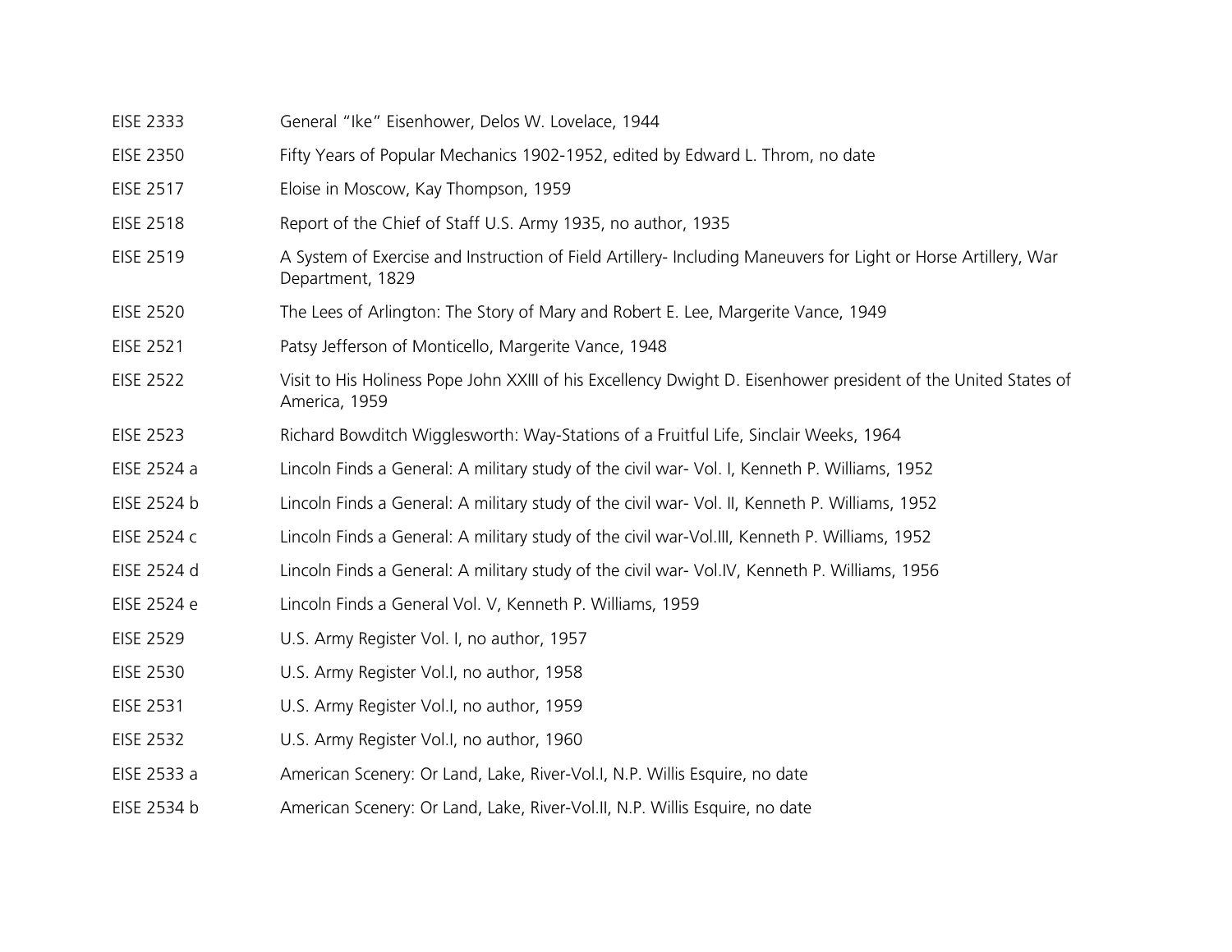| | |
|---|---|
| EISE 2333 | General “Ike” Eisenhower, Delos W. Lovelace, 1944 |
| EISE 2350 | Fifty Years of Popular Mechanics 1902-1952, edited by Edward L. Throm, no date |
| EISE 2517 | Eloise in Moscow, Kay Thompson, 1959 |
| EISE 2518 | Report of the Chief of Staff U.S. Army 1935, no author, 1935 |
| EISE 2519 | A System of Exercise and Instruction of Field Artillery- Including Maneuvers for Light or Horse Artillery, War Department, 1829 |
| EISE 2520 | The Lees of Arlington: The Story of Mary and Robert E. Lee, Margerite Vance, 1949 |
| EISE 2521 | Patsy Jefferson of Monticello, Margerite Vance, 1948 |
| EISE 2522 | Visit to His Holiness Pope John XXIII of his Excellency Dwight D. Eisenhower president of the United States of America, 1959 |
| EISE 2523 | Richard Bowditch Wigglesworth: Way-Stations of a Fruitful Life, Sinclair Weeks, 1964 |
| EISE 2524 a | Lincoln Finds a General: A military study of the civil war- Vol. I, Kenneth P. Williams, 1952 |
| EISE 2524 b | Lincoln Finds a General: A military study of the civil war- Vol. II, Kenneth P. Williams, 1952 |
| EISE 2524 c | Lincoln Finds a General: A military study of the civil war-Vol.III, Kenneth P. Williams, 1952 |
| EISE 2524 d | Lincoln Finds a General: A military study of the civil war- Vol.IV, Kenneth P. Williams, 1956 |
| EISE 2524 e | Lincoln Finds a General Vol. V, Kenneth P. Williams, 1959 |
| EISE 2529 | U.S. Army Register Vol. I, no author, 1957 |
| EISE 2530 | U.S. Army Register Vol.I, no author, 1958 |
| EISE 2531 | U.S. Army Register Vol.I, no author, 1959 |
| EISE 2532 | U.S. Army Register Vol.I, no author, 1960 |
| EISE 2533 a | American Scenery: Or Land, Lake, River-Vol.I, N.P. Willis Esquire, no date |
| EISE 2534 b | American Scenery: Or Land, Lake, River-Vol.II, N.P. Willis Esquire, no date |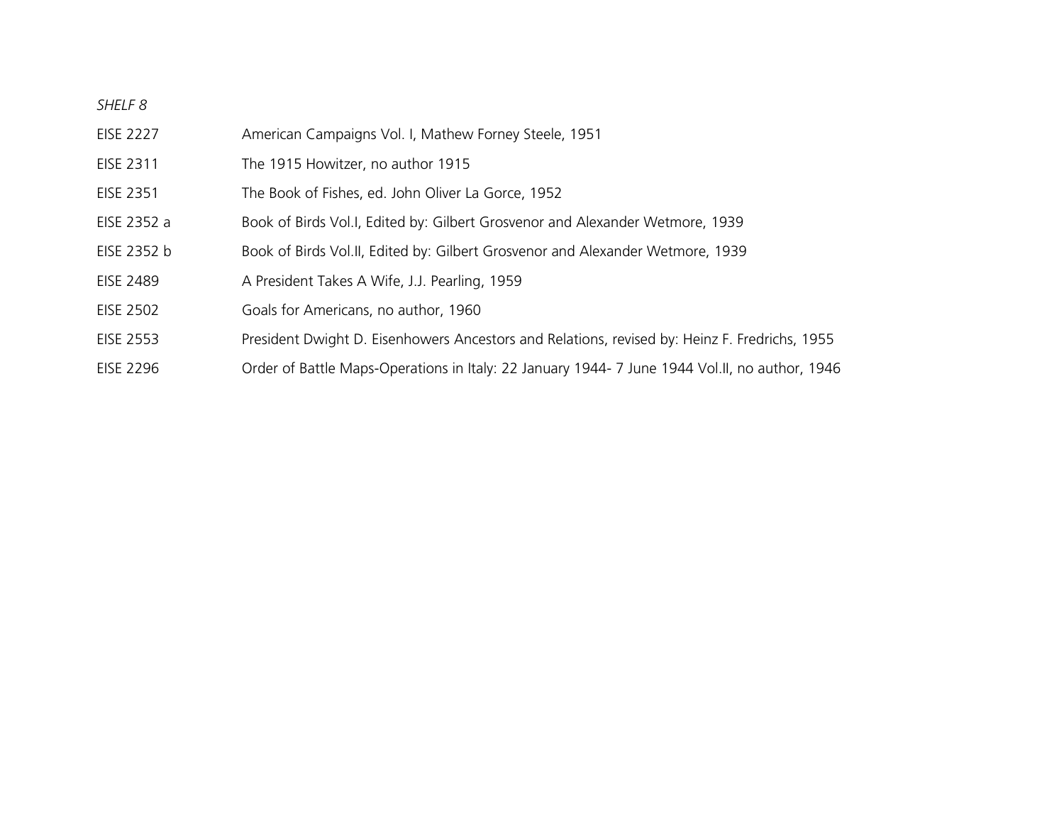*SHELF 8*

| | |
|---|---|
| EISE 2227 | American Campaigns Vol. I, Mathew Forney Steele, 1951 |
| EISE 2311 | The 1915 Howitzer, no author 1915 |
| EISE 2351 | The Book of Fishes, ed. John Oliver La Gorce, 1952 |
| EISE 2352 a | Book of Birds Vol.I, Edited by: Gilbert Grosvenor and Alexander Wetmore, 1939 |
| EISE 2352 b | Book of Birds Vol.II, Edited by: Gilbert Grosvenor and Alexander Wetmore, 1939 |
| EISE 2489 | A President Takes A Wife, J.J. Pearling, 1959 |
| EISE 2502 | Goals for Americans, no author, 1960 |
| EISE 2553 | President Dwight D. Eisenhowers Ancestors and Relations, revised by: Heinz F. Fredrichs, 1955 |
| EISE 2296 | Order of Battle Maps-Operations in Italy: 22 January 1944- 7 June 1944 Vol.II, no author, 1946 |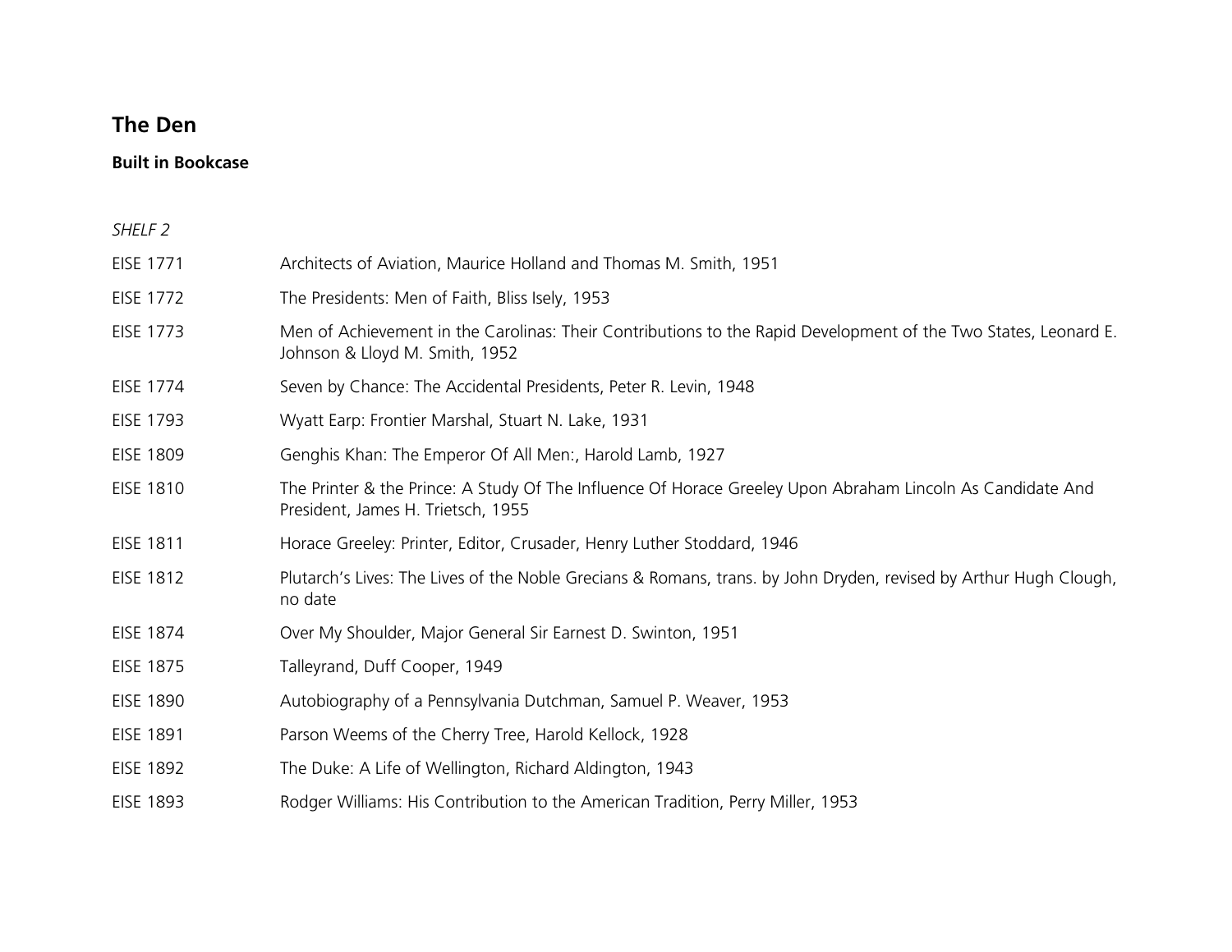## The Den

### Built in Bookcase

*SHELF 2*

| | |
|---|---|
| EISE 1771 | Architects of Aviation, Maurice Holland and Thomas M. Smith, 1951 |
| EISE 1772 | The Presidents: Men of Faith, Bliss Isely, 1953 |
| EISE 1773 | Men of Achievement in the Carolinas: Their Contributions to the Rapid Development of the Two States, Leonard E. Johnson & Lloyd M. Smith, 1952 |
| EISE 1774 | Seven by Chance: The Accidental Presidents, Peter R. Levin, 1948 |
| EISE 1793 | Wyatt Earp: Frontier Marshal, Stuart N. Lake, 1931 |
| EISE 1809 | Genghis Khan: The Emperor Of All Men:, Harold Lamb, 1927 |
| EISE 1810 | The Printer & the Prince: A Study Of The Influence Of Horace Greeley Upon Abraham Lincoln As Candidate And President, James H. Trietsch, 1955 |
| EISE 1811 | Horace Greeley: Printer, Editor, Crusader, Henry Luther Stoddard, 1946 |
| EISE 1812 | Plutarch's Lives: The Lives of the Noble Grecians & Romans, trans. by John Dryden, revised by Arthur Hugh Clough, no date |
| EISE 1874 | Over My Shoulder, Major General Sir Earnest D. Swinton, 1951 |
| EISE 1875 | Talleyrand, Duff Cooper, 1949 |
| EISE 1890 | Autobiography of a Pennsylvania Dutchman, Samuel P. Weaver, 1953 |
| EISE 1891 | Parson Weems of the Cherry Tree, Harold Kellock, 1928 |
| EISE 1892 | The Duke: A Life of Wellington, Richard Aldington, 1943 |
| EISE 1893 | Rodger Williams: His Contribution to the American Tradition, Perry Miller, 1953 |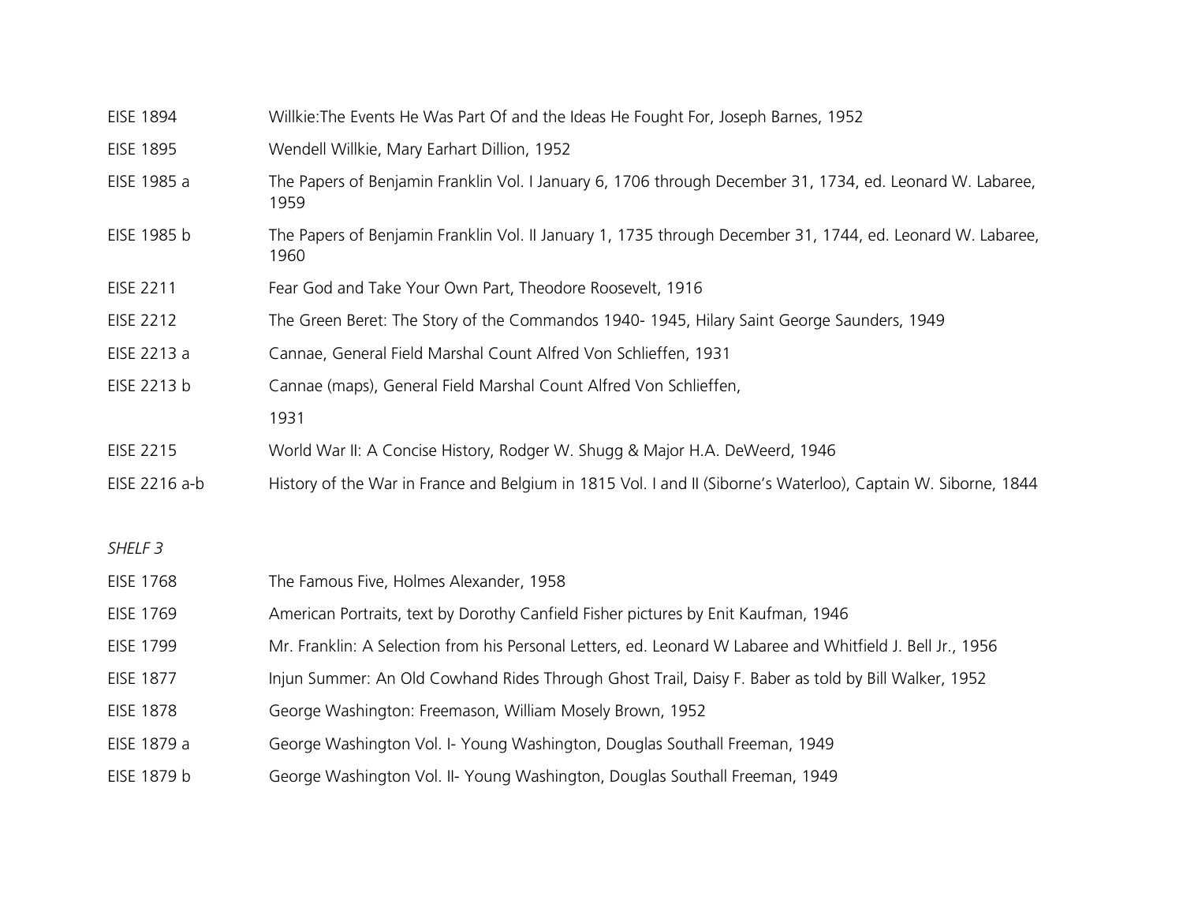| | |
|---|---|
| EISE 1894 | Willkie:The Events He Was Part Of and the Ideas He Fought For, Joseph Barnes, 1952 |
| EISE 1895 | Wendell Willkie, Mary Earhart Dillion, 1952 |
| EISE 1985 a | The Papers of Benjamin Franklin Vol. I January 6, 1706 through December 31, 1734, ed. Leonard W. Labaree, 1959 |
| EISE 1985 b | The Papers of Benjamin Franklin Vol. II January 1, 1735 through December 31, 1744, ed. Leonard W. Labaree, 1960 |
| EISE 2211 | Fear God and Take Your Own Part, Theodore Roosevelt, 1916 |
| EISE 2212 | The Green Beret: The Story of the Commandos 1940- 1945, Hilary Saint George Saunders, 1949 |
| EISE 2213 a | Cannae, General Field Marshal Count Alfred Von Schlieffen, 1931 |
| EISE 2213 b | Cannae (maps), General Field Marshal Count Alfred Von Schlieffen, 1931 |
| EISE 2215 | World War II: A Concise History, Rodger W. Shugg & Major H.A. DeWeerd, 1946 |
| EISE 2216 a-b | History of the War in France and Belgium in 1815 Vol. I and II (Siborne's Waterloo), Captain W. Siborne, 1844 |

*SHELF 3*

| | |
|---|---|
| EISE 1768 | The Famous Five, Holmes Alexander, 1958 |
| EISE 1769 | American Portraits, text by Dorothy Canfield Fisher pictures by Enit Kaufman, 1946 |
| EISE 1799 | Mr. Franklin: A Selection from his Personal Letters, ed. Leonard W Labaree and Whitfield J. Bell Jr., 1956 |
| EISE 1877 | Injun Summer: An Old Cowhand Rides Through Ghost Trail, Daisy F. Baber as told by Bill Walker, 1952 |
| EISE 1878 | George Washington: Freemason, William Mosely Brown, 1952 |
| EISE 1879 a | George Washington Vol. I- Young Washington, Douglas Southall Freeman, 1949 |
| EISE 1879 b | George Washington Vol. II- Young Washington, Douglas Southall Freeman, 1949 |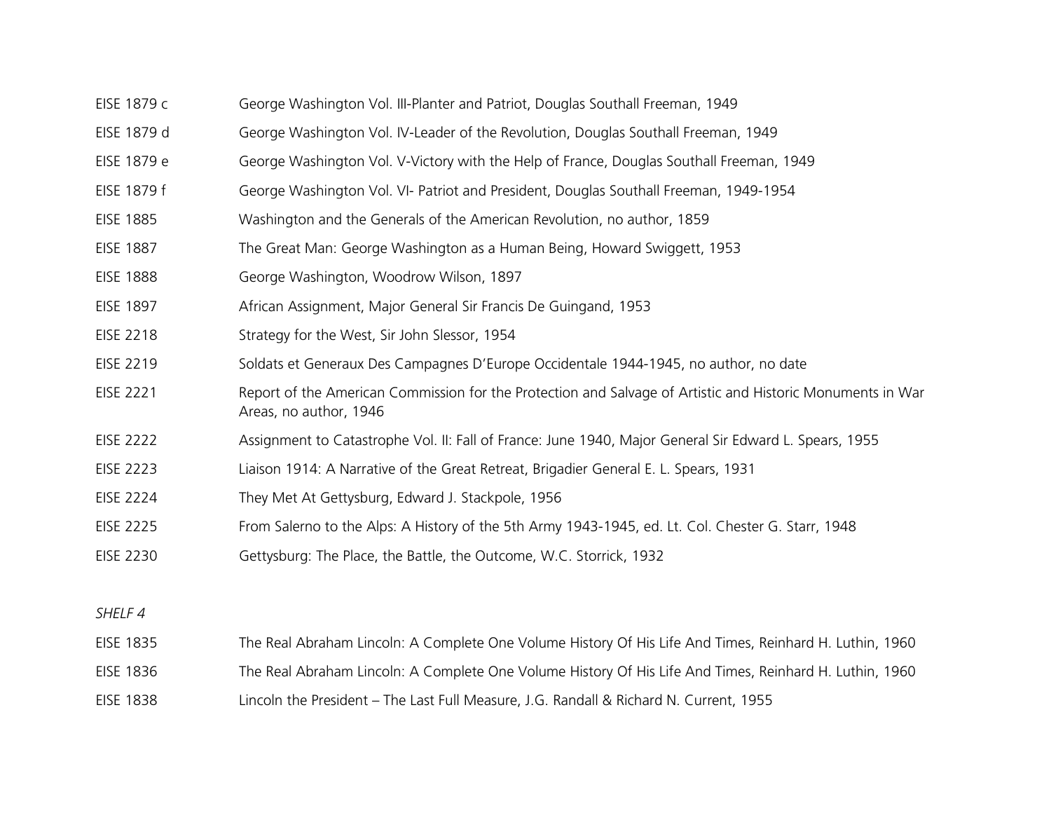| | |
|---|---|
| EISE 1879 c | George Washington Vol. III-Planter and Patriot, Douglas Southall Freeman, 1949 |
| EISE 1879 d | George Washington Vol. IV-Leader of the Revolution, Douglas Southall Freeman, 1949 |
| EISE 1879 e | George Washington Vol. V-Victory with the Help of France, Douglas Southall Freeman, 1949 |
| EISE 1879 f | George Washington Vol. VI- Patriot and President, Douglas Southall Freeman, 1949-1954 |
| EISE 1885 | Washington and the Generals of the American Revolution, no author, 1859 |
| EISE 1887 | The Great Man: George Washington as a Human Being, Howard Swiggett, 1953 |
| EISE 1888 | George Washington, Woodrow Wilson, 1897 |
| EISE 1897 | African Assignment, Major General Sir Francis De Guingand, 1953 |
| EISE 2218 | Strategy for the West, Sir John Slessor, 1954 |
| EISE 2219 | Soldats et Generaux Des Campagnes D'Europe Occidentale 1944-1945, no author, no date |
| EISE 2221 | Report of the American Commission for the Protection and Salvage of Artistic and Historic Monuments in War Areas, no author, 1946 |
| EISE 2222 | Assignment to Catastrophe Vol. II: Fall of France: June 1940, Major General Sir Edward L. Spears, 1955 |
| EISE 2223 | Liaison 1914: A Narrative of the Great Retreat, Brigadier General E. L. Spears, 1931 |
| EISE 2224 | They Met At Gettysburg, Edward J. Stackpole, 1956 |
| EISE 2225 | From Salerno to the Alps: A History of the 5th Army 1943-1945, ed. Lt. Col. Chester G. Starr, 1948 |
| EISE 2230 | Gettysburg: The Place, the Battle, the Outcome, W.C. Storrick, 1932 |

*SHELF 4*

| | |
|---|---|
| EISE 1835 | The Real Abraham Lincoln: A Complete One Volume History Of His Life And Times, Reinhard H. Luthin, 1960 |
| EISE 1836 | The Real Abraham Lincoln: A Complete One Volume History Of His Life And Times, Reinhard H. Luthin, 1960 |
| EISE 1838 | Lincoln the President – The Last Full Measure, J.G. Randall & Richard N. Current, 1955 |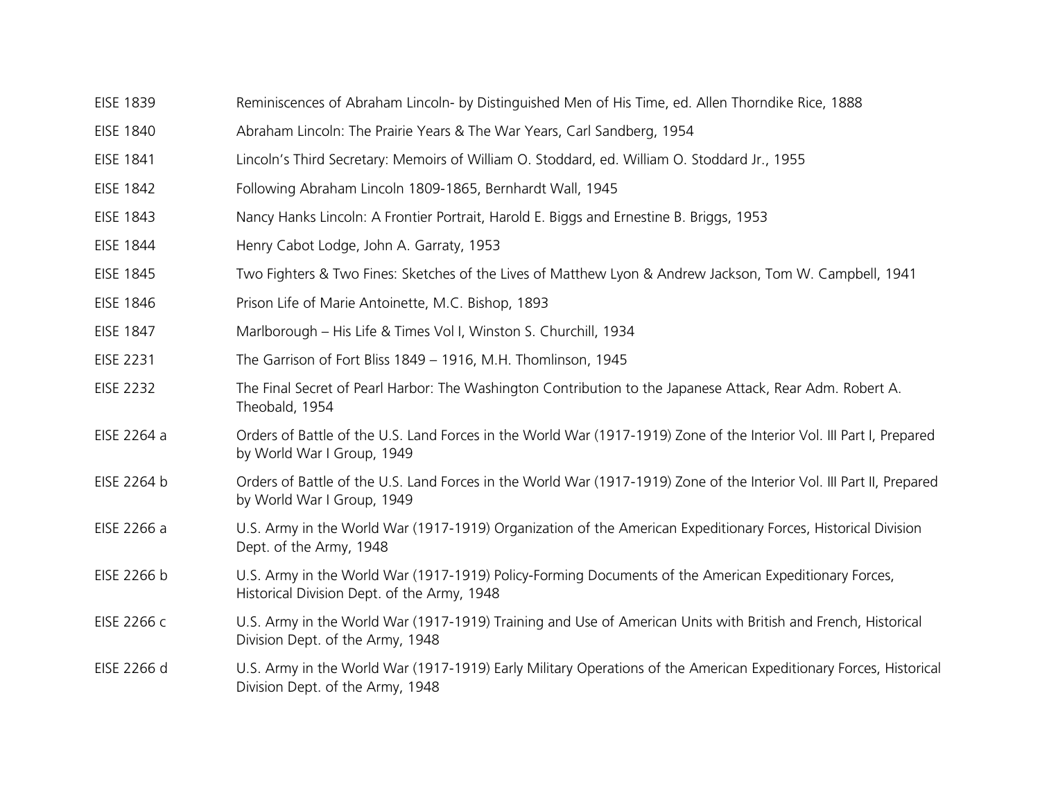| | |
|---|---|
| EISE 1839 | Reminiscences of Abraham Lincoln- by Distinguished Men of His Time, ed. Allen Thorndike Rice, 1888 |
| EISE 1840 | Abraham Lincoln: The Prairie Years & The War Years, Carl Sandberg, 1954 |
| EISE 1841 | Lincoln's Third Secretary: Memoirs of William O. Stoddard, ed. William O. Stoddard Jr., 1955 |
| EISE 1842 | Following Abraham Lincoln 1809-1865, Bernhardt Wall, 1945 |
| EISE 1843 | Nancy Hanks Lincoln: A Frontier Portrait, Harold E. Biggs and Ernestine B. Briggs, 1953 |
| EISE 1844 | Henry Cabot Lodge, John A. Garraty, 1953 |
| EISE 1845 | Two Fighters & Two Fines: Sketches of the Lives of Matthew Lyon & Andrew Jackson, Tom W. Campbell, 1941 |
| EISE 1846 | Prison Life of Marie Antoinette, M.C. Bishop, 1893 |
| EISE 1847 | Marlborough – His Life & Times Vol I, Winston S. Churchill, 1934 |
| EISE 2231 | The Garrison of Fort Bliss 1849 – 1916, M.H. Thomlinson, 1945 |
| EISE 2232 | The Final Secret of Pearl Harbor: The Washington Contribution to the Japanese Attack, Rear Adm. Robert A. Theobald, 1954 |
| EISE 2264 a | Orders of Battle of the U.S. Land Forces in the World War (1917-1919) Zone of the Interior Vol. III Part I, Prepared by World War I Group, 1949 |
| EISE 2264 b | Orders of Battle of the U.S. Land Forces in the World War (1917-1919) Zone of the Interior Vol. III Part II, Prepared by World War I Group, 1949 |
| EISE 2266 a | U.S. Army in the World War (1917-1919) Organization of the American Expeditionary Forces, Historical Division Dept. of the Army, 1948 |
| EISE 2266 b | U.S. Army in the World War (1917-1919) Policy-Forming Documents of the American Expeditionary Forces, Historical Division Dept. of the Army, 1948 |
| EISE 2266 c | U.S. Army in the World War (1917-1919) Training and Use of American Units with British and French, Historical Division Dept. of the Army, 1948 |
| EISE 2266 d | U.S. Army in the World War (1917-1919) Early Military Operations of the American Expeditionary Forces, Historical Division Dept. of the Army, 1948 |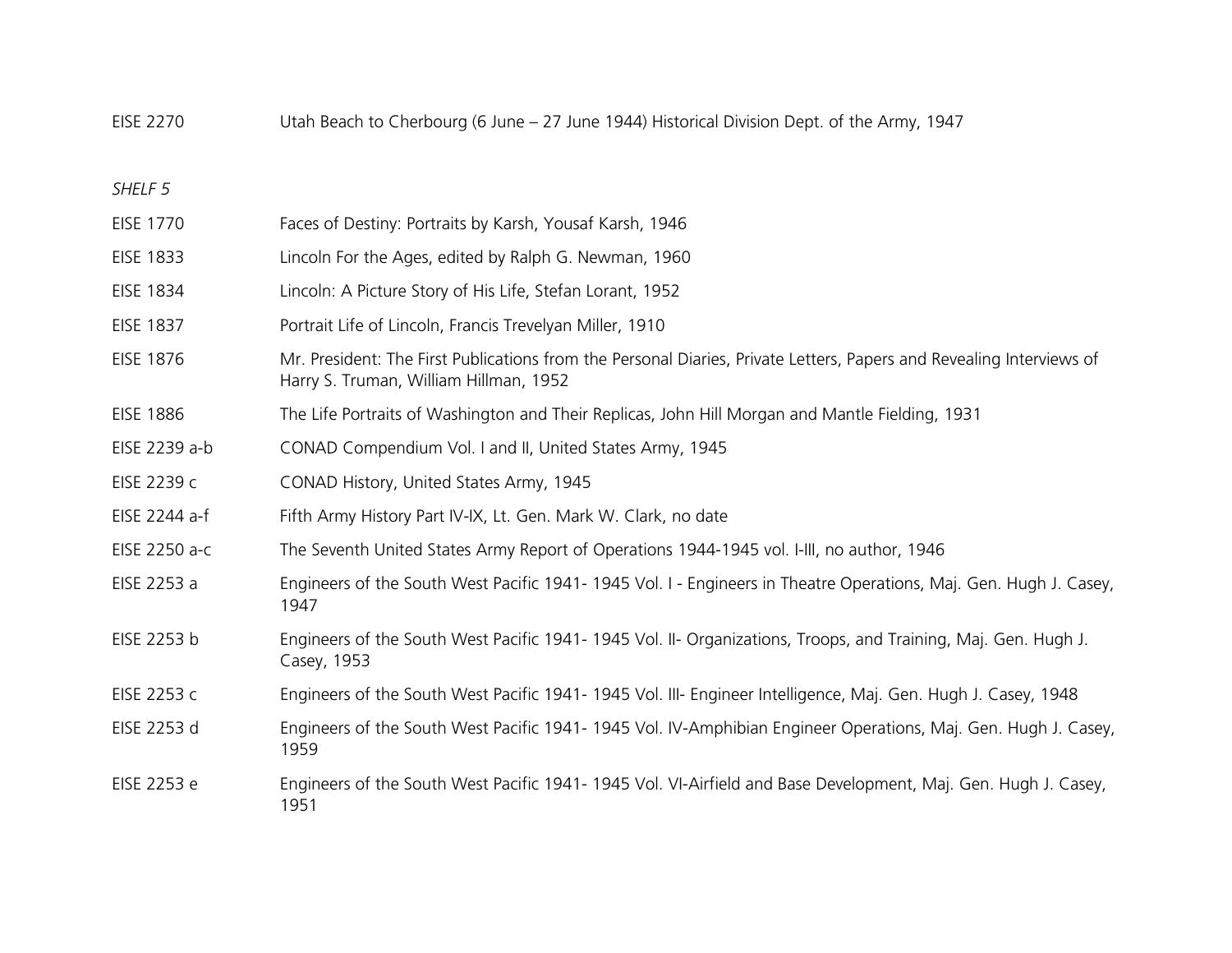| | |
|---|---|
| EISE 2270 | Utah Beach to Cherbourg (6 June – 27 June 1944) Historical Division Dept. of the Army, 1947 |

*SHELF 5*

| | |
|---|---|
| EISE 1770 | Faces of Destiny: Portraits by Karsh, Yousaf Karsh, 1946 |
| EISE 1833 | Lincoln For the Ages, edited by Ralph G. Newman, 1960 |
| EISE 1834 | Lincoln: A Picture Story of His Life, Stefan Lorant, 1952 |
| EISE 1837 | Portrait Life of Lincoln, Francis Trevelyan Miller, 1910 |
| EISE 1876 | Mr. President: The First Publications from the Personal Diaries, Private Letters, Papers and Revealing Interviews of Harry S. Truman, William Hillman, 1952 |
| EISE 1886 | The Life Portraits of Washington and Their Replicas, John Hill Morgan and Mantle Fielding, 1931 |
| EISE 2239 a-b | CONAD Compendium Vol. I and II, United States Army, 1945 |
| EISE 2239 c | CONAD History, United States Army, 1945 |
| EISE 2244 a-f | Fifth Army History Part IV-IX, Lt. Gen. Mark W. Clark, no date |
| EISE 2250 a-c | The Seventh United States Army Report of Operations 1944-1945 vol. I-III, no author, 1946 |
| EISE 2253 a | Engineers of the South West Pacific 1941- 1945 Vol. I - Engineers in Theatre Operations, Maj. Gen. Hugh J. Casey, 1947 |
| EISE 2253 b | Engineers of the South West Pacific 1941- 1945 Vol. II- Organizations, Troops, and Training, Maj. Gen. Hugh J. Casey, 1953 |
| EISE 2253 c | Engineers of the South West Pacific 1941- 1945 Vol. III- Engineer Intelligence, Maj. Gen. Hugh J. Casey, 1948 |
| EISE 2253 d | Engineers of the South West Pacific 1941- 1945 Vol. IV-Amphibian Engineer Operations, Maj. Gen. Hugh J. Casey, 1959 |
| EISE 2253 e | Engineers of the South West Pacific 1941- 1945 Vol. VI-Airfield and Base Development, Maj. Gen. Hugh J. Casey, 1951 |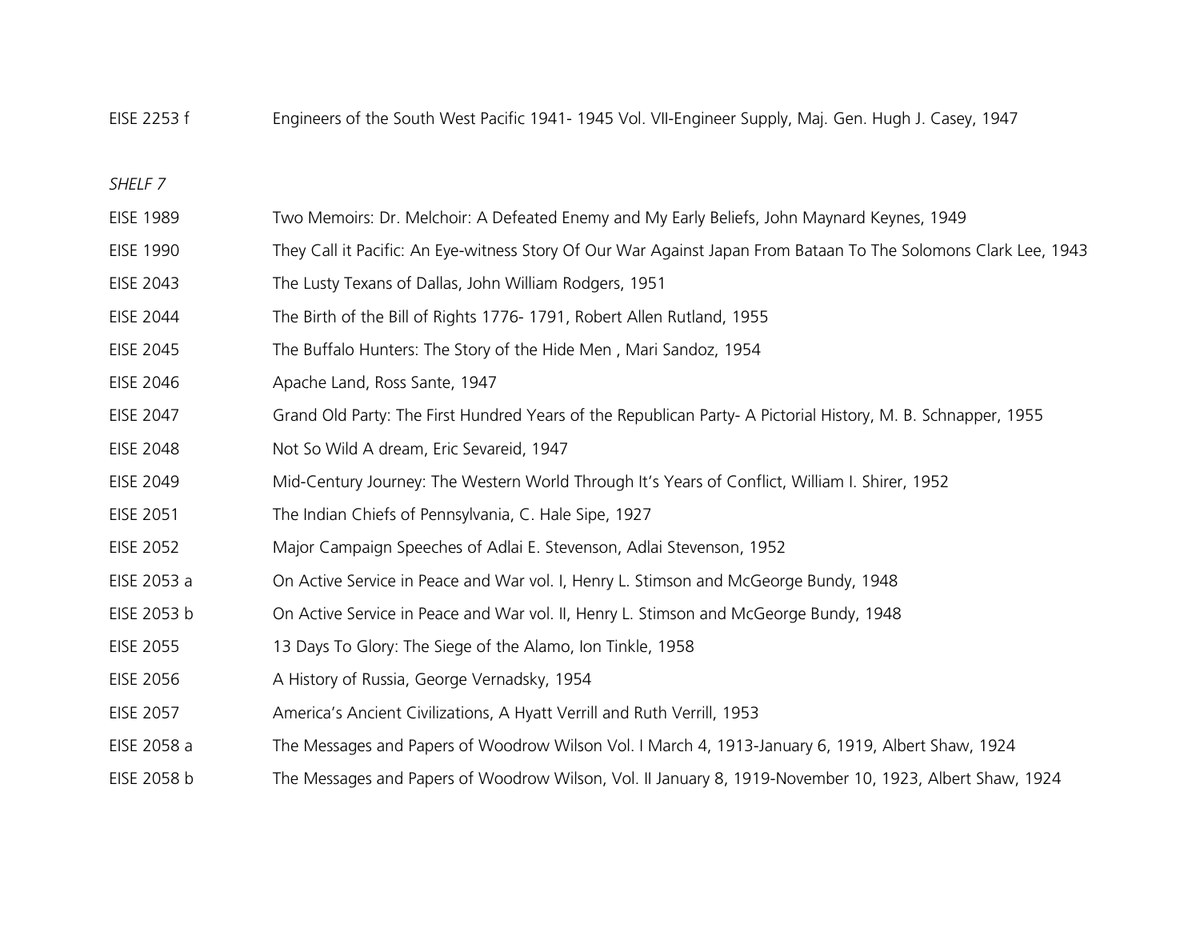| | |
|---|---|
| EISE 2253 f | Engineers of the South West Pacific 1941- 1945 Vol. VII-Engineer Supply, Maj. Gen. Hugh J. Casey, 1947 |

*SHELF 7*

| | |
|---|---|
| EISE 1989 | Two Memoirs: Dr. Melchoir: A Defeated Enemy and My Early Beliefs, John Maynard Keynes, 1949 |
| EISE 1990 | They Call it Pacific: An Eye-witness Story Of Our War Against Japan From Bataan To The Solomons Clark Lee, 1943 |
| EISE 2043 | The Lusty Texans of Dallas, John William Rodgers, 1951 |
| EISE 2044 | The Birth of the Bill of Rights 1776- 1791, Robert Allen Rutland, 1955 |
| EISE 2045 | The Buffalo Hunters: The Story of the Hide Men , Mari Sandoz, 1954 |
| EISE 2046 | Apache Land, Ross Sante, 1947 |
| EISE 2047 | Grand Old Party: The First Hundred Years of the Republican Party- A Pictorial History, M. B. Schnapper, 1955 |
| EISE 2048 | Not So Wild A dream, Eric Sevareid, 1947 |
| EISE 2049 | Mid-Century Journey: The Western World Through It's Years of Conflict, William I. Shirer, 1952 |
| EISE 2051 | The Indian Chiefs of Pennsylvania, C. Hale Sipe, 1927 |
| EISE 2052 | Major Campaign Speeches of Adlai E. Stevenson, Adlai Stevenson, 1952 |
| EISE 2053 a | On Active Service in Peace and War vol. I, Henry L. Stimson and McGeorge Bundy, 1948 |
| EISE 2053 b | On Active Service in Peace and War vol. II, Henry L. Stimson and McGeorge Bundy, 1948 |
| EISE 2055 | 13 Days To Glory: The Siege of the Alamo, Ion Tinkle, 1958 |
| EISE 2056 | A History of Russia, George Vernadsky, 1954 |
| EISE 2057 | America's Ancient Civilizations, A Hyatt Verrill and Ruth Verrill, 1953 |
| EISE 2058 a | The Messages and Papers of Woodrow Wilson Vol. I March 4, 1913-January 6, 1919, Albert Shaw, 1924 |
| EISE 2058 b | The Messages and Papers of Woodrow Wilson, Vol. II January 8, 1919-November 10, 1923, Albert Shaw, 1924 |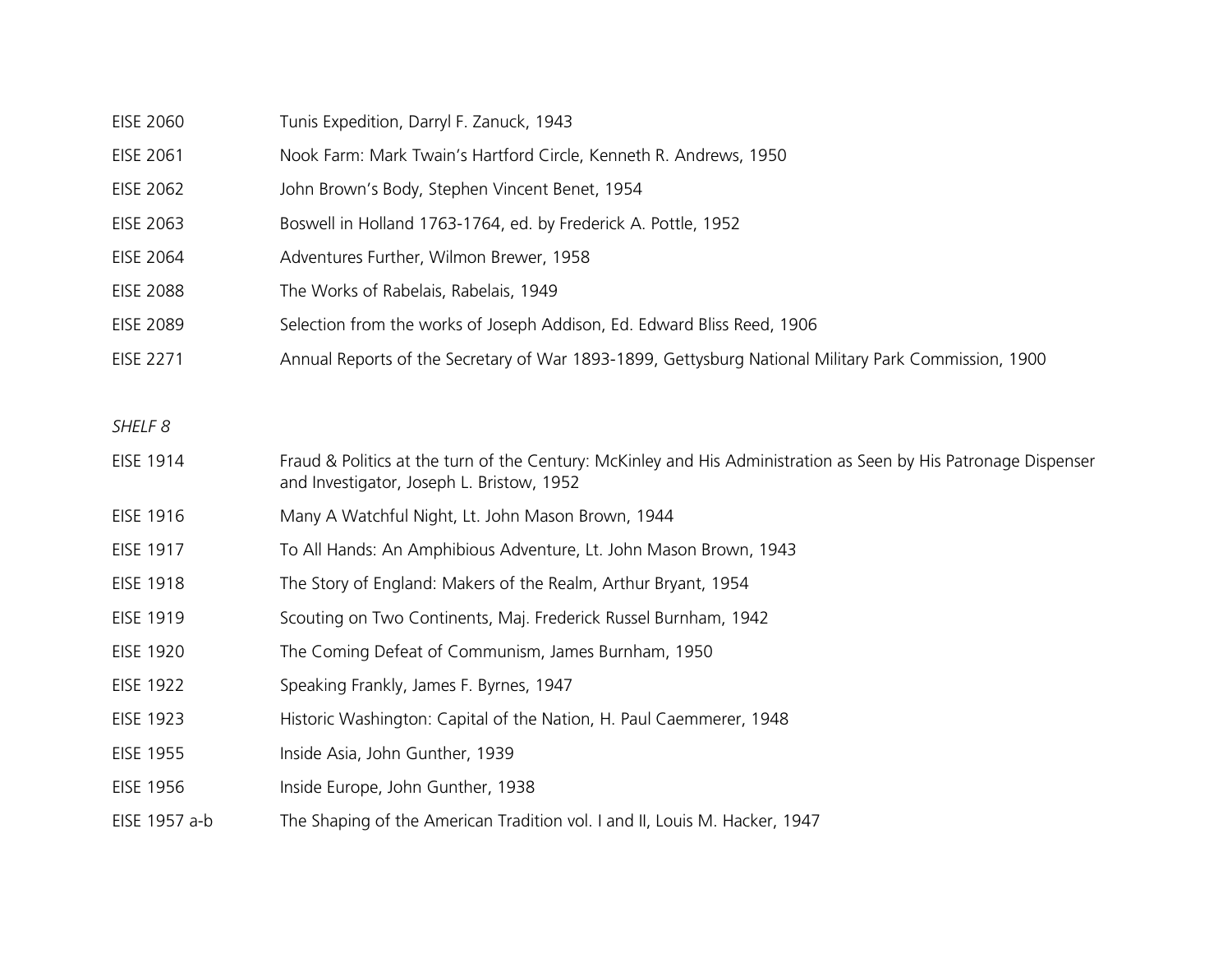| | |
|---|---|
| EISE 2060 | Tunis Expedition, Darryl F. Zanuck, 1943 |
| EISE 2061 | Nook Farm: Mark Twain's Hartford Circle, Kenneth R. Andrews, 1950 |
| EISE 2062 | John Brown's Body, Stephen Vincent Benet, 1954 |
| EISE 2063 | Boswell in Holland 1763-1764, ed. by Frederick A. Pottle, 1952 |
| EISE 2064 | Adventures Further, Wilmon Brewer, 1958 |
| EISE 2088 | The Works of Rabelais, Rabelais, 1949 |
| EISE 2089 | Selection from the works of Joseph Addison, Ed. Edward Bliss Reed, 1906 |
| EISE 2271 | Annual Reports of the Secretary of War 1893-1899, Gettysburg National Military Park Commission, 1900 |

*SHELF 8*

| | |
|---|---|
| EISE 1914 | Fraud & Politics at the turn of the Century: McKinley and His Administration as Seen by His Patronage Dispenser and Investigator, Joseph L. Bristow, 1952 |
| EISE 1916 | Many A Watchful Night, Lt. John Mason Brown, 1944 |
| EISE 1917 | To All Hands: An Amphibious Adventure, Lt. John Mason Brown, 1943 |
| EISE 1918 | The Story of England: Makers of the Realm, Arthur Bryant, 1954 |
| EISE 1919 | Scouting on Two Continents, Maj. Frederick Russel Burnham, 1942 |
| EISE 1920 | The Coming Defeat of Communism, James Burnham, 1950 |
| EISE 1922 | Speaking Frankly, James F. Byrnes, 1947 |
| EISE 1923 | Historic Washington: Capital of the Nation, H. Paul Caemmerer, 1948 |
| EISE 1955 | Inside Asia, John Gunther, 1939 |
| EISE 1956 | Inside Europe, John Gunther, 1938 |
| EISE 1957 a-b | The Shaping of the American Tradition vol. I and II, Louis M. Hacker, 1947 |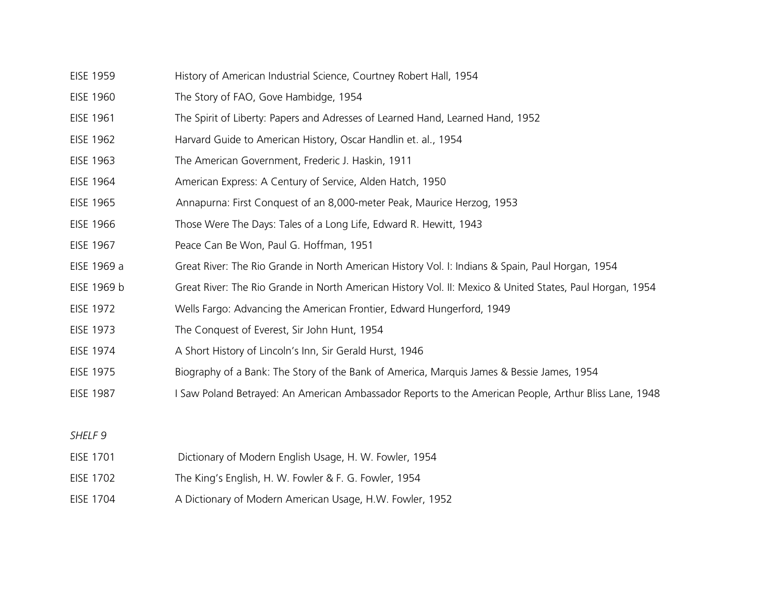| | |
|---|---|
| EISE 1959 | History of American Industrial Science, Courtney Robert Hall, 1954 |
| EISE 1960 | The Story of FAO, Gove Hambidge, 1954 |
| EISE 1961 | The Spirit of Liberty: Papers and Adresses of Learned Hand, Learned Hand, 1952 |
| EISE 1962 | Harvard Guide to American History, Oscar Handlin et. al., 1954 |
| EISE 1963 | The American Government, Frederic J. Haskin, 1911 |
| EISE 1964 | American Express: A Century of Service, Alden Hatch, 1950 |
| EISE 1965 | Annapurna: First Conquest of an 8,000-meter Peak, Maurice Herzog, 1953 |
| EISE 1966 | Those Were The Days: Tales of a Long Life, Edward R. Hewitt, 1943 |
| EISE 1967 | Peace Can Be Won, Paul G. Hoffman, 1951 |
| EISE 1969 a | Great River: The Rio Grande in North American History Vol. I: Indians & Spain, Paul Horgan, 1954 |
| EISE 1969 b | Great River: The Rio Grande in North American History Vol. II: Mexico & United States, Paul Horgan, 1954 |
| EISE 1972 | Wells Fargo: Advancing the American Frontier, Edward Hungerford, 1949 |
| EISE 1973 | The Conquest of Everest, Sir John Hunt, 1954 |
| EISE 1974 | A Short History of Lincoln's Inn, Sir Gerald Hurst, 1946 |
| EISE 1975 | Biography of a Bank: The Story of the Bank of America, Marquis James & Bessie James, 1954 |
| EISE 1987 | I Saw Poland Betrayed: An American Ambassador Reports to the American People, Arthur Bliss Lane, 1948 |

*SHELF 9*

| | |
|---|---|
| EISE 1701 | Dictionary of Modern English Usage, H. W. Fowler, 1954 |
| EISE 1702 | The King's English, H. W. Fowler & F. G. Fowler, 1954 |
| EISE 1704 | A Dictionary of Modern American Usage, H.W. Fowler, 1952 |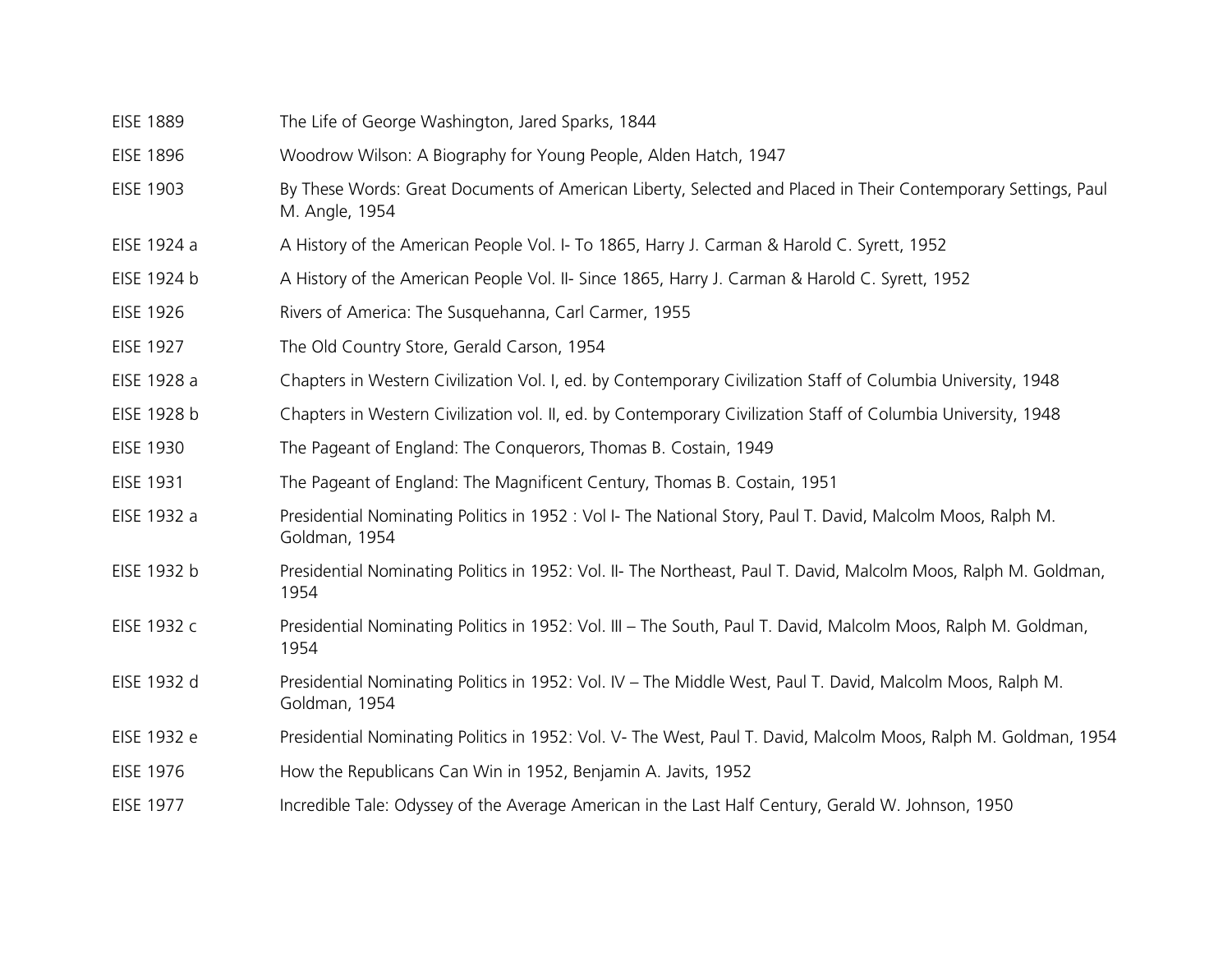| | |
|---|---|
| EISE 1889 | The Life of George Washington, Jared Sparks, 1844 |
| EISE 1896 | Woodrow Wilson: A Biography for Young People, Alden Hatch, 1947 |
| EISE 1903 | By These Words: Great Documents of American Liberty, Selected and Placed in Their Contemporary Settings, Paul M. Angle, 1954 |
| EISE 1924 a | A History of the American People Vol. I- To 1865, Harry J. Carman & Harold C. Syrett, 1952 |
| EISE 1924 b | A History of the American People Vol. II- Since 1865, Harry J. Carman & Harold C. Syrett, 1952 |
| EISE 1926 | Rivers of America: The Susquehanna, Carl Carmer, 1955 |
| EISE 1927 | The Old Country Store, Gerald Carson, 1954 |
| EISE 1928 a | Chapters in Western Civilization Vol. I, ed. by Contemporary Civilization Staff of Columbia University, 1948 |
| EISE 1928 b | Chapters in Western Civilization vol. II, ed. by Contemporary Civilization Staff of Columbia University, 1948 |
| EISE 1930 | The Pageant of England: The Conquerors, Thomas B. Costain, 1949 |
| EISE 1931 | The Pageant of England: The Magnificent Century, Thomas B. Costain, 1951 |
| EISE 1932 a | Presidential Nominating Politics in 1952 : Vol I- The National Story, Paul T. David, Malcolm Moos, Ralph M. Goldman, 1954 |
| EISE 1932 b | Presidential Nominating Politics in 1952: Vol. II- The Northeast, Paul T. David, Malcolm Moos, Ralph M. Goldman, 1954 |
| EISE 1932 c | Presidential Nominating Politics in 1952: Vol. III – The South, Paul T. David, Malcolm Moos, Ralph M. Goldman, 1954 |
| EISE 1932 d | Presidential Nominating Politics in 1952: Vol. IV – The Middle West, Paul T. David, Malcolm Moos, Ralph M. Goldman, 1954 |
| EISE 1932 e | Presidential Nominating Politics in 1952: Vol. V- The West, Paul T. David, Malcolm Moos, Ralph M. Goldman, 1954 |
| EISE 1976 | How the Republicans Can Win in 1952, Benjamin A. Javits, 1952 |
| EISE 1977 | Incredible Tale: Odyssey of the Average American in the Last Half Century, Gerald W. Johnson, 1950 |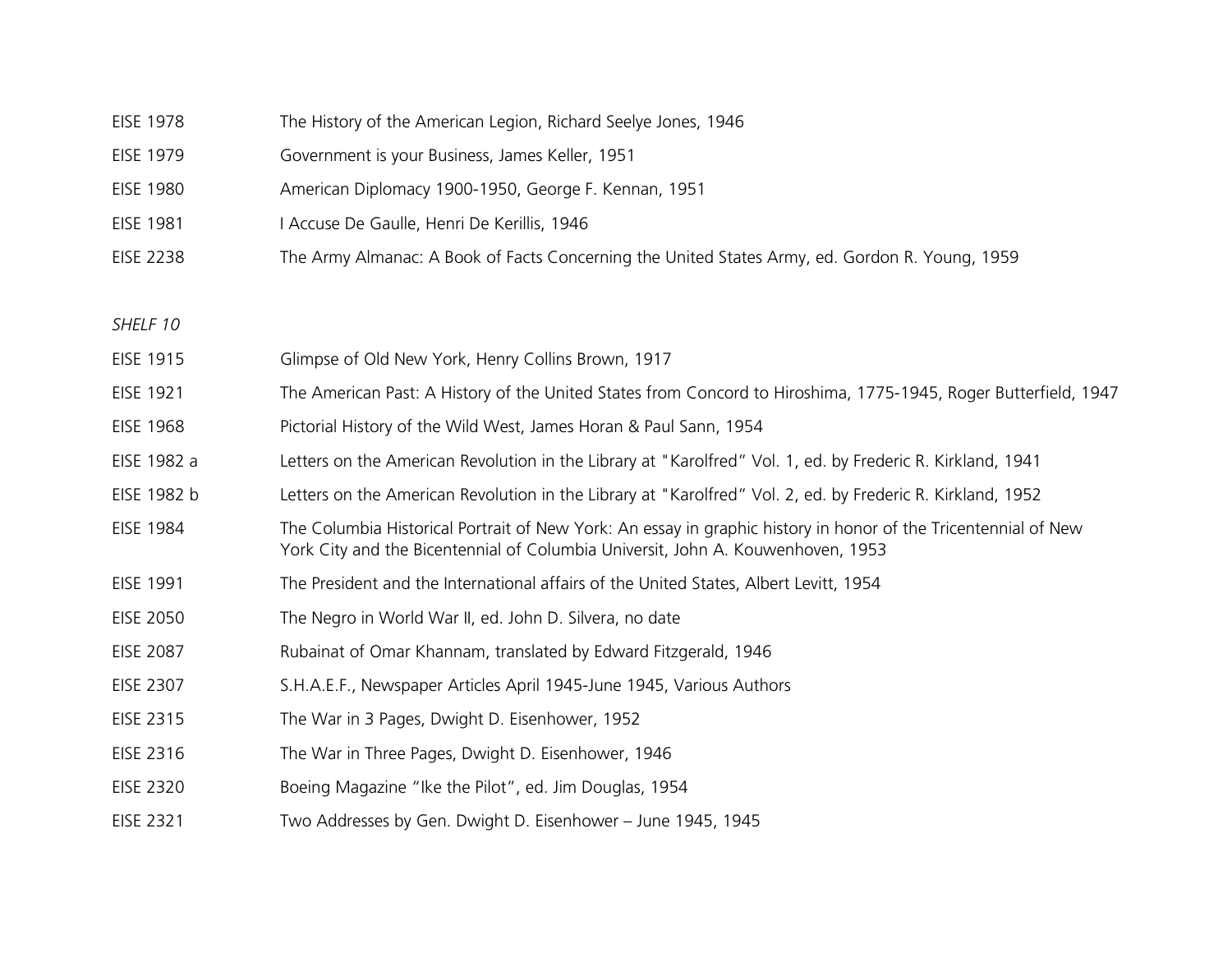| | |
|---|---|
| EISE 1978 | The History of the American Legion, Richard Seelye Jones, 1946 |
| EISE 1979 | Government is your Business, James Keller, 1951 |
| EISE 1980 | American Diplomacy 1900-1950, George F. Kennan, 1951 |
| EISE 1981 | I Accuse De Gaulle, Henri De Kerillis, 1946 |
| EISE 2238 | The Army Almanac: A Book of Facts Concerning the United States Army, ed. Gordon R. Young, 1959 |

*SHELF 10*

| | |
|---|---|
| EISE 1915 | Glimpse of Old New York, Henry Collins Brown, 1917 |
| EISE 1921 | The American Past: A History of the United States from Concord to Hiroshima, 1775-1945, Roger Butterfield, 1947 |
| EISE 1968 | Pictorial History of the Wild West, James Horan & Paul Sann, 1954 |
| EISE 1982 a | Letters on the American Revolution in the Library at "Karolfred" Vol. 1, ed. by Frederic R. Kirkland, 1941 |
| EISE 1982 b | Letters on the American Revolution in the Library at "Karolfred" Vol. 2, ed. by Frederic R. Kirkland, 1952 |
| EISE 1984 | The Columbia Historical Portrait of New York: An essay in graphic history in honor of the Tricentennial of New York City and the Bicentennial of Columbia Universit, John A. Kouwenhoven, 1953 |
| EISE 1991 | The President and the International affairs of the United States, Albert Levitt, 1954 |
| EISE 2050 | The Negro in World War II, ed. John D. Silvera, no date |
| EISE 2087 | Rubainat of Omar Khannam, translated by Edward Fitzgerald, 1946 |
| EISE 2307 | S.H.A.E.F., Newspaper Articles April 1945-June 1945, Various Authors |
| EISE 2315 | The War in 3 Pages, Dwight D. Eisenhower, 1952 |
| EISE 2316 | The War in Three Pages, Dwight D. Eisenhower, 1946 |
| EISE 2320 | Boeing Magazine "Ike the Pilot", ed. Jim Douglas, 1954 |
| EISE 2321 | Two Addresses by Gen. Dwight D. Eisenhower – June 1945, 1945 |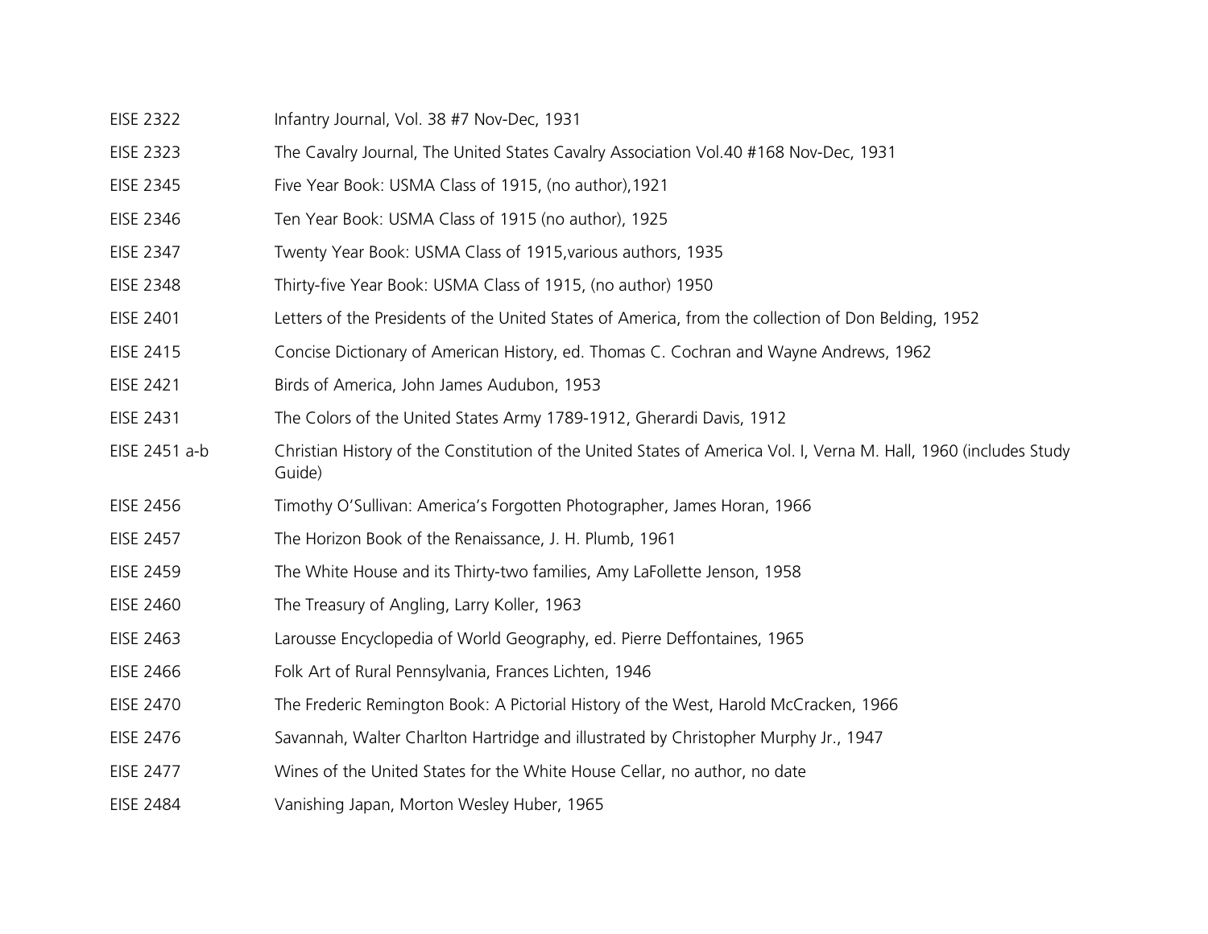| | |
|---|---|
| EISE 2322 | Infantry Journal, Vol. 38 #7 Nov-Dec, 1931 |
| EISE 2323 | The Cavalry Journal, The United States Cavalry Association Vol.40 #168 Nov-Dec, 1931 |
| EISE 2345 | Five Year Book: USMA Class of 1915, (no author),1921 |
| EISE 2346 | Ten Year Book: USMA Class of 1915 (no author), 1925 |
| EISE 2347 | Twenty Year Book: USMA Class of 1915,various authors, 1935 |
| EISE 2348 | Thirty-five Year Book: USMA Class of 1915, (no author) 1950 |
| EISE 2401 | Letters of the Presidents of the United States of America, from the collection of Don Belding, 1952 |
| EISE 2415 | Concise Dictionary of American History, ed. Thomas C. Cochran and Wayne Andrews, 1962 |
| EISE 2421 | Birds of America, John James Audubon, 1953 |
| EISE 2431 | The Colors of the United States Army 1789-1912, Gherardi Davis, 1912 |
| EISE 2451 a-b | Christian History of the Constitution of the United States of America Vol. I, Verna M. Hall, 1960 (includes Study Guide) |
| EISE 2456 | Timothy O'Sullivan: America's Forgotten Photographer, James Horan, 1966 |
| EISE 2457 | The Horizon Book of the Renaissance, J. H. Plumb, 1961 |
| EISE 2459 | The White House and its Thirty-two families, Amy LaFollette Jenson, 1958 |
| EISE 2460 | The Treasury of Angling, Larry Koller, 1963 |
| EISE 2463 | Larousse Encyclopedia of World Geography, ed. Pierre Deffontaines, 1965 |
| EISE 2466 | Folk Art of Rural Pennsylvania, Frances Lichten, 1946 |
| EISE 2470 | The Frederic Remington Book: A Pictorial History of the West, Harold McCracken, 1966 |
| EISE 2476 | Savannah, Walter Charlton Hartridge and illustrated by Christopher Murphy Jr., 1947 |
| EISE 2477 | Wines of the United States for the White House Cellar, no author, no date |
| EISE 2484 | Vanishing Japan, Morton Wesley Huber, 1965 |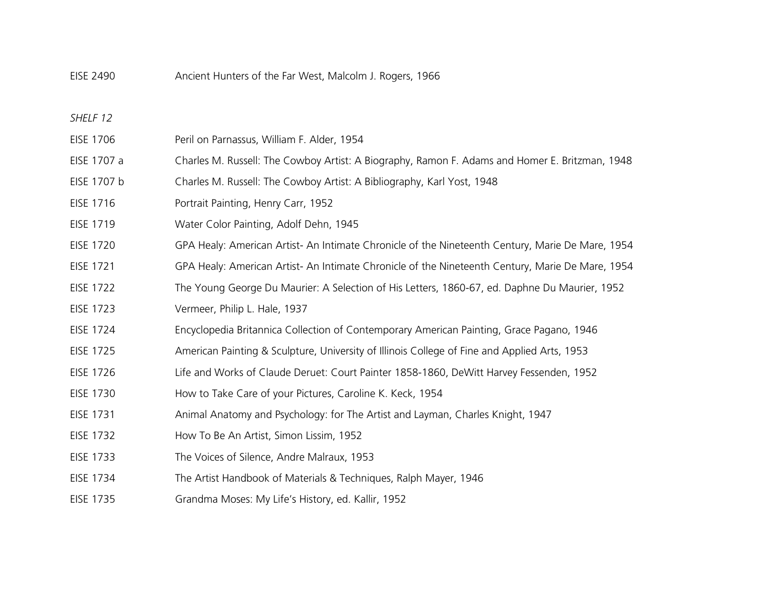| | |
|---|---|
| EISE 2490 | Ancient Hunters of the Far West, Malcolm J. Rogers, 1966 |

*SHELF 12*

| | |
|---|---|
| EISE 1706 | Peril on Parnassus, William F. Alder, 1954 |
| EISE 1707 a | Charles M. Russell: The Cowboy Artist: A Biography, Ramon F. Adams and Homer E. Britzman, 1948 |
| EISE 1707 b | Charles M. Russell: The Cowboy Artist: A Bibliography, Karl Yost, 1948 |
| EISE 1716 | Portrait Painting, Henry Carr, 1952 |
| EISE 1719 | Water Color Painting, Adolf Dehn, 1945 |
| EISE 1720 | GPA Healy: American Artist- An Intimate Chronicle of the Nineteenth Century, Marie De Mare, 1954 |
| EISE 1721 | GPA Healy: American Artist- An Intimate Chronicle of the Nineteenth Century, Marie De Mare, 1954 |
| EISE 1722 | The Young George Du Maurier: A Selection of His Letters, 1860-67, ed. Daphne Du Maurier, 1952 |
| EISE 1723 | Vermeer, Philip L. Hale, 1937 |
| EISE 1724 | Encyclopedia Britannica Collection of Contemporary American Painting, Grace Pagano, 1946 |
| EISE 1725 | American Painting & Sculpture, University of Illinois College of Fine and Applied Arts, 1953 |
| EISE 1726 | Life and Works of Claude Deruet: Court Painter 1858-1860, DeWitt Harvey Fessenden, 1952 |
| EISE 1730 | How to Take Care of your Pictures, Caroline K. Keck, 1954 |
| EISE 1731 | Animal Anatomy and Psychology: for The Artist and Layman, Charles Knight, 1947 |
| EISE 1732 | How To Be An Artist, Simon Lissim, 1952 |
| EISE 1733 | The Voices of Silence, Andre Malraux, 1953 |
| EISE 1734 | The Artist Handbook of Materials & Techniques, Ralph Mayer, 1946 |
| EISE 1735 | Grandma Moses: My Life's History, ed. Kallir, 1952 |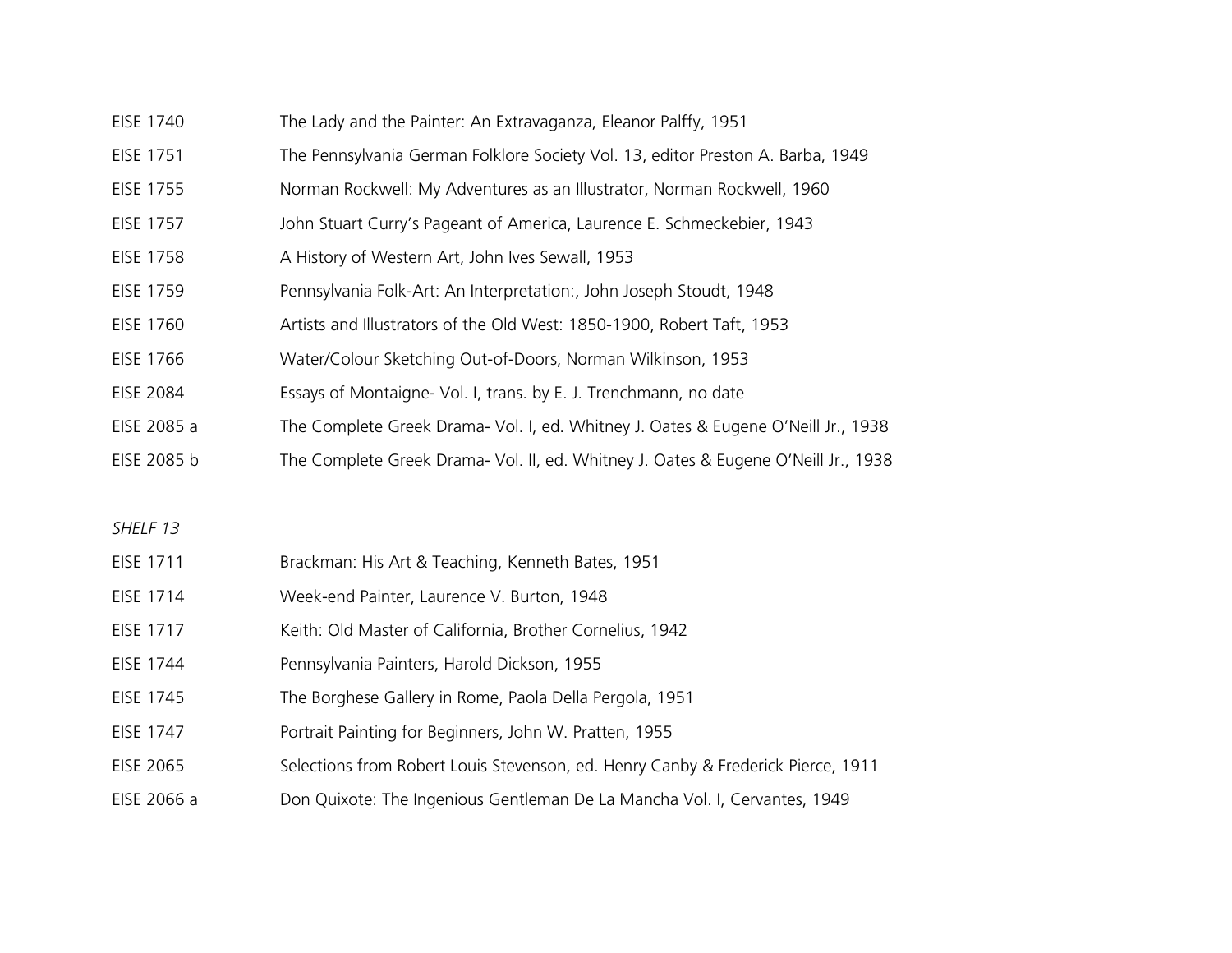| | |
|---|---|
| EISE 1740 | The Lady and the Painter: An Extravaganza, Eleanor Palffy, 1951 |
| EISE 1751 | The Pennsylvania German Folklore Society Vol. 13, editor Preston A. Barba, 1949 |
| EISE 1755 | Norman Rockwell: My Adventures as an Illustrator, Norman Rockwell, 1960 |
| EISE 1757 | John Stuart Curry's Pageant of America, Laurence E. Schmeckebier, 1943 |
| EISE 1758 | A History of Western Art, John Ives Sewall, 1953 |
| EISE 1759 | Pennsylvania Folk-Art: An Interpretation:, John Joseph Stoudt, 1948 |
| EISE 1760 | Artists and Illustrators of the Old West: 1850-1900, Robert Taft, 1953 |
| EISE 1766 | Water/Colour Sketching Out-of-Doors, Norman Wilkinson, 1953 |
| EISE 2084 | Essays of Montaigne- Vol. I, trans. by E. J. Trenchmann, no date |
| EISE 2085 a | The Complete Greek Drama- Vol. I, ed. Whitney J. Oates & Eugene O'Neill Jr., 1938 |
| EISE 2085 b | The Complete Greek Drama- Vol. II, ed. Whitney J. Oates & Eugene O'Neill Jr., 1938 |

*SHELF 13*

| | |
|---|---|
| EISE 1711 | Brackman: His Art & Teaching, Kenneth Bates, 1951 |
| EISE 1714 | Week-end Painter, Laurence V. Burton, 1948 |
| EISE 1717 | Keith: Old Master of California, Brother Cornelius, 1942 |
| EISE 1744 | Pennsylvania Painters, Harold Dickson, 1955 |
| EISE 1745 | The Borghese Gallery in Rome, Paola Della Pergola, 1951 |
| EISE 1747 | Portrait Painting for Beginners, John W. Pratten, 1955 |
| EISE 2065 | Selections from Robert Louis Stevenson, ed. Henry Canby & Frederick Pierce, 1911 |
| EISE 2066 a | Don Quixote: The Ingenious Gentleman De La Mancha Vol. I, Cervantes, 1949 |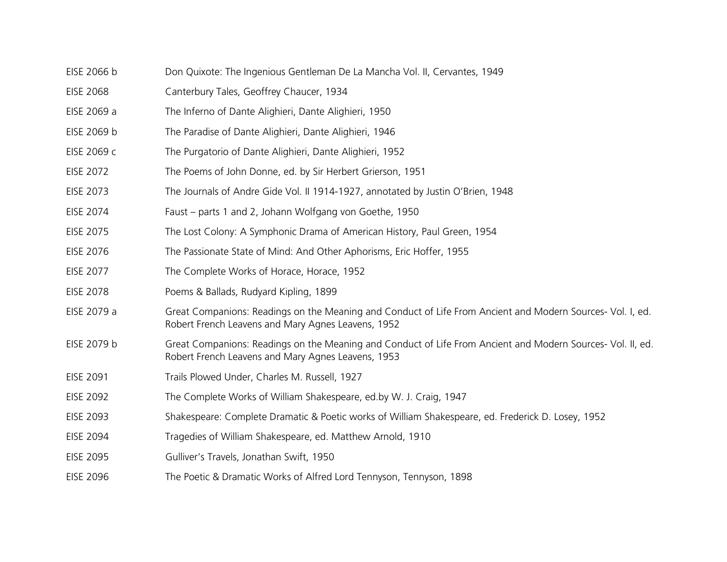| | |
|---|---|
| EISE 2066 b | Don Quixote: The Ingenious Gentleman De La Mancha Vol. II, Cervantes, 1949 |
| EISE 2068 | Canterbury Tales, Geoffrey Chaucer, 1934 |
| EISE 2069 a | The Inferno of Dante Alighieri, Dante Alighieri, 1950 |
| EISE 2069 b | The Paradise of Dante Alighieri, Dante Alighieri, 1946 |
| EISE 2069 c | The Purgatorio of Dante Alighieri, Dante Alighieri, 1952 |
| EISE 2072 | The Poems of John Donne, ed. by Sir Herbert Grierson, 1951 |
| EISE 2073 | The Journals of Andre Gide Vol. II 1914-1927, annotated by Justin O'Brien, 1948 |
| EISE 2074 | Faust – parts 1 and 2, Johann Wolfgang von Goethe, 1950 |
| EISE 2075 | The Lost Colony: A Symphonic Drama of American History, Paul Green, 1954 |
| EISE 2076 | The Passionate State of Mind: And Other Aphorisms, Eric Hoffer, 1955 |
| EISE 2077 | The Complete Works of Horace, Horace, 1952 |
| EISE 2078 | Poems & Ballads, Rudyard Kipling, 1899 |
| EISE 2079 a | Great Companions: Readings on the Meaning and Conduct of Life From Ancient and Modern Sources- Vol. I, ed. Robert French Leavens and Mary Agnes Leavens, 1952 |
| EISE 2079 b | Great Companions: Readings on the Meaning and Conduct of Life From Ancient and Modern Sources- Vol. II, ed. Robert French Leavens and Mary Agnes Leavens, 1953 |
| EISE 2091 | Trails Plowed Under, Charles M. Russell, 1927 |
| EISE 2092 | The Complete Works of William Shakespeare, ed.by W. J. Craig, 1947 |
| EISE 2093 | Shakespeare: Complete Dramatic & Poetic works of William Shakespeare, ed. Frederick D. Losey, 1952 |
| EISE 2094 | Tragedies of William Shakespeare, ed. Matthew Arnold, 1910 |
| EISE 2095 | Gulliver's Travels, Jonathan Swift, 1950 |
| EISE 2096 | The Poetic & Dramatic Works of Alfred Lord Tennyson, Tennyson, 1898 |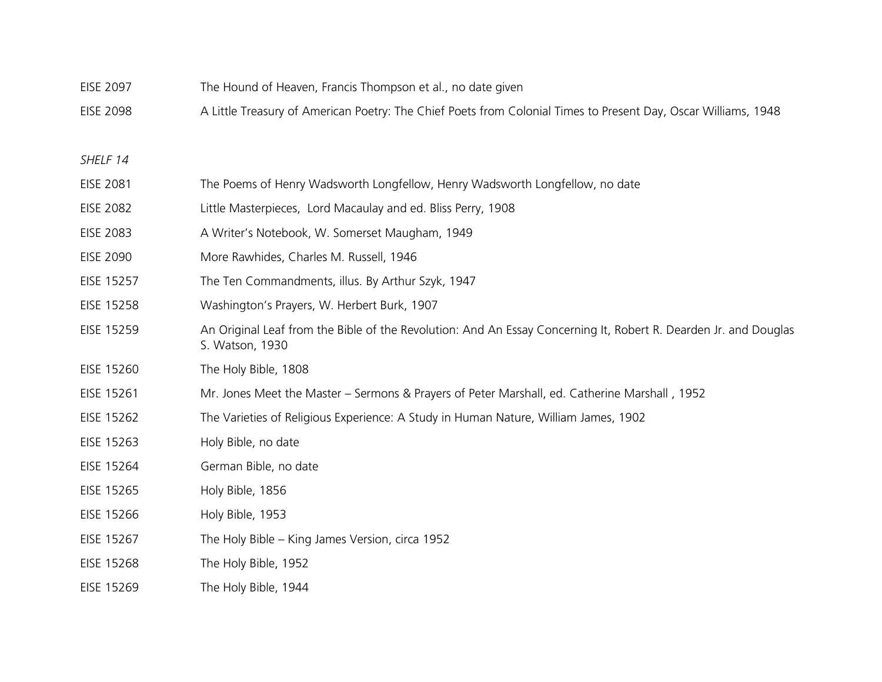| | |
|---|---|
| EISE 2097 | The Hound of Heaven, Francis Thompson et al., no date given |
| EISE 2098 | A Little Treasury of American Poetry: The Chief Poets from Colonial Times to Present Day, Oscar Williams, 1948 |

*SHELF 14*

| | |
|---|---|
| EISE 2081 | The Poems of Henry Wadsworth Longfellow, Henry Wadsworth Longfellow, no date |
| EISE 2082 | Little Masterpieces, Lord Macaulay and ed. Bliss Perry, 1908 |
| EISE 2083 | A Writer's Notebook, W. Somerset Maugham, 1949 |
| EISE 2090 | More Rawhides, Charles M. Russell, 1946 |
| EISE 15257 | The Ten Commandments, illus. By Arthur Szyk, 1947 |
| EISE 15258 | Washington's Prayers, W. Herbert Burk, 1907 |
| EISE 15259 | An Original Leaf from the Bible of the Revolution: And An Essay Concerning It, Robert R. Dearden Jr. and Douglas S. Watson, 1930 |
| EISE 15260 | The Holy Bible, 1808 |
| EISE 15261 | Mr. Jones Meet the Master – Sermons & Prayers of Peter Marshall, ed. Catherine Marshall , 1952 |
| EISE 15262 | The Varieties of Religious Experience: A Study in Human Nature, William James, 1902 |
| EISE 15263 | Holy Bible, no date |
| EISE 15264 | German Bible, no date |
| EISE 15265 | Holy Bible, 1856 |
| EISE 15266 | Holy Bible, 1953 |
| EISE 15267 | The Holy Bible – King James Version, circa 1952 |
| EISE 15268 | The Holy Bible, 1952 |
| EISE 15269 | The Holy Bible, 1944 |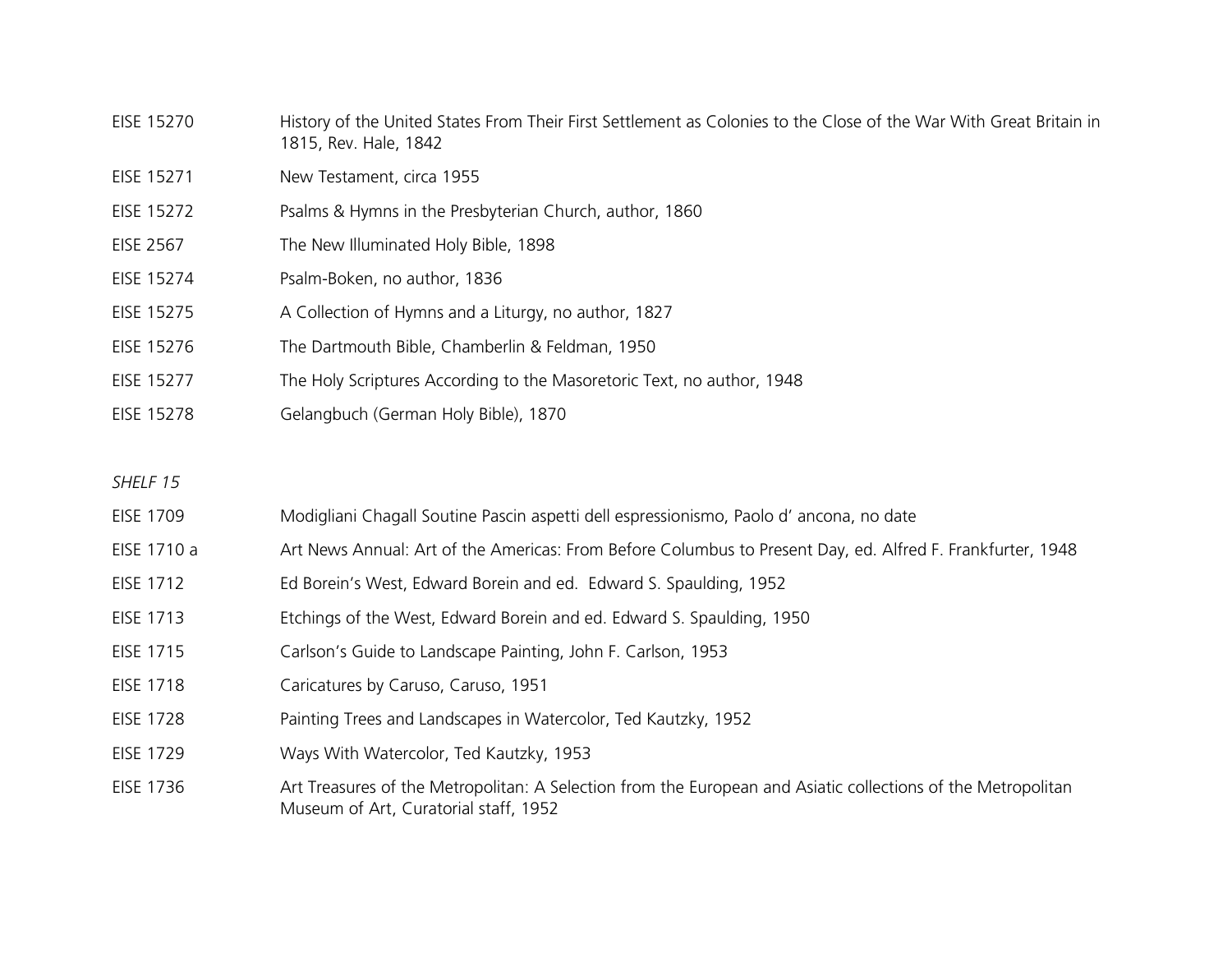| | |
|---|---|
| EISE 15270 | History of the United States From Their First Settlement as Colonies to the Close of the War With Great Britain in 1815, Rev. Hale, 1842 |
| EISE 15271 | New Testament, circa 1955 |
| EISE 15272 | Psalms & Hymns in the Presbyterian Church, author, 1860 |
| EISE 2567 | The New Illuminated Holy Bible, 1898 |
| EISE 15274 | Psalm-Boken, no author, 1836 |
| EISE 15275 | A Collection of Hymns and a Liturgy, no author, 1827 |
| EISE 15276 | The Dartmouth Bible, Chamberlin & Feldman, 1950 |
| EISE 15277 | The Holy Scriptures According to the Masoretoric Text, no author, 1948 |
| EISE 15278 | Gelangbuch (German Holy Bible), 1870 |

*SHELF 15*

| | |
|---|---|
| EISE 1709 | Modigliani Chagall Soutine Pascin aspetti dell espressionismo, Paolo d' ancona, no date |
| EISE 1710 a | Art News Annual: Art of the Americas: From Before Columbus to Present Day, ed. Alfred F. Frankfurter, 1948 |
| EISE 1712 | Ed Borein's West, Edward Borein and ed. Edward S. Spaulding, 1952 |
| EISE 1713 | Etchings of the West, Edward Borein and ed. Edward S. Spaulding, 1950 |
| EISE 1715 | Carlson's Guide to Landscape Painting, John F. Carlson, 1953 |
| EISE 1718 | Caricatures by Caruso, Caruso, 1951 |
| EISE 1728 | Painting Trees and Landscapes in Watercolor, Ted Kautzky, 1952 |
| EISE 1729 | Ways With Watercolor, Ted Kautzky, 1953 |
| EISE 1736 | Art Treasures of the Metropolitan: A Selection from the European and Asiatic collections of the Metropolitan Museum of Art, Curatorial staff, 1952 |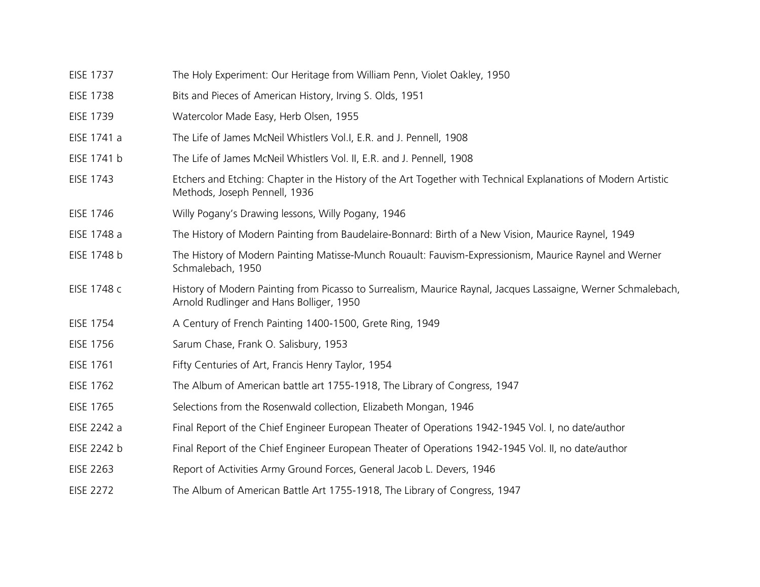| | |
|---|---|
| EISE 1737 | The Holy Experiment: Our Heritage from William Penn, Violet Oakley, 1950 |
| EISE 1738 | Bits and Pieces of American History, Irving S. Olds, 1951 |
| EISE 1739 | Watercolor Made Easy, Herb Olsen, 1955 |
| EISE 1741 a | The Life of James McNeil Whistlers Vol.I, E.R. and J. Pennell, 1908 |
| EISE 1741 b | The Life of James McNeil Whistlers Vol. II, E.R. and J. Pennell, 1908 |
| EISE 1743 | Etchers and Etching: Chapter in the History of the Art Together with Technical Explanations of Modern Artistic Methods, Joseph Pennell, 1936 |
| EISE 1746 | Willy Pogany's Drawing lessons, Willy Pogany, 1946 |
| EISE 1748 a | The History of Modern Painting from Baudelaire-Bonnard: Birth of a New Vision, Maurice Raynel, 1949 |
| EISE 1748 b | The History of Modern Painting Matisse-Munch Rouault: Fauvism-Expressionism, Maurice Raynel and Werner Schmalebach, 1950 |
| EISE 1748 c | History of Modern Painting from Picasso to Surrealism, Maurice Raynal, Jacques Lassaigne, Werner Schmalebach, Arnold Rudlinger and Hans Bolliger, 1950 |
| EISE 1754 | A Century of French Painting 1400-1500, Grete Ring, 1949 |
| EISE 1756 | Sarum Chase, Frank O. Salisbury, 1953 |
| EISE 1761 | Fifty Centuries of Art, Francis Henry Taylor, 1954 |
| EISE 1762 | The Album of American battle art 1755-1918, The Library of Congress, 1947 |
| EISE 1765 | Selections from the Rosenwald collection, Elizabeth Mongan, 1946 |
| EISE 2242 a | Final Report of the Chief Engineer European Theater of Operations 1942-1945 Vol. I, no date/author |
| EISE 2242 b | Final Report of the Chief Engineer European Theater of Operations 1942-1945 Vol. II, no date/author |
| EISE 2263 | Report of Activities Army Ground Forces, General Jacob L. Devers, 1946 |
| EISE 2272 | The Album of American Battle Art 1755-1918, The Library of Congress, 1947 |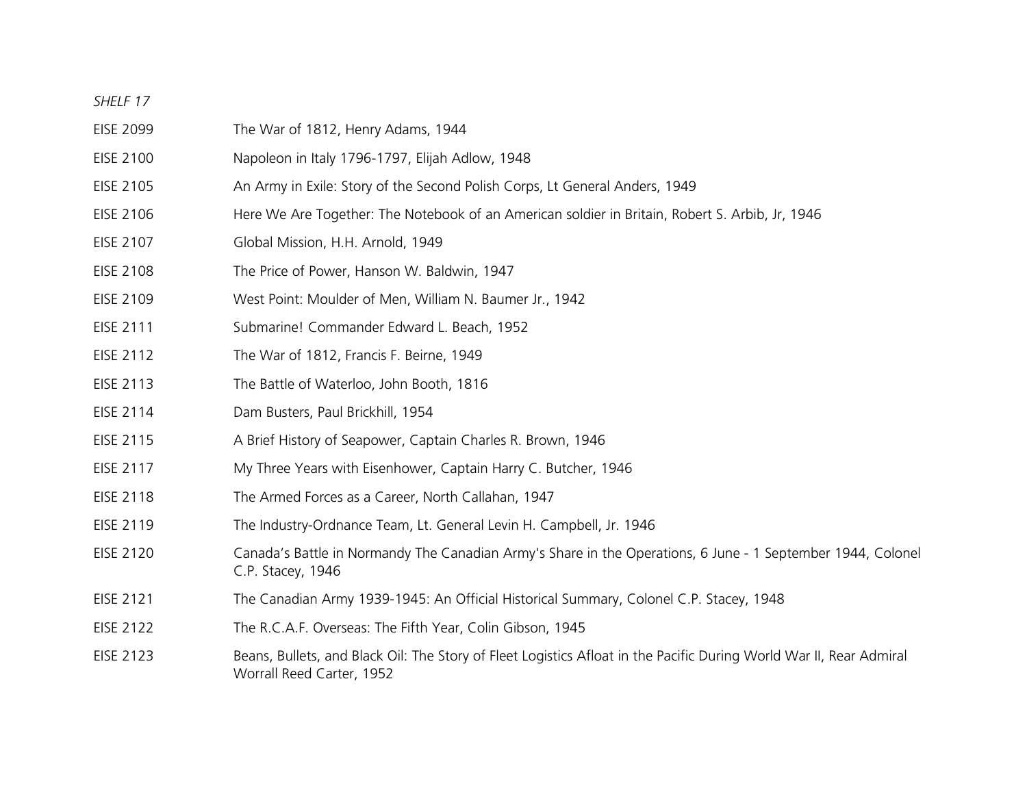*SHELF 17*

| | |
|---|---|
| EISE 2099 | The War of 1812, Henry Adams, 1944 |
| EISE 2100 | Napoleon in Italy 1796-1797, Elijah Adlow, 1948 |
| EISE 2105 | An Army in Exile: Story of the Second Polish Corps, Lt General Anders, 1949 |
| EISE 2106 | Here We Are Together: The Notebook of an American soldier in Britain, Robert S. Arbib, Jr, 1946 |
| EISE 2107 | Global Mission, H.H. Arnold, 1949 |
| EISE 2108 | The Price of Power, Hanson W. Baldwin, 1947 |
| EISE 2109 | West Point: Moulder of Men, William N. Baumer Jr., 1942 |
| EISE 2111 | Submarine! Commander Edward L. Beach, 1952 |
| EISE 2112 | The War of 1812, Francis F. Beirne, 1949 |
| EISE 2113 | The Battle of Waterloo, John Booth, 1816 |
| EISE 2114 | Dam Busters, Paul Brickhill, 1954 |
| EISE 2115 | A Brief History of Seapower, Captain Charles R. Brown, 1946 |
| EISE 2117 | My Three Years with Eisenhower, Captain Harry C. Butcher, 1946 |
| EISE 2118 | The Armed Forces as a Career, North Callahan, 1947 |
| EISE 2119 | The Industry-Ordnance Team, Lt. General Levin H. Campbell, Jr. 1946 |
| EISE 2120 | Canada's Battle in Normandy The Canadian Army's Share in the Operations, 6 June - 1 September 1944, Colonel C.P. Stacey, 1946 |
| EISE 2121 | The Canadian Army 1939-1945: An Official Historical Summary, Colonel C.P. Stacey, 1948 |
| EISE 2122 | The R.C.A.F. Overseas: The Fifth Year, Colin Gibson, 1945 |
| EISE 2123 | Beans, Bullets, and Black Oil: The Story of Fleet Logistics Afloat in the Pacific During World War II, Rear Admiral Worrall Reed Carter, 1952 |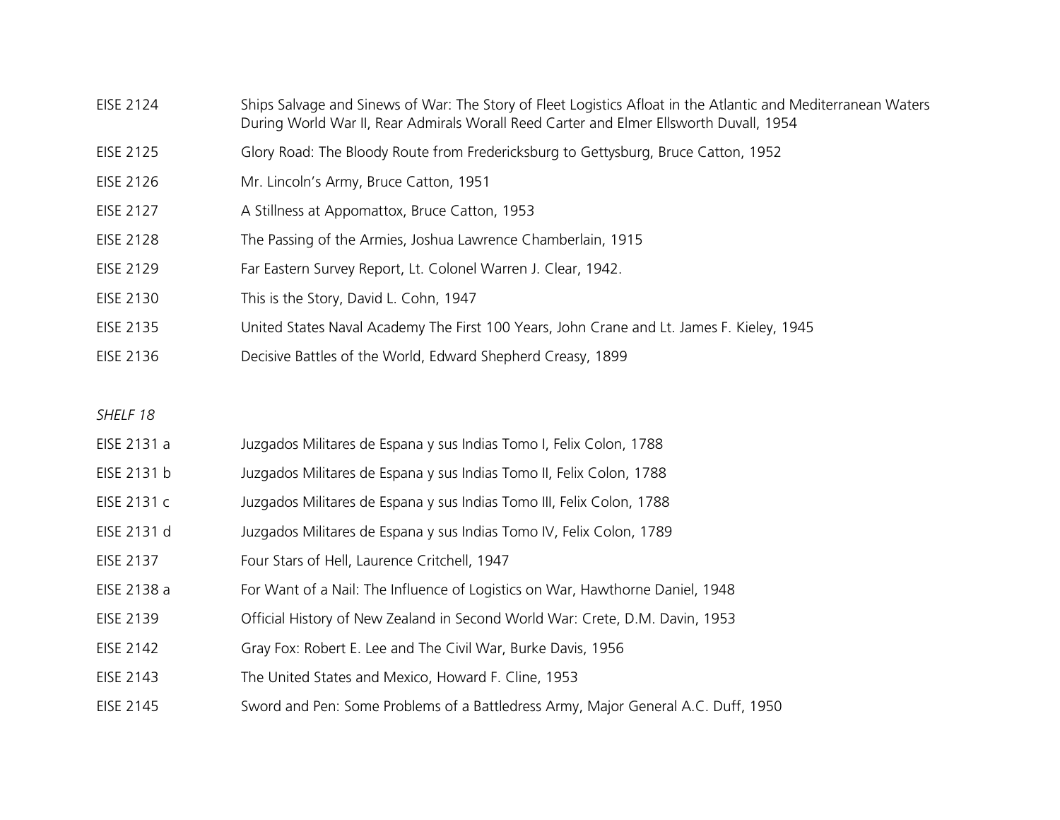| | |
|---|---|
| EISE 2124 | Ships Salvage and Sinews of War: The Story of Fleet Logistics Afloat in the Atlantic and Mediterranean Waters During World War II, Rear Admirals Worall Reed Carter and Elmer Ellsworth Duvall, 1954 |
| EISE 2125 | Glory Road: The Bloody Route from Fredericksburg to Gettysburg, Bruce Catton, 1952 |
| EISE 2126 | Mr. Lincoln's Army, Bruce Catton, 1951 |
| EISE 2127 | A Stillness at Appomattox, Bruce Catton, 1953 |
| EISE 2128 | The Passing of the Armies, Joshua Lawrence Chamberlain, 1915 |
| EISE 2129 | Far Eastern Survey Report, Lt. Colonel Warren J. Clear, 1942. |
| EISE 2130 | This is the Story, David L. Cohn, 1947 |
| EISE 2135 | United States Naval Academy The First 100 Years, John Crane and Lt. James F. Kieley, 1945 |
| EISE 2136 | Decisive Battles of the World, Edward Shepherd Creasy, 1899 |

*SHELF 18*

| | |
|---|---|
| EISE 2131 a | Juzgados Militares de Espana y sus Indias Tomo I, Felix Colon, 1788 |
| EISE 2131 b | Juzgados Militares de Espana y sus Indias Tomo II, Felix Colon, 1788 |
| EISE 2131 c | Juzgados Militares de Espana y sus Indias Tomo III, Felix Colon, 1788 |
| EISE 2131 d | Juzgados Militares de Espana y sus Indias Tomo IV, Felix Colon, 1789 |
| EISE 2137 | Four Stars of Hell, Laurence Critchell, 1947 |
| EISE 2138 a | For Want of a Nail: The Influence of Logistics on War, Hawthorne Daniel, 1948 |
| EISE 2139 | Official History of New Zealand in Second World War: Crete, D.M. Davin, 1953 |
| EISE 2142 | Gray Fox: Robert E. Lee and The Civil War, Burke Davis, 1956 |
| EISE 2143 | The United States and Mexico, Howard F. Cline, 1953 |
| EISE 2145 | Sword and Pen: Some Problems of a Battledress Army, Major General A.C. Duff, 1950 |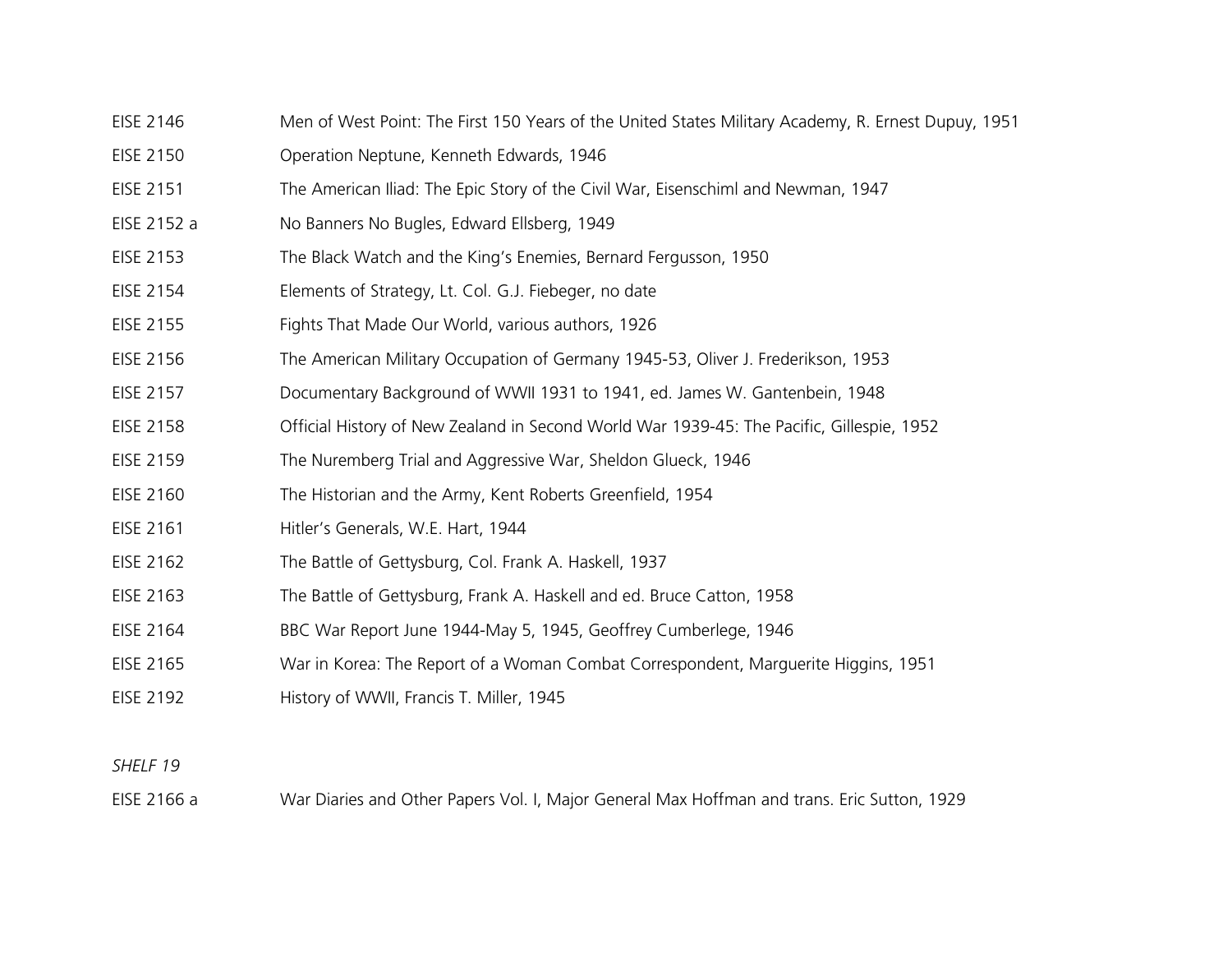| | |
|---|---|
| EISE 2146 | Men of West Point: The First 150 Years of the United States Military Academy, R. Ernest Dupuy, 1951 |
| EISE 2150 | Operation Neptune, Kenneth Edwards, 1946 |
| EISE 2151 | The American Iliad: The Epic Story of the Civil War, Eisenschiml and Newman, 1947 |
| EISE 2152 a | No Banners No Bugles, Edward Ellsberg, 1949 |
| EISE 2153 | The Black Watch and the King's Enemies, Bernard Fergusson, 1950 |
| EISE 2154 | Elements of Strategy, Lt. Col. G.J. Fiebeger, no date |
| EISE 2155 | Fights That Made Our World, various authors, 1926 |
| EISE 2156 | The American Military Occupation of Germany 1945-53, Oliver J. Frederikson, 1953 |
| EISE 2157 | Documentary Background of WWII 1931 to 1941, ed. James W. Gantenbein, 1948 |
| EISE 2158 | Official History of New Zealand in Second World War 1939-45: The Pacific, Gillespie, 1952 |
| EISE 2159 | The Nuremberg Trial and Aggressive War, Sheldon Glueck, 1946 |
| EISE 2160 | The Historian and the Army, Kent Roberts Greenfield, 1954 |
| EISE 2161 | Hitler's Generals, W.E. Hart, 1944 |
| EISE 2162 | The Battle of Gettysburg, Col. Frank A. Haskell, 1937 |
| EISE 2163 | The Battle of Gettysburg, Frank A. Haskell and ed. Bruce Catton, 1958 |
| EISE 2164 | BBC War Report June 1944-May 5, 1945, Geoffrey Cumberlege, 1946 |
| EISE 2165 | War in Korea: The Report of a Woman Combat Correspondent, Marguerite Higgins, 1951 |
| EISE 2192 | History of WWII, Francis T. Miller, 1945 |

*SHELF 19*

| | |
|---|---|
| EISE 2166 a | War Diaries and Other Papers Vol. I, Major General Max Hoffman and trans. Eric Sutton, 1929 |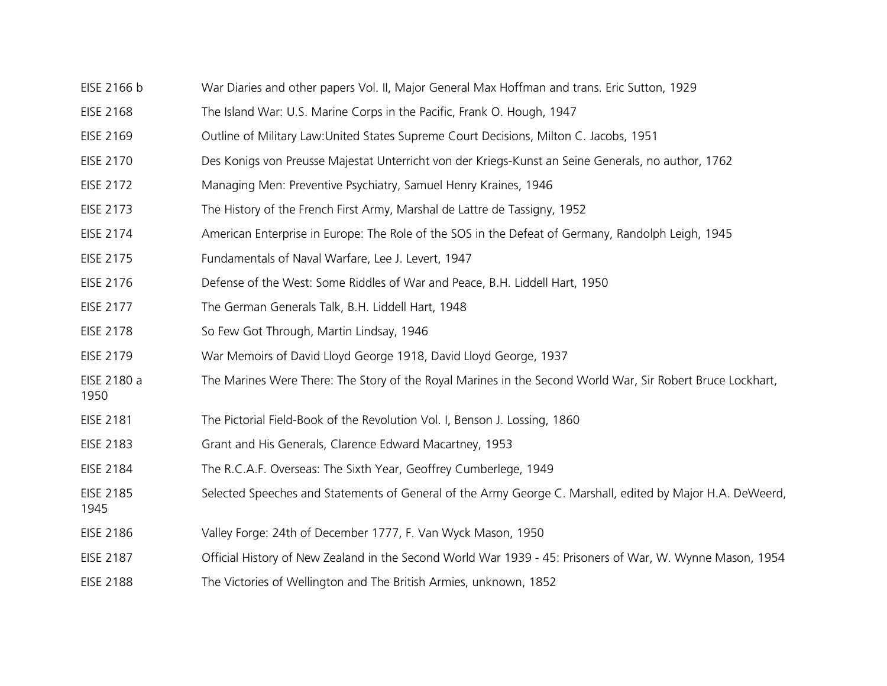| | |
|---|---|
| EISE 2166 b | War Diaries and other papers Vol. II, Major General Max Hoffman and trans. Eric Sutton, 1929 |
| EISE 2168 | The Island War: U.S. Marine Corps in the Pacific, Frank O. Hough, 1947 |
| EISE 2169 | Outline of Military Law:United States Supreme Court Decisions, Milton C. Jacobs, 1951 |
| EISE 2170 | Des Konigs von Preusse Majestat Unterricht von der Kriegs-Kunst an Seine Generals, no author, 1762 |
| EISE 2172 | Managing Men: Preventive Psychiatry, Samuel Henry Kraines, 1946 |
| EISE 2173 | The History of the French First Army, Marshal de Lattre de Tassigny, 1952 |
| EISE 2174 | American Enterprise in Europe: The Role of the SOS in the Defeat of Germany, Randolph Leigh, 1945 |
| EISE 2175 | Fundamentals of Naval Warfare, Lee J. Levert, 1947 |
| EISE 2176 | Defense of the West: Some Riddles of War and Peace, B.H. Liddell Hart, 1950 |
| EISE 2177 | The German Generals Talk, B.H. Liddell Hart, 1948 |
| EISE 2178 | So Few Got Through, Martin Lindsay, 1946 |
| EISE 2179 | War Memoirs of David Lloyd George 1918, David Lloyd George, 1937 |
| EISE 2180 a | The Marines Were There: The Story of the Royal Marines in the Second World War, Sir Robert Bruce Lockhart, 1950 |
| EISE 2181 | The Pictorial Field-Book of the Revolution Vol. I, Benson J. Lossing, 1860 |
| EISE 2183 | Grant and His Generals, Clarence Edward Macartney, 1953 |
| EISE 2184 | The R.C.A.F. Overseas: The Sixth Year, Geoffrey Cumberlege, 1949 |
| EISE 2185 | Selected Speeches and Statements of General of the Army George C. Marshall, edited by Major H.A. DeWeerd, 1945 |
| EISE 2186 | Valley Forge: 24th of December 1777, F. Van Wyck Mason, 1950 |
| EISE 2187 | Official History of New Zealand in the Second World War 1939 - 45: Prisoners of War, W. Wynne Mason, 1954 |
| EISE 2188 | The Victories of Wellington and The British Armies, unknown, 1852 |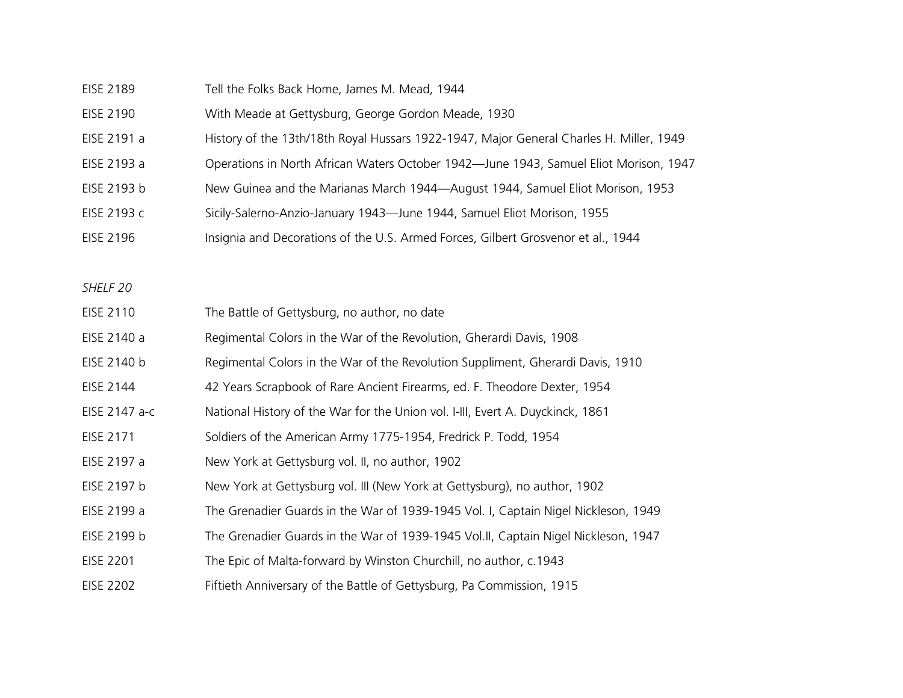| | |
|---|---|
| EISE 2189 | Tell the Folks Back Home, James M. Mead, 1944 |
| EISE 2190 | With Meade at Gettysburg, George Gordon Meade, 1930 |
| EISE 2191 a | History of the 13th/18th Royal Hussars 1922-1947, Major General Charles H. Miller, 1949 |
| EISE 2193 a | Operations in North African Waters October 1942—June 1943, Samuel Eliot Morison, 1947 |
| EISE 2193 b | New Guinea and the Marianas March 1944—August 1944, Samuel Eliot Morison, 1953 |
| EISE 2193 c | Sicily-Salerno-Anzio-January 1943—June 1944, Samuel Eliot Morison, 1955 |
| EISE 2196 | Insignia and Decorations of the U.S. Armed Forces, Gilbert Grosvenor et al., 1944 |

*SHELF 20*

| | |
|---|---|
| EISE 2110 | The Battle of Gettysburg, no author, no date |
| EISE 2140 a | Regimental Colors in the War of the Revolution, Gherardi Davis, 1908 |
| EISE 2140 b | Regimental Colors in the War of the Revolution Suppliment, Gherardi Davis, 1910 |
| EISE 2144 | 42 Years Scrapbook of Rare Ancient Firearms, ed. F. Theodore Dexter, 1954 |
| EISE 2147 a-c | National History of the War for the Union vol. I-III, Evert A. Duyckinck, 1861 |
| EISE 2171 | Soldiers of the American Army 1775-1954, Fredrick P. Todd, 1954 |
| EISE 2197 a | New York at Gettysburg vol. II, no author, 1902 |
| EISE 2197 b | New York at Gettysburg vol. III (New York at Gettysburg), no author, 1902 |
| EISE 2199 a | The Grenadier Guards in the War of 1939-1945 Vol. I, Captain Nigel Nickleson, 1949 |
| EISE 2199 b | The Grenadier Guards in the War of 1939-1945 Vol.II, Captain Nigel Nickleson, 1947 |
| EISE 2201 | The Epic of Malta-forward by Winston Churchill, no author, c.1943 |
| EISE 2202 | Fiftieth Anniversary of the Battle of Gettysburg, Pa Commission, 1915 |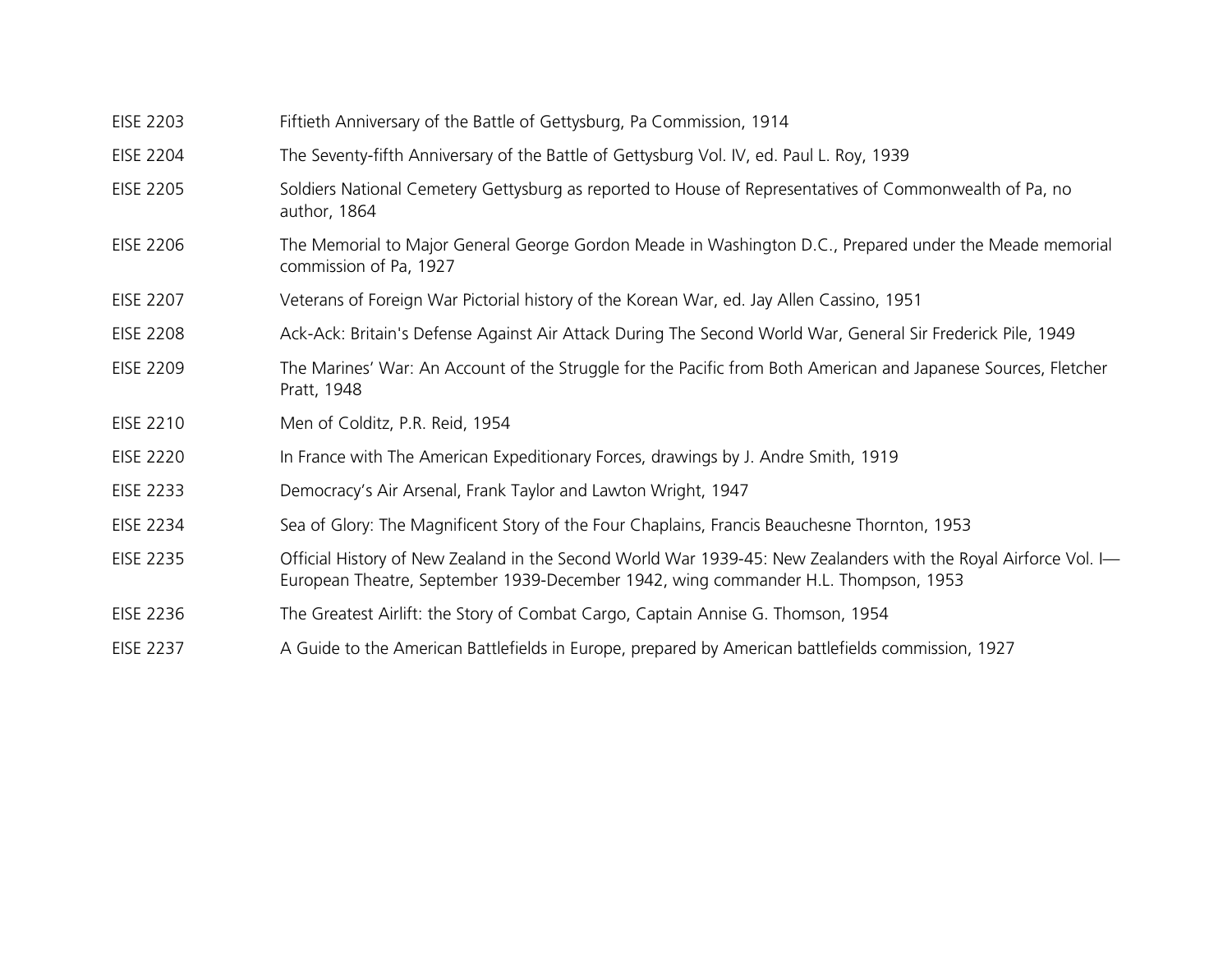| | |
|---|---|
| EISE 2203 | Fiftieth Anniversary of the Battle of Gettysburg, Pa Commission, 1914 |
| EISE 2204 | The Seventy-fifth Anniversary of the Battle of Gettysburg Vol. IV, ed. Paul L. Roy, 1939 |
| EISE 2205 | Soldiers National Cemetery Gettysburg as reported to House of Representatives of Commonwealth of Pa, no author, 1864 |
| EISE 2206 | The Memorial to Major General George Gordon Meade in Washington D.C., Prepared under the Meade memorial commission of Pa, 1927 |
| EISE 2207 | Veterans of Foreign War Pictorial history of the Korean War, ed. Jay Allen Cassino, 1951 |
| EISE 2208 | Ack-Ack: Britain's Defense Against Air Attack During The Second World War, General Sir Frederick Pile, 1949 |
| EISE 2209 | The Marines' War: An Account of the Struggle for the Pacific from Both American and Japanese Sources, Fletcher Pratt, 1948 |
| EISE 2210 | Men of Colditz, P.R. Reid, 1954 |
| EISE 2220 | In France with The American Expeditionary Forces, drawings by J. Andre Smith, 1919 |
| EISE 2233 | Democracy's Air Arsenal, Frank Taylor and Lawton Wright, 1947 |
| EISE 2234 | Sea of Glory: The Magnificent Story of the Four Chaplains, Francis Beauchesne Thornton, 1953 |
| EISE 2235 | Official History of New Zealand in the Second World War 1939-45: New Zealanders with the Royal Airforce Vol. I—European Theatre, September 1939-December 1942, wing commander H.L. Thompson, 1953 |
| EISE 2236 | The Greatest Airlift: the Story of Combat Cargo, Captain Annise G. Thomson, 1954 |
| EISE 2237 | A Guide to the American Battlefields in Europe, prepared by American battlefields commission, 1927 |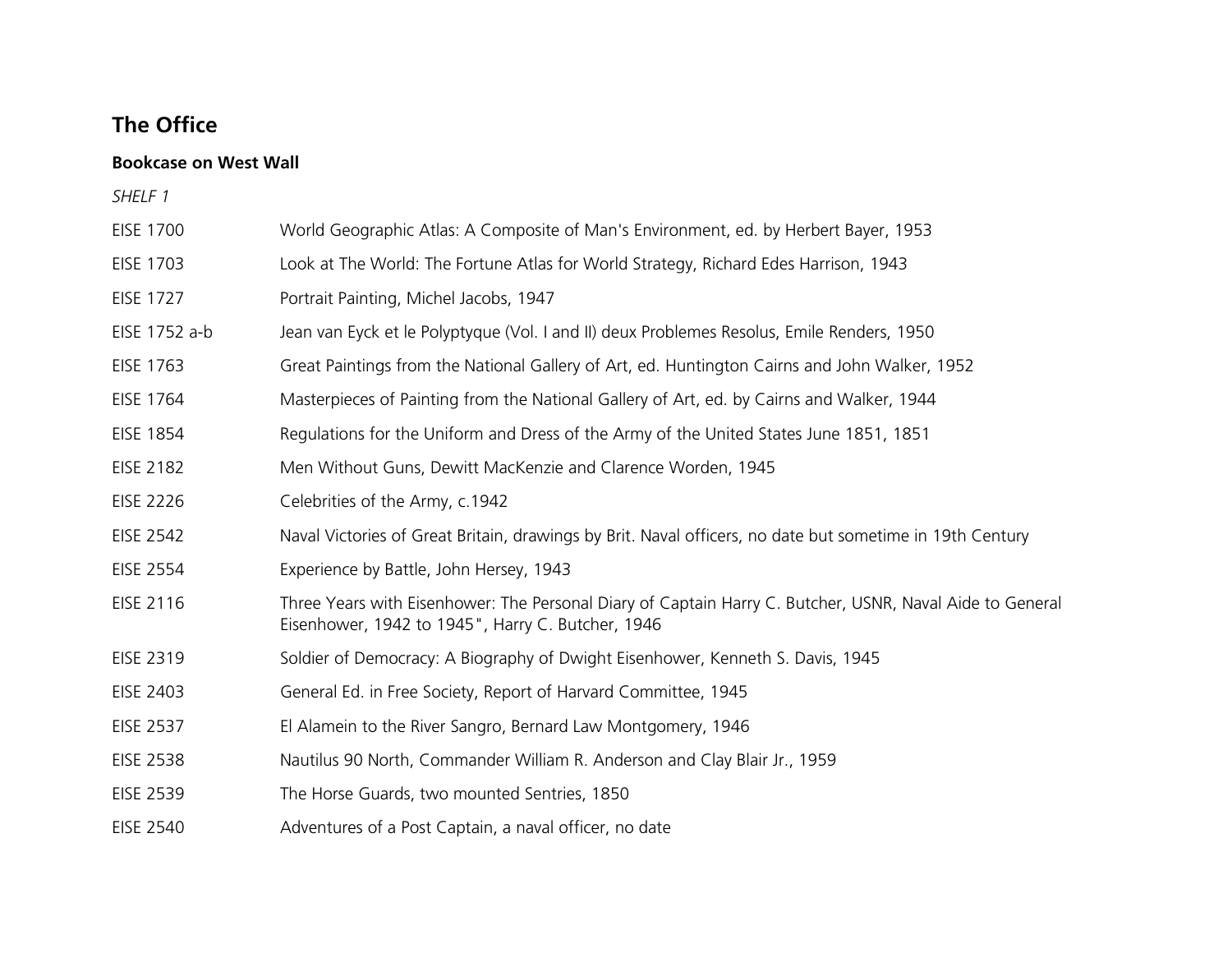## The Office

### Bookcase on West Wall

*SHELF 1*

| | |
|---|---|
| EISE 1700 | World Geographic Atlas: A Composite of Man's Environment, ed. by Herbert Bayer, 1953 |
| EISE 1703 | Look at The World: The Fortune Atlas for World Strategy, Richard Edes Harrison, 1943 |
| EISE 1727 | Portrait Painting, Michel Jacobs, 1947 |
| EISE 1752 a-b | Jean van Eyck et le Polyptyque (Vol. I and II) deux Problemes Resolus, Emile Renders, 1950 |
| EISE 1763 | Great Paintings from the National Gallery of Art, ed. Huntington Cairns and John Walker, 1952 |
| EISE 1764 | Masterpieces of Painting from the National Gallery of Art, ed. by Cairns and Walker, 1944 |
| EISE 1854 | Regulations for the Uniform and Dress of the Army of the United States June 1851, 1851 |
| EISE 2182 | Men Without Guns, Dewitt MacKenzie and Clarence Worden, 1945 |
| EISE 2226 | Celebrities of the Army, c.1942 |
| EISE 2542 | Naval Victories of Great Britain, drawings by Brit. Naval officers, no date but sometime in 19th Century |
| EISE 2554 | Experience by Battle, John Hersey, 1943 |
| EISE 2116 | Three Years with Eisenhower: The Personal Diary of Captain Harry C. Butcher, USNR, Naval Aide to General Eisenhower, 1942 to 1945", Harry C. Butcher, 1946 |
| EISE 2319 | Soldier of Democracy: A Biography of Dwight Eisenhower, Kenneth S. Davis, 1945 |
| EISE 2403 | General Ed. in Free Society, Report of Harvard Committee, 1945 |
| EISE 2537 | El Alamein to the River Sangro, Bernard Law Montgomery, 1946 |
| EISE 2538 | Nautilus 90 North, Commander William R. Anderson and Clay Blair Jr., 1959 |
| EISE 2539 | The Horse Guards, two mounted Sentries, 1850 |
| EISE 2540 | Adventures of a Post Captain, a naval officer, no date |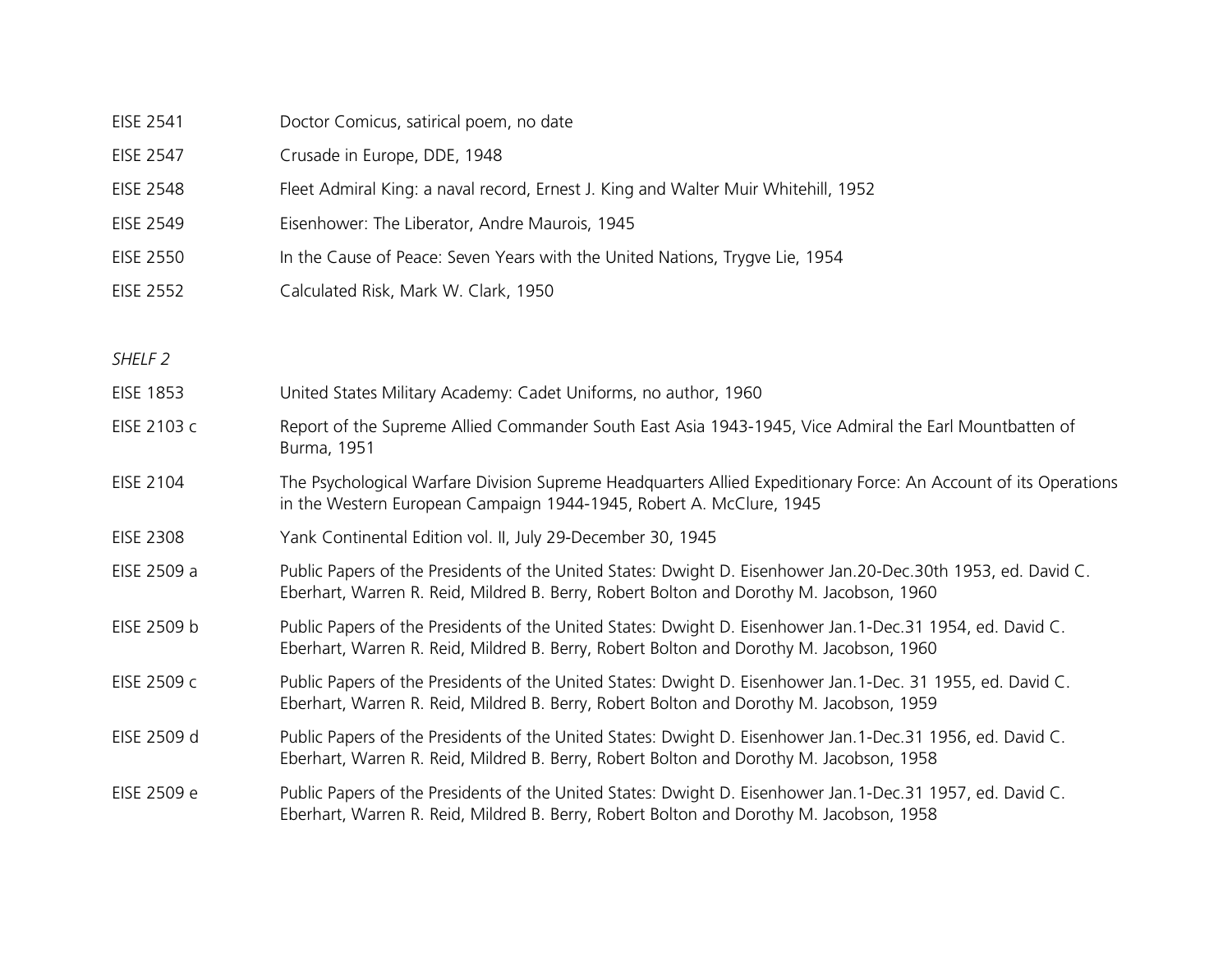| | |
|---|---|
| EISE 2541 | Doctor Comicus, satirical poem, no date |
| EISE 2547 | Crusade in Europe, DDE, 1948 |
| EISE 2548 | Fleet Admiral King: a naval record, Ernest J. King and Walter Muir Whitehill, 1952 |
| EISE 2549 | Eisenhower: The Liberator, Andre Maurois, 1945 |
| EISE 2550 | In the Cause of Peace: Seven Years with the United Nations, Trygve Lie, 1954 |
| EISE 2552 | Calculated Risk, Mark W. Clark, 1950 |

*SHELF 2*

| | |
|---|---|
| EISE 1853 | United States Military Academy: Cadet Uniforms, no author, 1960 |
| EISE 2103 c | Report of the Supreme Allied Commander South East Asia 1943-1945, Vice Admiral the Earl Mountbatten of Burma, 1951 |
| EISE 2104 | The Psychological Warfare Division Supreme Headquarters Allied Expeditionary Force: An Account of its Operations in the Western European Campaign 1944-1945, Robert A. McClure, 1945 |
| EISE 2308 | Yank Continental Edition vol. II, July 29-December 30, 1945 |
| EISE 2509 a | Public Papers of the Presidents of the United States: Dwight D. Eisenhower Jan.20-Dec.30th 1953, ed. David C. Eberhart, Warren R. Reid, Mildred B. Berry, Robert Bolton and Dorothy M. Jacobson, 1960 |
| EISE 2509 b | Public Papers of the Presidents of the United States: Dwight D. Eisenhower Jan.1-Dec.31 1954, ed. David C. Eberhart, Warren R. Reid, Mildred B. Berry, Robert Bolton and Dorothy M. Jacobson, 1960 |
| EISE 2509 c | Public Papers of the Presidents of the United States: Dwight D. Eisenhower Jan.1-Dec. 31 1955, ed. David C. Eberhart, Warren R. Reid, Mildred B. Berry, Robert Bolton and Dorothy M. Jacobson, 1959 |
| EISE 2509 d | Public Papers of the Presidents of the United States: Dwight D. Eisenhower Jan.1-Dec.31 1956, ed. David C. Eberhart, Warren R. Reid, Mildred B. Berry, Robert Bolton and Dorothy M. Jacobson, 1958 |
| EISE 2509 e | Public Papers of the Presidents of the United States: Dwight D. Eisenhower Jan.1-Dec.31 1957, ed. David C. Eberhart, Warren R. Reid, Mildred B. Berry, Robert Bolton and Dorothy M. Jacobson, 1958 |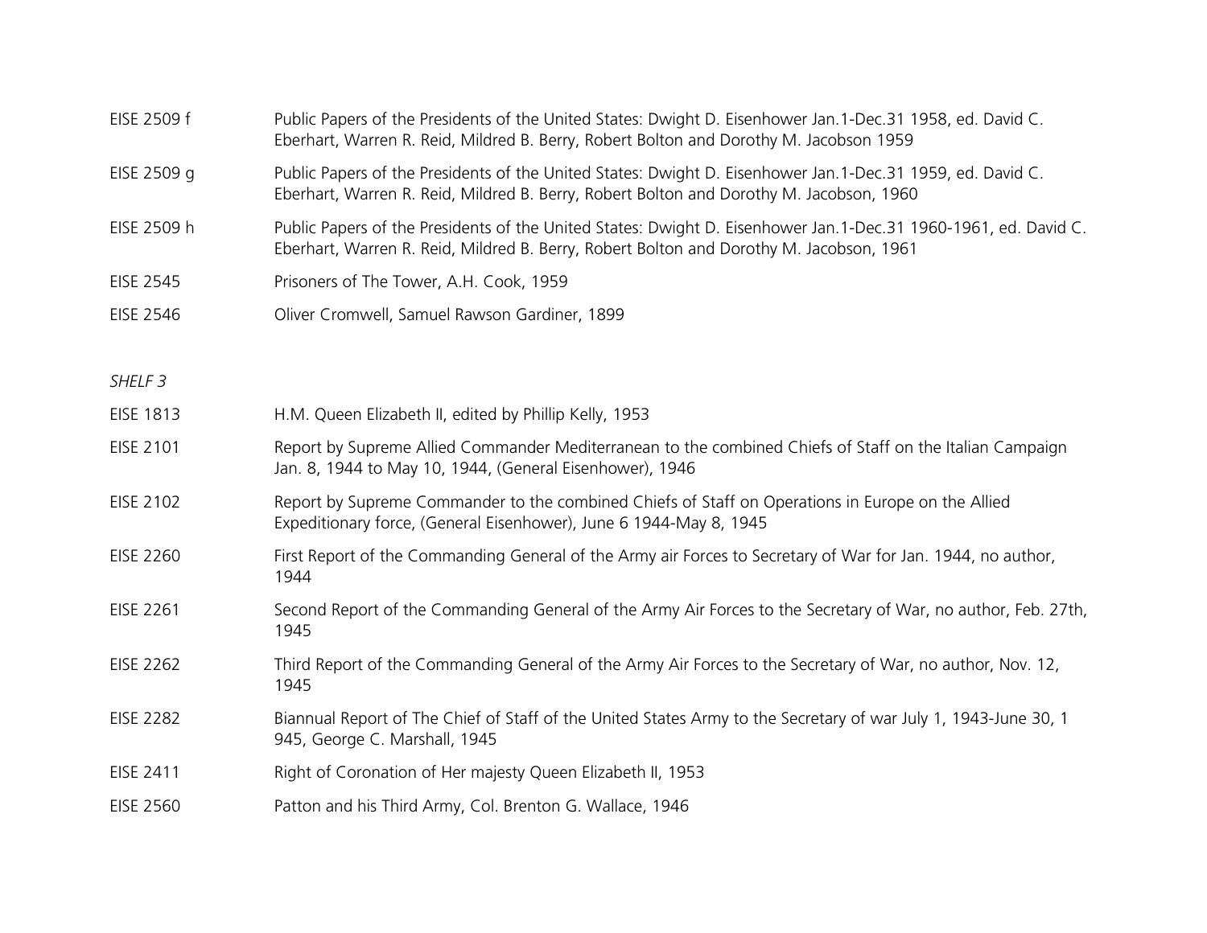| | |
|---|---|
| EISE 2509 f | Public Papers of the Presidents of the United States: Dwight D. Eisenhower Jan.1-Dec.31 1958, ed. David C. Eberhart, Warren R. Reid, Mildred B. Berry, Robert Bolton and Dorothy M. Jacobson 1959 |
| EISE 2509 g | Public Papers of the Presidents of the United States: Dwight D. Eisenhower Jan.1-Dec.31 1959, ed. David C. Eberhart, Warren R. Reid, Mildred B. Berry, Robert Bolton and Dorothy M. Jacobson, 1960 |
| EISE 2509 h | Public Papers of the Presidents of the United States: Dwight D. Eisenhower Jan.1-Dec.31 1960-1961, ed. David C. Eberhart, Warren R. Reid, Mildred B. Berry, Robert Bolton and Dorothy M. Jacobson, 1961 |
| EISE 2545 | Prisoners of The Tower, A.H. Cook, 1959 |
| EISE 2546 | Oliver Cromwell, Samuel Rawson Gardiner, 1899 |

*SHELF 3*

| | |
|---|---|
| EISE 1813 | H.M. Queen Elizabeth II, edited by Phillip Kelly, 1953 |
| EISE 2101 | Report by Supreme Allied Commander Mediterranean to the combined Chiefs of Staff on the Italian Campaign Jan. 8, 1944 to May 10, 1944, (General Eisenhower), 1946 |
| EISE 2102 | Report by Supreme Commander to the combined Chiefs of Staff on Operations in Europe on the Allied Expeditionary force, (General Eisenhower), June 6 1944-May 8, 1945 |
| EISE 2260 | First Report of the Commanding General of the Army air Forces to Secretary of War for Jan. 1944, no author, 1944 |
| EISE 2261 | Second Report of the Commanding General of the Army Air Forces to the Secretary of War, no author, Feb. 27th, 1945 |
| EISE 2262 | Third Report of the Commanding General of the Army Air Forces to the Secretary of War, no author, Nov. 12, 1945 |
| EISE 2282 | Biannual Report of The Chief of Staff of the United States Army to the Secretary of war July 1, 1943-June 30, 1 945, George C. Marshall, 1945 |
| EISE 2411 | Right of Coronation of Her majesty Queen Elizabeth II, 1953 |
| EISE 2560 | Patton and his Third Army, Col. Brenton G. Wallace, 1946 |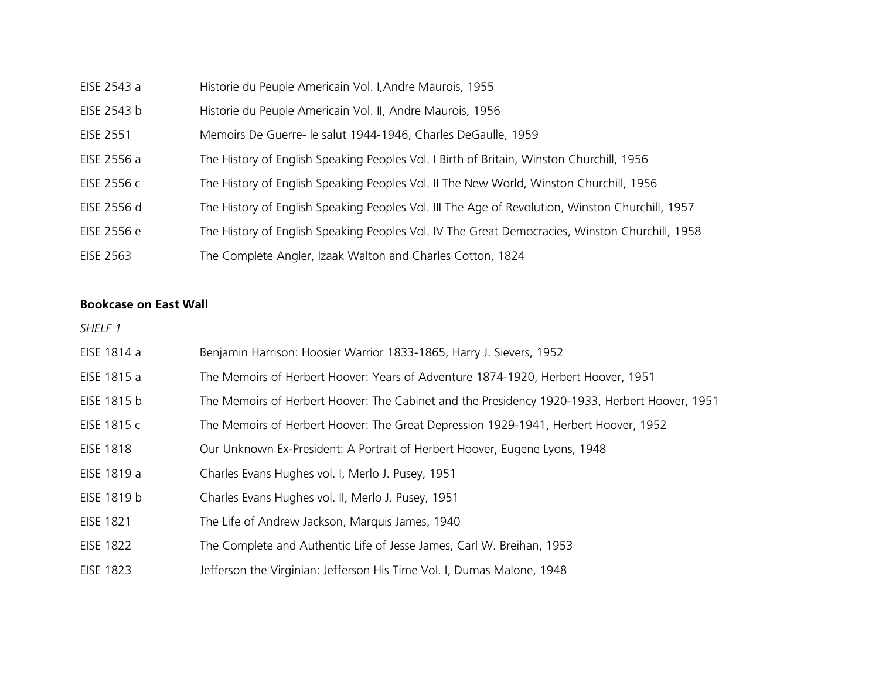| | |
|---|---|
| EISE 2543 a | Historie du Peuple Americain Vol. I,Andre Maurois, 1955 |
| EISE 2543 b | Historie du Peuple Americain Vol. II, Andre Maurois, 1956 |
| EISE 2551 | Memoirs De Guerre- le salut 1944-1946, Charles DeGaulle, 1959 |
| EISE 2556 a | The History of English Speaking Peoples Vol. I Birth of Britain, Winston Churchill, 1956 |
| EISE 2556 c | The History of English Speaking Peoples Vol. II The New World, Winston Churchill, 1956 |
| EISE 2556 d | The History of English Speaking Peoples Vol. III The Age of Revolution, Winston Churchill, 1957 |
| EISE 2556 e | The History of English Speaking Peoples Vol. IV The Great Democracies, Winston Churchill, 1958 |
| EISE 2563 | The Complete Angler, Izaak Walton and Charles Cotton, 1824 |

**Bookcase on East Wall**

*SHELF 1*

| | |
|---|---|
| EISE 1814 a | Benjamin Harrison: Hoosier Warrior 1833-1865, Harry J. Sievers, 1952 |
| EISE 1815 a | The Memoirs of Herbert Hoover: Years of Adventure 1874-1920, Herbert Hoover, 1951 |
| EISE 1815 b | The Memoirs of Herbert Hoover: The Cabinet and the Presidency 1920-1933, Herbert Hoover, 1951 |
| EISE 1815 c | The Memoirs of Herbert Hoover: The Great Depression 1929-1941, Herbert Hoover, 1952 |
| EISE 1818 | Our Unknown Ex-President: A Portrait of Herbert Hoover, Eugene Lyons, 1948 |
| EISE 1819 a | Charles Evans Hughes vol. I, Merlo J. Pusey, 1951 |
| EISE 1819 b | Charles Evans Hughes vol. II, Merlo J. Pusey, 1951 |
| EISE 1821 | The Life of Andrew Jackson, Marquis James, 1940 |
| EISE 1822 | The Complete and Authentic Life of Jesse James, Carl W. Breihan, 1953 |
| EISE 1823 | Jefferson the Virginian: Jefferson His Time Vol. I, Dumas Malone, 1948 |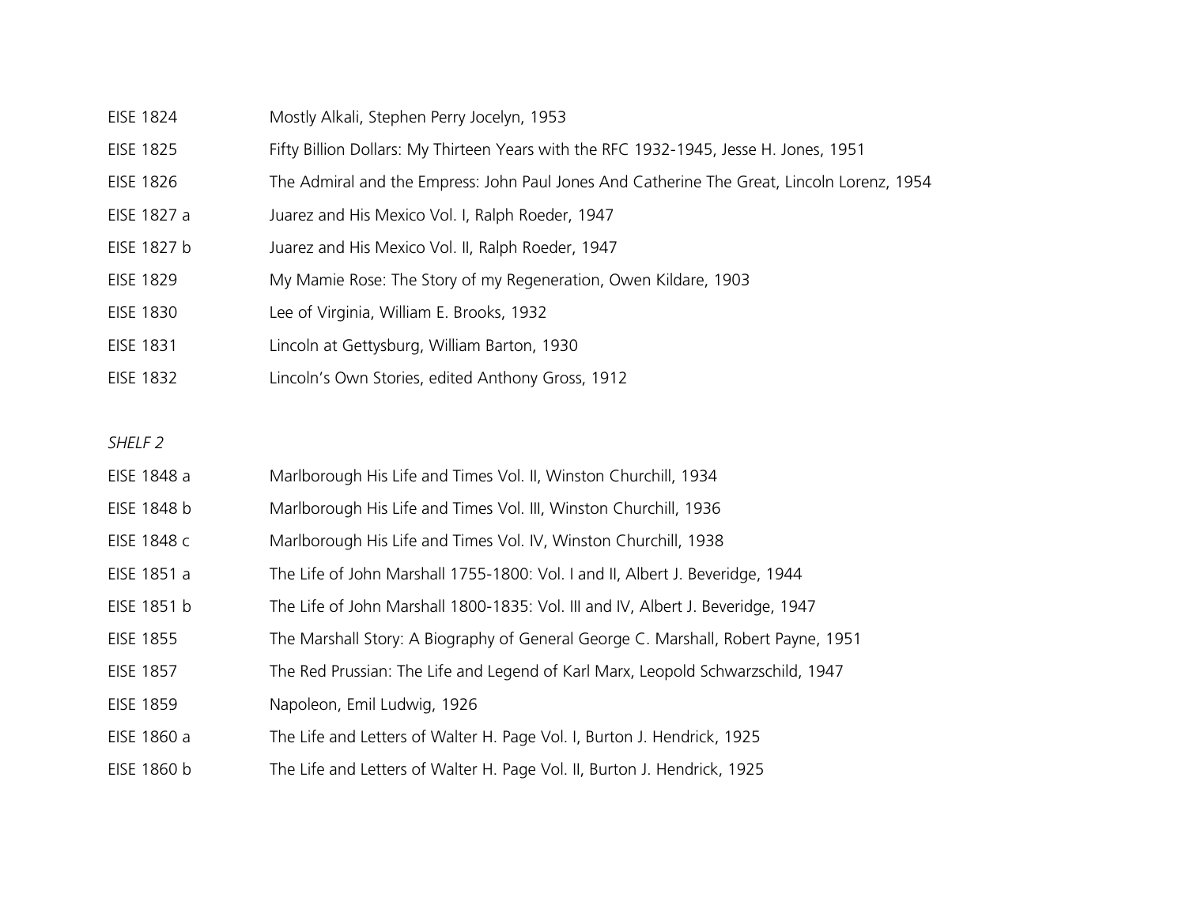| | |
|---|---|
| EISE 1824 | Mostly Alkali, Stephen Perry Jocelyn, 1953 |
| EISE 1825 | Fifty Billion Dollars: My Thirteen Years with the RFC 1932-1945, Jesse H. Jones, 1951 |
| EISE 1826 | The Admiral and the Empress: John Paul Jones And Catherine The Great, Lincoln Lorenz, 1954 |
| EISE 1827 a | Juarez and His Mexico Vol. I, Ralph Roeder, 1947 |
| EISE 1827 b | Juarez and His Mexico Vol. II, Ralph Roeder, 1947 |
| EISE 1829 | My Mamie Rose: The Story of my Regeneration, Owen Kildare, 1903 |
| EISE 1830 | Lee of Virginia, William E. Brooks, 1932 |
| EISE 1831 | Lincoln at Gettysburg, William Barton, 1930 |
| EISE 1832 | Lincoln's Own Stories, edited Anthony Gross, 1912 |

*SHELF 2*

| | |
|---|---|
| EISE 1848 a | Marlborough His Life and Times Vol. II, Winston Churchill, 1934 |
| EISE 1848 b | Marlborough His Life and Times Vol. III, Winston Churchill, 1936 |
| EISE 1848 c | Marlborough His Life and Times Vol. IV, Winston Churchill, 1938 |
| EISE 1851 a | The Life of John Marshall 1755-1800: Vol. I and II, Albert J. Beveridge, 1944 |
| EISE 1851 b | The Life of John Marshall 1800-1835: Vol. III and IV, Albert J. Beveridge, 1947 |
| EISE 1855 | The Marshall Story: A Biography of General George C. Marshall, Robert Payne, 1951 |
| EISE 1857 | The Red Prussian: The Life and Legend of Karl Marx, Leopold Schwarzschild, 1947 |
| EISE 1859 | Napoleon, Emil Ludwig, 1926 |
| EISE 1860 a | The Life and Letters of Walter H. Page Vol. I, Burton J. Hendrick, 1925 |
| EISE 1860 b | The Life and Letters of Walter H. Page Vol. II, Burton J. Hendrick, 1925 |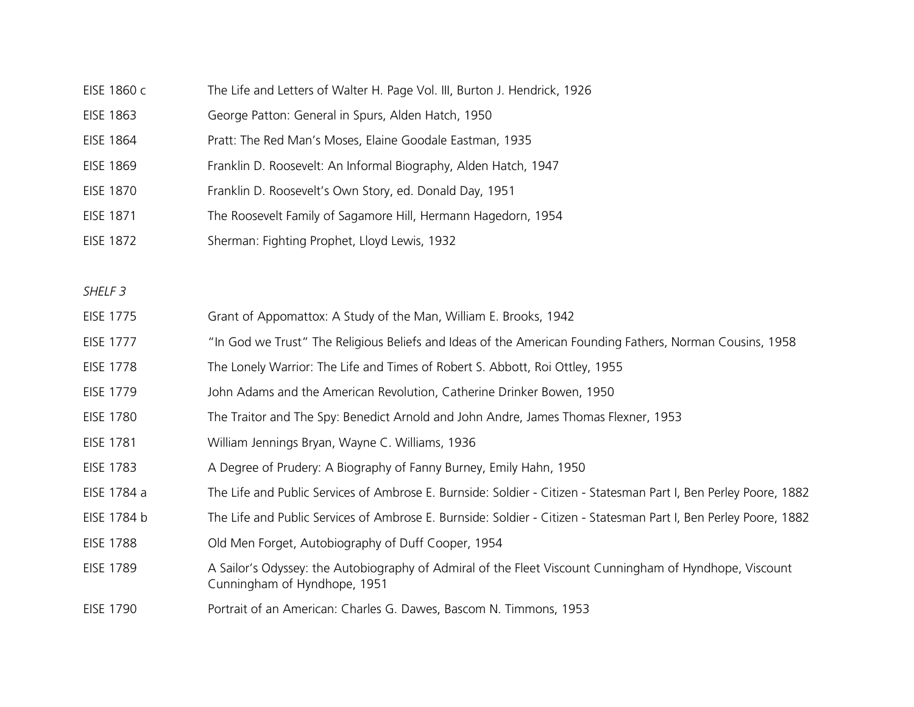| | |
|---|---|
| EISE 1860 c | The Life and Letters of Walter H. Page Vol. III, Burton J. Hendrick, 1926 |
| EISE 1863 | George Patton: General in Spurs, Alden Hatch, 1950 |
| EISE 1864 | Pratt: The Red Man's Moses, Elaine Goodale Eastman, 1935 |
| EISE 1869 | Franklin D. Roosevelt: An Informal Biography, Alden Hatch, 1947 |
| EISE 1870 | Franklin D. Roosevelt's Own Story, ed. Donald Day, 1951 |
| EISE 1871 | The Roosevelt Family of Sagamore Hill, Hermann Hagedorn, 1954 |
| EISE 1872 | Sherman: Fighting Prophet, Lloyd Lewis, 1932 |

*SHELF 3*

| | |
|---|---|
| EISE 1775 | Grant of Appomattox: A Study of the Man, William E. Brooks, 1942 |
| EISE 1777 | "In God we Trust" The Religious Beliefs and Ideas of the American Founding Fathers, Norman Cousins, 1958 |
| EISE 1778 | The Lonely Warrior: The Life and Times of Robert S. Abbott, Roi Ottley, 1955 |
| EISE 1779 | John Adams and the American Revolution, Catherine Drinker Bowen, 1950 |
| EISE 1780 | The Traitor and The Spy: Benedict Arnold and John Andre, James Thomas Flexner, 1953 |
| EISE 1781 | William Jennings Bryan, Wayne C. Williams, 1936 |
| EISE 1783 | A Degree of Prudery: A Biography of Fanny Burney, Emily Hahn, 1950 |
| EISE 1784 a | The Life and Public Services of Ambrose E. Burnside: Soldier - Citizen - Statesman Part I, Ben Perley Poore, 1882 |
| EISE 1784 b | The Life and Public Services of Ambrose E. Burnside: Soldier - Citizen - Statesman Part I, Ben Perley Poore, 1882 |
| EISE 1788 | Old Men Forget, Autobiography of Duff Cooper, 1954 |
| EISE 1789 | A Sailor's Odyssey: the Autobiography of Admiral of the Fleet Viscount Cunningham of Hyndhope, Viscount Cunningham of Hyndhope, 1951 |
| EISE 1790 | Portrait of an American: Charles G. Dawes, Bascom N. Timmons, 1953 |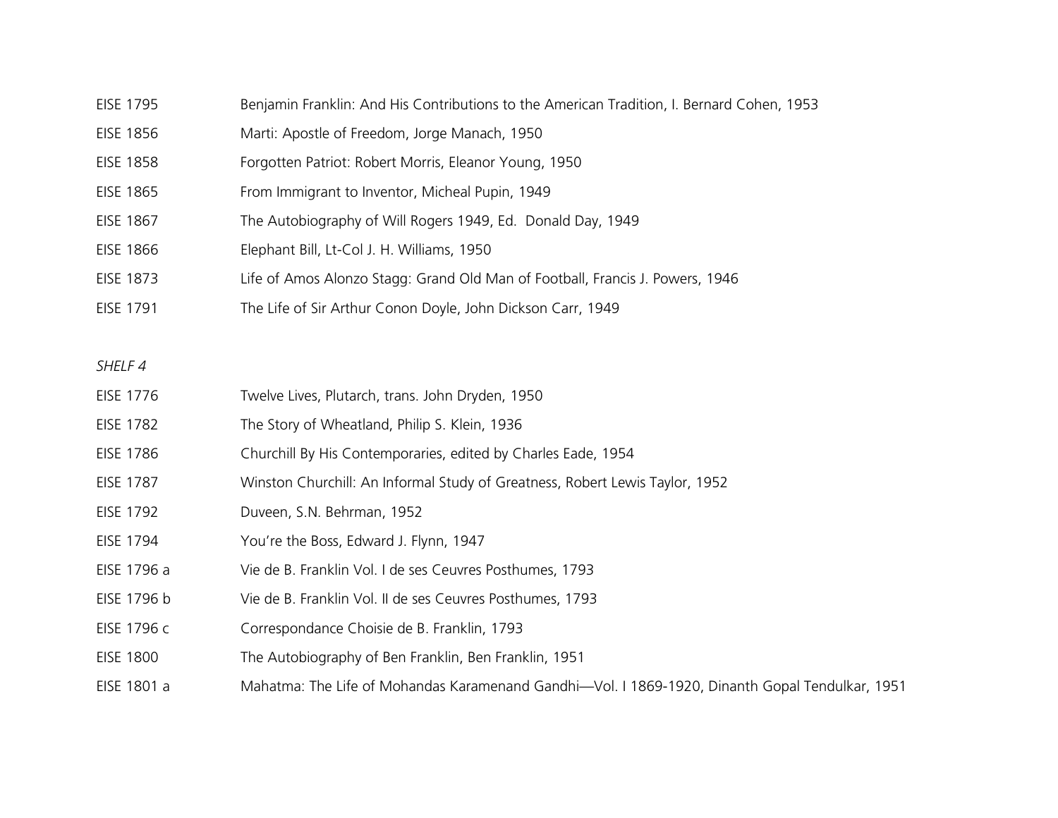| | |
|---|---|
| EISE 1795 | Benjamin Franklin: And His Contributions to the American Tradition, I. Bernard Cohen, 1953 |
| EISE 1856 | Marti: Apostle of Freedom, Jorge Manach, 1950 |
| EISE 1858 | Forgotten Patriot: Robert Morris, Eleanor Young, 1950 |
| EISE 1865 | From Immigrant to Inventor, Micheal Pupin, 1949 |
| EISE 1867 | The Autobiography of Will Rogers 1949, Ed. Donald Day, 1949 |
| EISE 1866 | Elephant Bill, Lt-Col J. H. Williams, 1950 |
| EISE 1873 | Life of Amos Alonzo Stagg: Grand Old Man of Football, Francis J. Powers, 1946 |
| EISE 1791 | The Life of Sir Arthur Conon Doyle, John Dickson Carr, 1949 |

*SHELF 4*

| | |
|---|---|
| EISE 1776 | Twelve Lives, Plutarch, trans. John Dryden, 1950 |
| EISE 1782 | The Story of Wheatland, Philip S. Klein, 1936 |
| EISE 1786 | Churchill By His Contemporaries, edited by Charles Eade, 1954 |
| EISE 1787 | Winston Churchill: An Informal Study of Greatness, Robert Lewis Taylor, 1952 |
| EISE 1792 | Duveen, S.N. Behrman, 1952 |
| EISE 1794 | You're the Boss, Edward J. Flynn, 1947 |
| EISE 1796 a | Vie de B. Franklin Vol. I de ses Ceuvres Posthumes, 1793 |
| EISE 1796 b | Vie de B. Franklin Vol. II de ses Ceuvres Posthumes, 1793 |
| EISE 1796 c | Correspondance Choisie de B. Franklin, 1793 |
| EISE 1800 | The Autobiography of Ben Franklin, Ben Franklin, 1951 |
| EISE 1801 a | Mahatma: The Life of Mohandas Karamenand Gandhi—Vol. I 1869-1920, Dinanth Gopal Tendulkar, 1951 |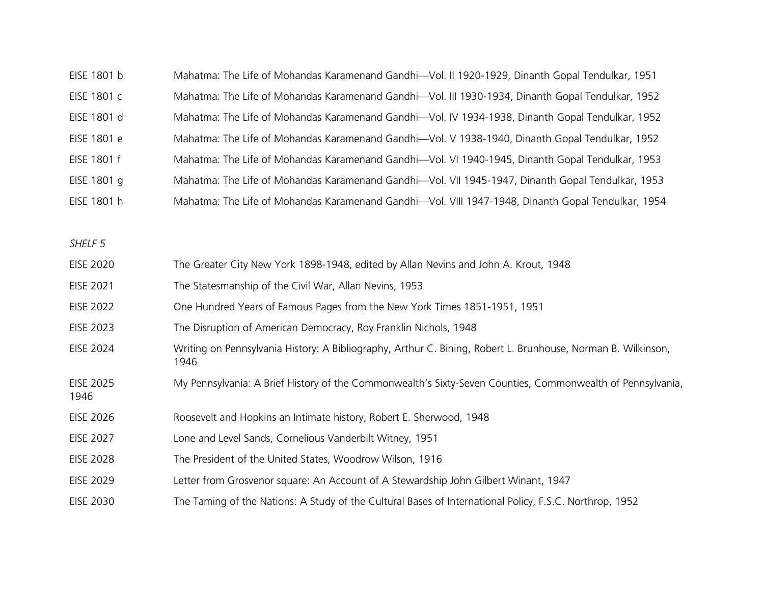| | |
|---|---|
| EISE 1801 b | Mahatma: The Life of Mohandas Karamenand Gandhi—Vol. II 1920-1929, Dinanth Gopal Tendulkar, 1951 |
| EISE 1801 c | Mahatma: The Life of Mohandas Karamenand Gandhi—Vol. III 1930-1934, Dinanth Gopal Tendulkar, 1952 |
| EISE 1801 d | Mahatma: The Life of Mohandas Karamenand Gandhi—Vol. IV 1934-1938, Dinanth Gopal Tendulkar, 1952 |
| EISE 1801 e | Mahatma: The Life of Mohandas Karamenand Gandhi—Vol. V 1938-1940, Dinanth Gopal Tendulkar, 1952 |
| EISE 1801 f | Mahatma: The Life of Mohandas Karamenand Gandhi—Vol. VI 1940-1945, Dinanth Gopal Tendulkar, 1953 |
| EISE 1801 g | Mahatma: The Life of Mohandas Karamenand Gandhi—Vol. VII 1945-1947, Dinanth Gopal Tendulkar, 1953 |
| EISE 1801 h | Mahatma: The Life of Mohandas Karamenand Gandhi—Vol. VIII 1947-1948, Dinanth Gopal Tendulkar, 1954 |

*SHELF 5*

| | |
|---|---|
| EISE 2020 | The Greater City New York 1898-1948, edited by Allan Nevins and John A. Krout, 1948 |
| EISE 2021 | The Statesmanship of the Civil War, Allan Nevins, 1953 |
| EISE 2022 | One Hundred Years of Famous Pages from the New York Times 1851-1951, 1951 |
| EISE 2023 | The Disruption of American Democracy, Roy Franklin Nichols, 1948 |
| EISE 2024 | Writing on Pennsylvania History: A Bibliography, Arthur C. Bining, Robert L. Brunhouse, Norman B. Wilkinson, 1946 |
| EISE 2025 | My Pennsylvania: A Brief History of the Commonwealth's Sixty-Seven Counties, Commonwealth of Pennsylvania, 1946 |
| EISE 2026 | Roosevelt and Hopkins an Intimate history, Robert E. Sherwood, 1948 |
| EISE 2027 | Lone and Level Sands, Cornelious Vanderbilt Witney, 1951 |
| EISE 2028 | The President of the United States, Woodrow Wilson, 1916 |
| EISE 2029 | Letter from Grosvenor square: An Account of A Stewardship John Gilbert Winant, 1947 |
| EISE 2030 | The Taming of the Nations: A Study of the Cultural Bases of International Policy, F.S.C. Northrop, 1952 |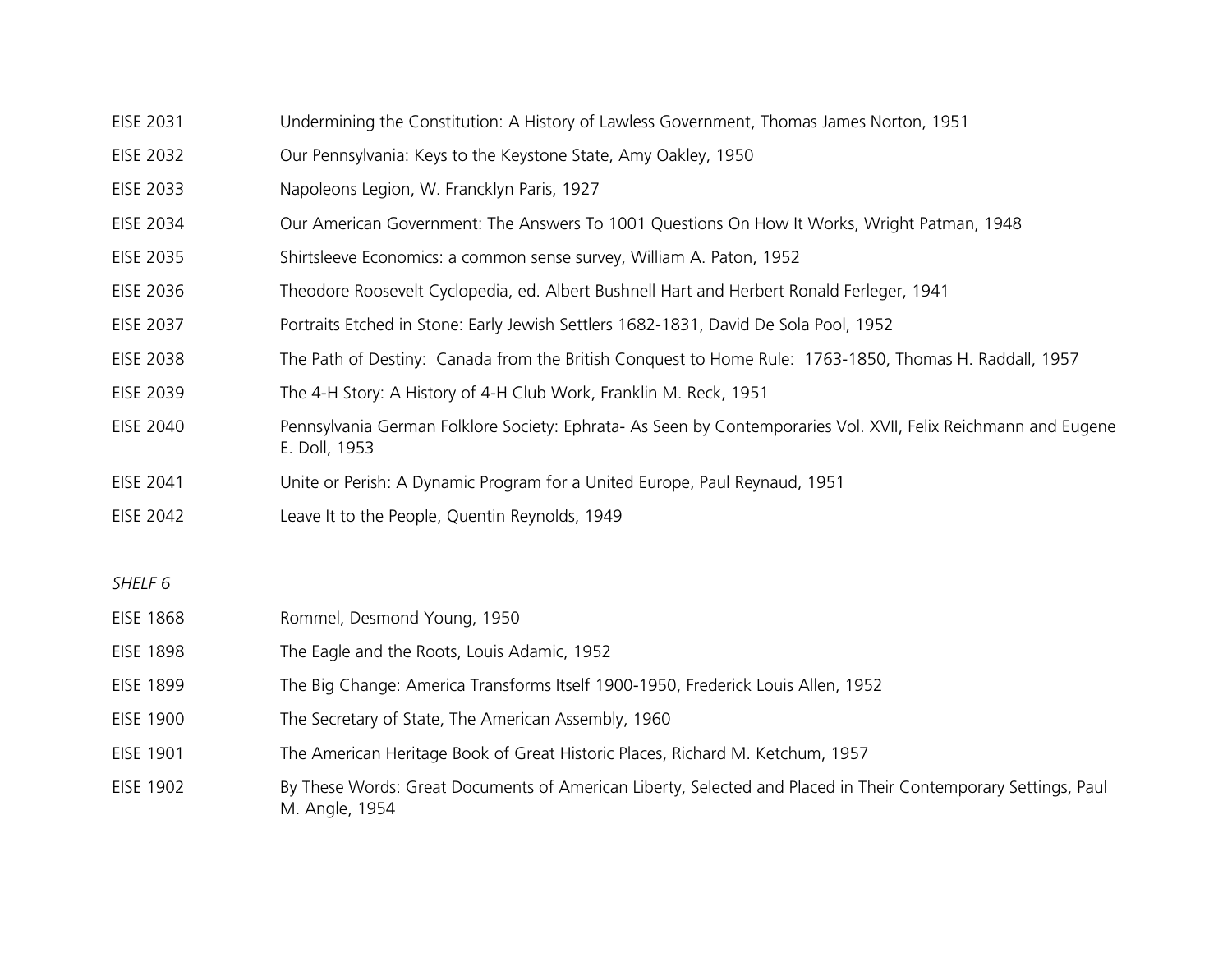EISE 2031 Undermining the Constitution: A History of Lawless Government, Thomas James Norton, 1951

EISE 2032 Our Pennsylvania: Keys to the Keystone State, Amy Oakley, 1950

EISE 2033 Napoleons Legion, W. Francklyn Paris, 1927

EISE 2034 Our American Government: The Answers To 1001 Questions On How It Works, Wright Patman, 1948

EISE 2035 Shirtsleeve Economics: a common sense survey, William A. Paton, 1952

EISE 2036 Theodore Roosevelt Cyclopedia, ed. Albert Bushnell Hart and Herbert Ronald Ferleger, 1941

EISE 2037 Portraits Etched in Stone: Early Jewish Settlers 1682-1831, David De Sola Pool, 1952

EISE 2038 The Path of Destiny: Canada from the British Conquest to Home Rule: 1763-1850, Thomas H. Raddall, 1957

EISE 2039 The 4-H Story: A History of 4-H Club Work, Franklin M. Reck, 1951

EISE 2040 Pennsylvania German Folklore Society: Ephrata- As Seen by Contemporaries Vol. XVII, Felix Reichmann and Eugene E. Doll, 1953

EISE 2041 Unite or Perish: A Dynamic Program for a United Europe, Paul Reynaud, 1951

EISE 2042 Leave It to the People, Quentin Reynolds, 1949

*SHELF 6*

EISE 1868 Rommel, Desmond Young, 1950

EISE 1898 The Eagle and the Roots, Louis Adamic, 1952

EISE 1899 The Big Change: America Transforms Itself 1900-1950, Frederick Louis Allen, 1952

EISE 1900 The Secretary of State, The American Assembly, 1960

EISE 1901 The American Heritage Book of Great Historic Places, Richard M. Ketchum, 1957

EISE 1902 By These Words: Great Documents of American Liberty, Selected and Placed in Their Contemporary Settings, Paul M. Angle, 1954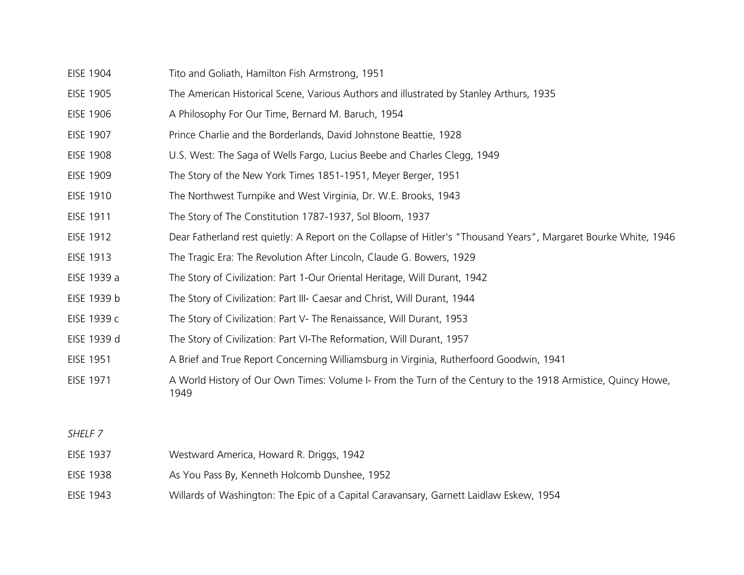| | |
|---|---|
| EISE 1904 | Tito and Goliath, Hamilton Fish Armstrong, 1951 |
| EISE 1905 | The American Historical Scene, Various Authors and illustrated by Stanley Arthurs, 1935 |
| EISE 1906 | A Philosophy For Our Time, Bernard M. Baruch, 1954 |
| EISE 1907 | Prince Charlie and the Borderlands, David Johnstone Beattie, 1928 |
| EISE 1908 | U.S. West: The Saga of Wells Fargo, Lucius Beebe and Charles Clegg, 1949 |
| EISE 1909 | The Story of the New York Times 1851-1951, Meyer Berger, 1951 |
| EISE 1910 | The Northwest Turnpike and West Virginia, Dr. W.E. Brooks, 1943 |
| EISE 1911 | The Story of The Constitution 1787-1937, Sol Bloom, 1937 |
| EISE 1912 | Dear Fatherland rest quietly: A Report on the Collapse of Hitler's "Thousand Years", Margaret Bourke White, 1946 |
| EISE 1913 | The Tragic Era: The Revolution After Lincoln, Claude G. Bowers, 1929 |
| EISE 1939 a | The Story of Civilization: Part 1-Our Oriental Heritage, Will Durant, 1942 |
| EISE 1939 b | The Story of Civilization: Part III- Caesar and Christ, Will Durant, 1944 |
| EISE 1939 c | The Story of Civilization: Part V- The Renaissance, Will Durant, 1953 |
| EISE 1939 d | The Story of Civilization: Part VI-The Reformation, Will Durant, 1957 |
| EISE 1951 | A Brief and True Report Concerning Williamsburg in Virginia, Rutherfoord Goodwin, 1941 |
| EISE 1971 | A World History of Our Own Times: Volume I- From the Turn of the Century to the 1918 Armistice, Quincy Howe, 1949 |

*SHELF 7*

| | |
|---|---|
| EISE 1937 | Westward America, Howard R. Driggs, 1942 |
| EISE 1938 | As You Pass By, Kenneth Holcomb Dunshee, 1952 |
| EISE 1943 | Willards of Washington: The Epic of a Capital Caravansary, Garnett Laidlaw Eskew, 1954 |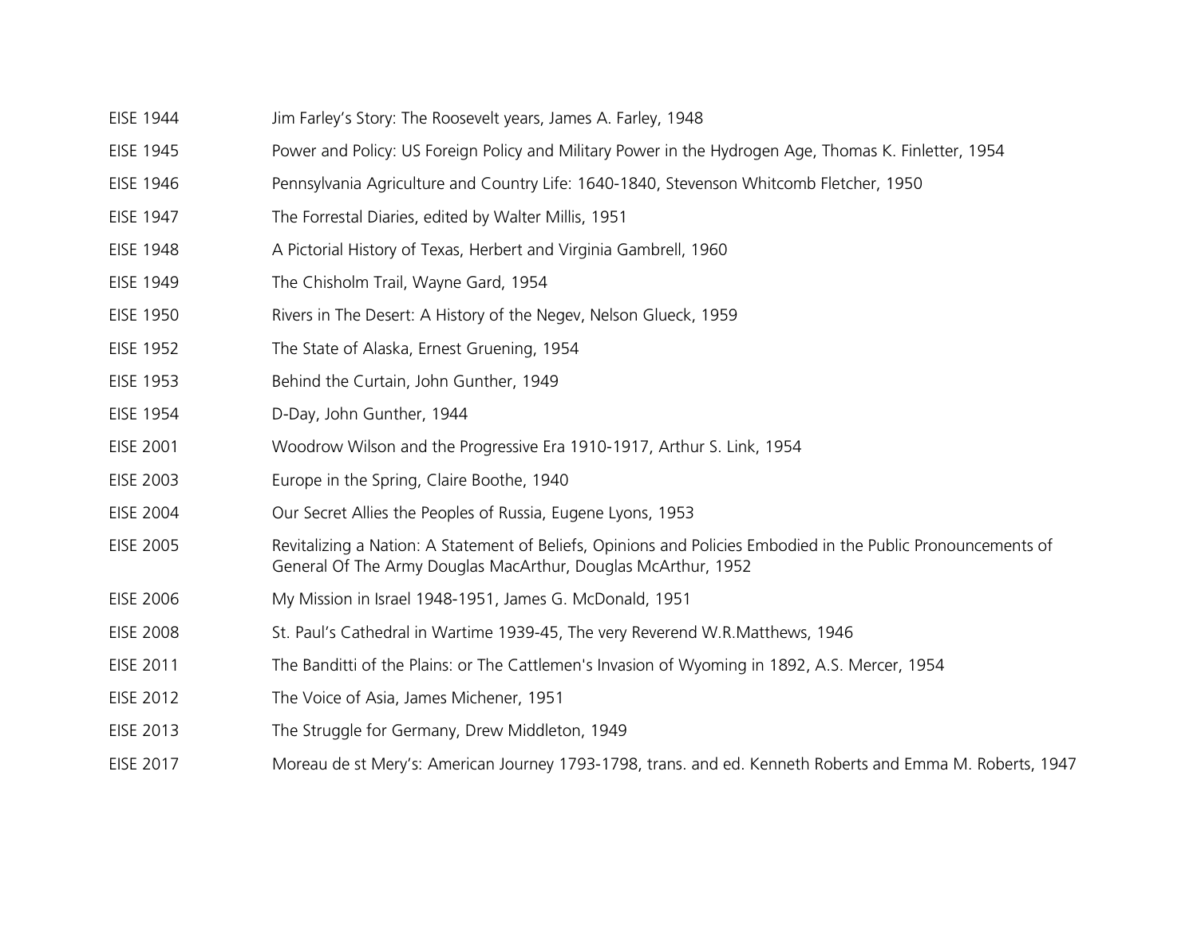| | |
|---|---|
| EISE 1944 | Jim Farley's Story: The Roosevelt years, James A. Farley, 1948 |
| EISE 1945 | Power and Policy: US Foreign Policy and Military Power in the Hydrogen Age, Thomas K. Finletter, 1954 |
| EISE 1946 | Pennsylvania Agriculture and Country Life: 1640-1840, Stevenson Whitcomb Fletcher, 1950 |
| EISE 1947 | The Forrestal Diaries, edited by Walter Millis, 1951 |
| EISE 1948 | A Pictorial History of Texas, Herbert and Virginia Gambrell, 1960 |
| EISE 1949 | The Chisholm Trail, Wayne Gard, 1954 |
| EISE 1950 | Rivers in The Desert: A History of the Negev, Nelson Glueck, 1959 |
| EISE 1952 | The State of Alaska, Ernest Gruening, 1954 |
| EISE 1953 | Behind the Curtain, John Gunther, 1949 |
| EISE 1954 | D-Day, John Gunther, 1944 |
| EISE 2001 | Woodrow Wilson and the Progressive Era 1910-1917, Arthur S. Link, 1954 |
| EISE 2003 | Europe in the Spring, Claire Boothe, 1940 |
| EISE 2004 | Our Secret Allies the Peoples of Russia, Eugene Lyons, 1953 |
| EISE 2005 | Revitalizing a Nation: A Statement of Beliefs, Opinions and Policies Embodied in the Public Pronouncements of General Of The Army Douglas MacArthur, Douglas McArthur, 1952 |
| EISE 2006 | My Mission in Israel 1948-1951, James G. McDonald, 1951 |
| EISE 2008 | St. Paul's Cathedral in Wartime 1939-45, The very Reverend W.R.Matthews, 1946 |
| EISE 2011 | The Banditti of the Plains: or The Cattlemen's Invasion of Wyoming in 1892, A.S. Mercer, 1954 |
| EISE 2012 | The Voice of Asia, James Michener, 1951 |
| EISE 2013 | The Struggle for Germany, Drew Middleton, 1949 |
| EISE 2017 | Moreau de st Mery's: American Journey 1793-1798, trans. and ed. Kenneth Roberts and Emma M. Roberts, 1947 |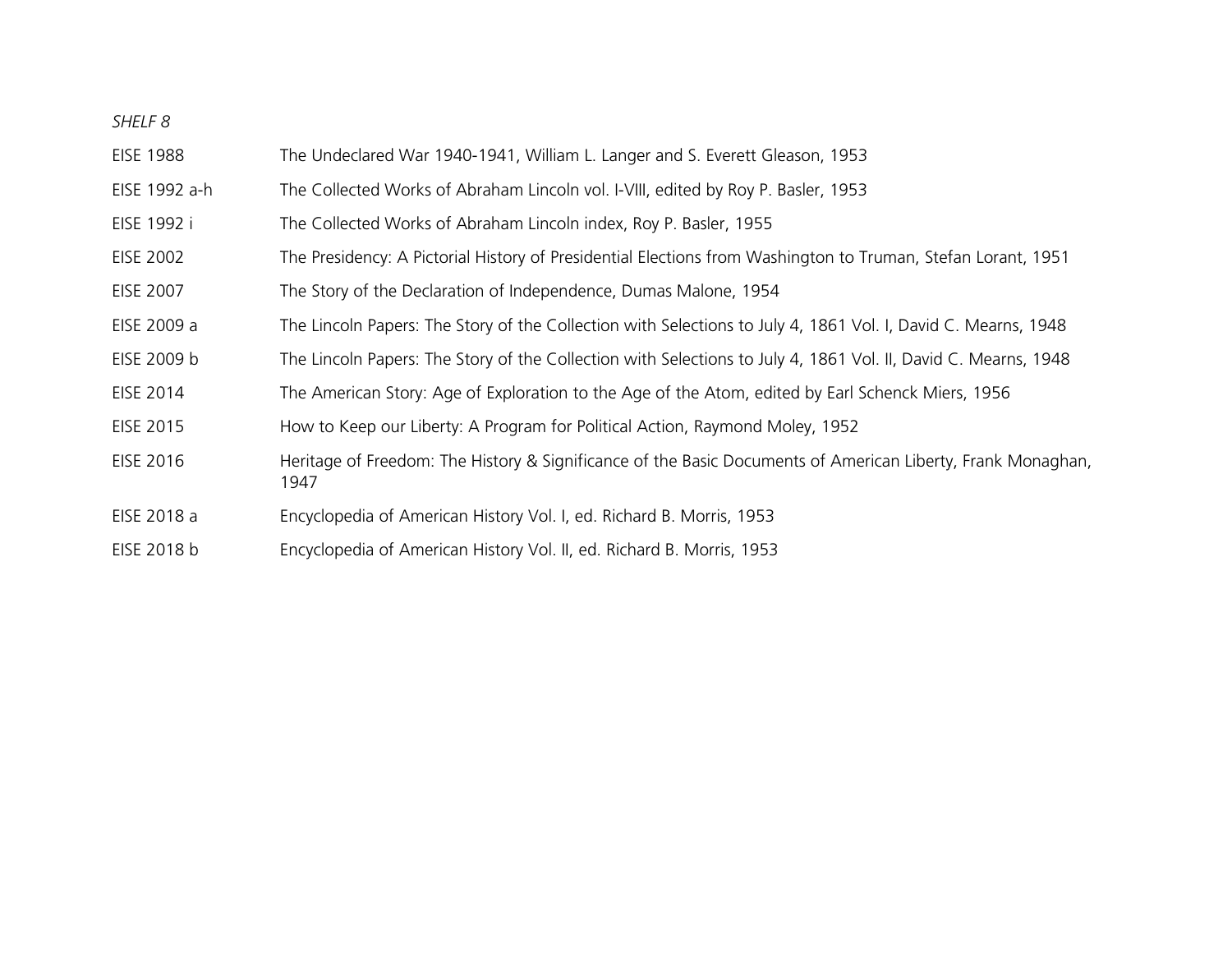*SHELF 8*

| | |
|---|---|
| EISE 1988 | The Undeclared War 1940-1941, William L. Langer and S. Everett Gleason, 1953 |
| EISE 1992 a-h | The Collected Works of Abraham Lincoln vol. I-VIII, edited by Roy P. Basler, 1953 |
| EISE 1992 i | The Collected Works of Abraham Lincoln index, Roy P. Basler, 1955 |
| EISE 2002 | The Presidency: A Pictorial History of Presidential Elections from Washington to Truman, Stefan Lorant, 1951 |
| EISE 2007 | The Story of the Declaration of Independence, Dumas Malone, 1954 |
| EISE 2009 a | The Lincoln Papers: The Story of the Collection with Selections to July 4, 1861 Vol. I, David C. Mearns, 1948 |
| EISE 2009 b | The Lincoln Papers: The Story of the Collection with Selections to July 4, 1861 Vol. II, David C. Mearns, 1948 |
| EISE 2014 | The American Story: Age of Exploration to the Age of the Atom, edited by Earl Schenck Miers, 1956 |
| EISE 2015 | How to Keep our Liberty: A Program for Political Action, Raymond Moley, 1952 |
| EISE 2016 | Heritage of Freedom: The History & Significance of the Basic Documents of American Liberty, Frank Monaghan, 1947 |
| EISE 2018 a | Encyclopedia of American History Vol. I, ed. Richard B. Morris, 1953 |
| EISE 2018 b | Encyclopedia of American History Vol. II, ed. Richard B. Morris, 1953 |